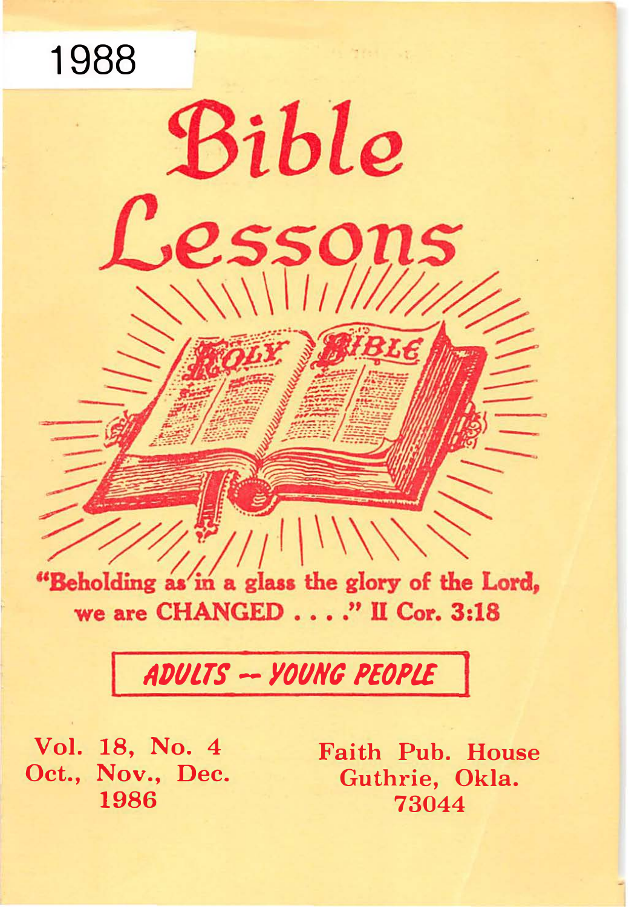1988

# Bible Lessons

"Beholding as in a glass the glory of the Lord, we are CHANGED . . . ." II Cor. 3:18

**ADULTS -- YOUNG PEOPLE**

Vol. 18, No. 4
Oct., Nov., Dec.
1986

Faith Pub. House
Guthrie, Okla.
73044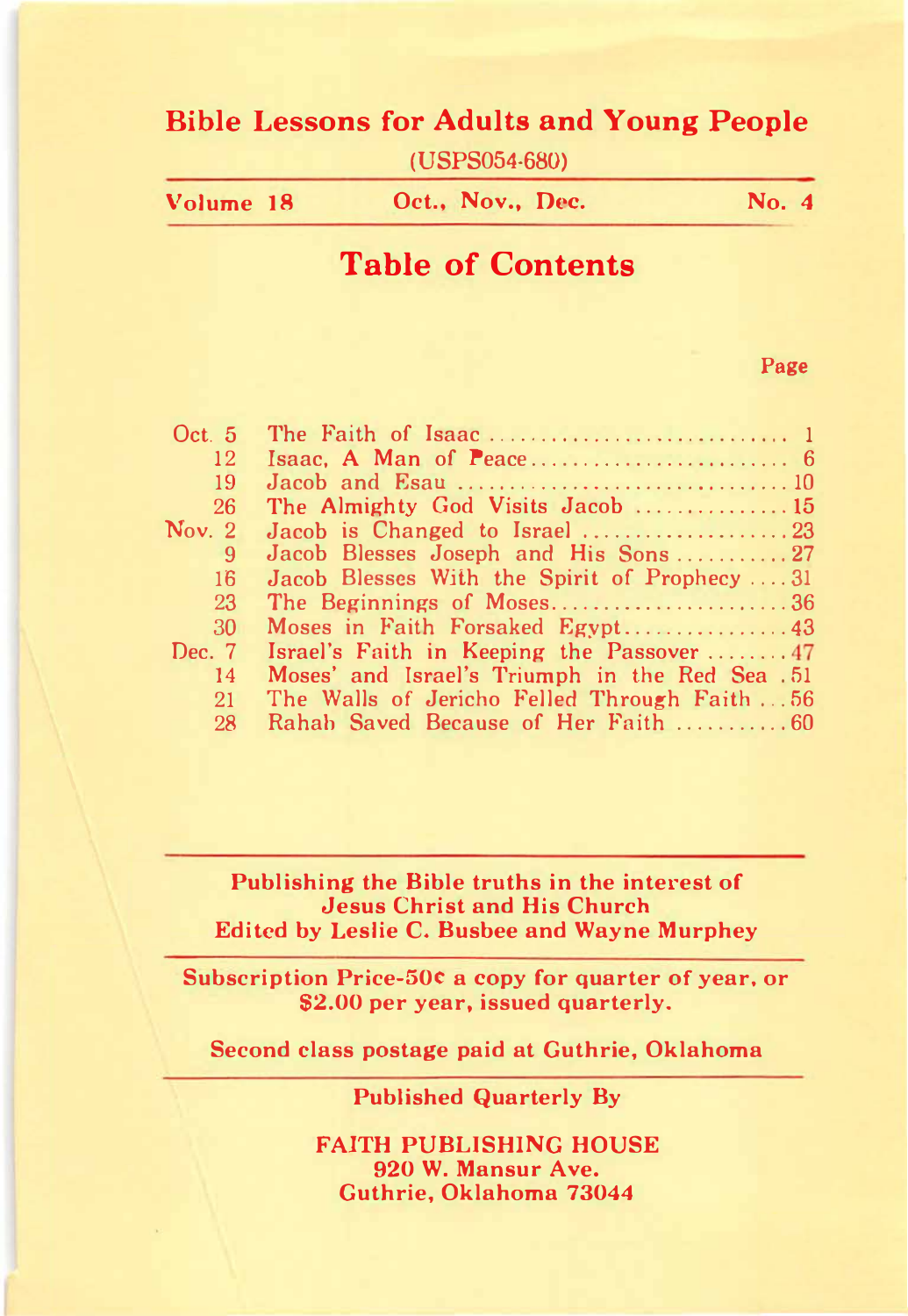# Bible Lessons for Adults and Young People

(USPS054-680)

**Volume 18** **Oct., Nov., Dec.** **No. 4**

## Table of Contents

| | | Page |
|---|---|---|
| Oct. 5 | The Faith of Isaac | 1 |
| 12 | Isaac, A Man of Peace | 6 |
| 19 | Jacob and Esau | 10 |
| 26 | The Almighty God Visits Jacob | 15 |
| Nov. 2 | Jacob is Changed to Israel | 23 |
| 9 | Jacob Blesses Joseph and His Sons | 27 |
| 16 | Jacob Blesses With the Spirit of Prophecy | 31 |
| 23 | The Beginnings of Moses | 36 |
| 30 | Moses in Faith Forsaked Egypt | 43 |
| Dec. 7 | Israel's Faith in Keeping the Passover | 47 |
| 14 | Moses' and Israel's Triumph in the Red Sea | 51 |
| 21 | The Walls of Jericho Felled Through Faith | 56 |
| 28 | Rahab Saved Because of Her Faith | 60 |

**Publishing the Bible truths in the interest of Jesus Christ and His Church**
**Edited by Leslie C. Busbee and Wayne Murphey**

**Subscription Price-50¢ a copy for quarter of year, or $2.00 per year, issued quarterly.**

**Second class postage paid at Guthrie, Oklahoma**

**Published Quarterly By**

**FAITH PUBLISHING HOUSE**
**920 W. Mansur Ave.**
**Guthrie, Oklahoma 73044**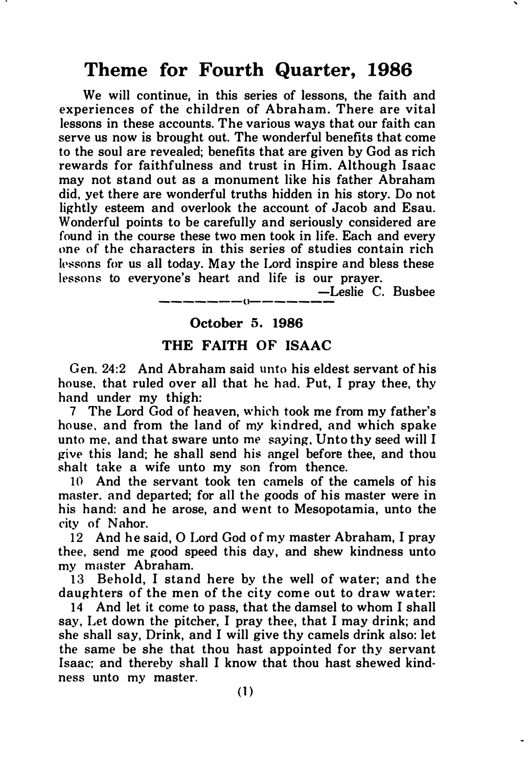# Theme for Fourth Quarter, 1986

We will continue, in this series of lessons, the faith and experiences of the children of Abraham. There are vital lessons in these accounts. The various ways that our faith can serve us now is brought out. The wonderful benefits that come to the soul are revealed; benefits that are given by God as rich rewards for faithfulness and trust in Him. Although Isaac may not stand out as a monument like his father Abraham did, yet there are wonderful truths hidden in his story. Do not lightly esteem and overlook the account of Jacob and Esau. Wonderful points to be carefully and seriously considered are found in the course these two men took in life. Each and every one of the characters in this series of studies contain rich lessons for us all today. May the Lord inspire and bless these lessons to everyone's heart and life is our prayer.

—Leslie C. Busbee

---

### October 5. 1986

### THE FAITH OF ISAAC

Gen. 24:2 And Abraham said unto his eldest servant of his house, that ruled over all that he had, Put, I pray thee, thy hand under my thigh:

7 The Lord God of heaven, which took me from my father's house, and from the land of my kindred, and which spake unto me, and that sware unto me saying, Unto thy seed will I give this land; he shall send his angel before thee, and thou shalt take a wife unto my son from thence.

10 And the servant took ten camels of the camels of his master, and departed; for all the goods of his master were in his hand: and he arose, and went to Mesopotamia, unto the city of Nahor.

12 And he said, O Lord God of my master Abraham, I pray thee, send me good speed this day, and shew kindness unto my master Abraham.

13 Behold, I stand here by the well of water; and the daughters of the men of the city come out to draw water:

14 And let it come to pass, that the damsel to whom I shall say, Let down the pitcher, I pray thee, that I may drink; and she shall say, Drink, and I will give thy camels drink also: let the same be she that thou hast appointed for thy servant Isaac; and thereby shall I know that thou hast shewed kindness unto my master.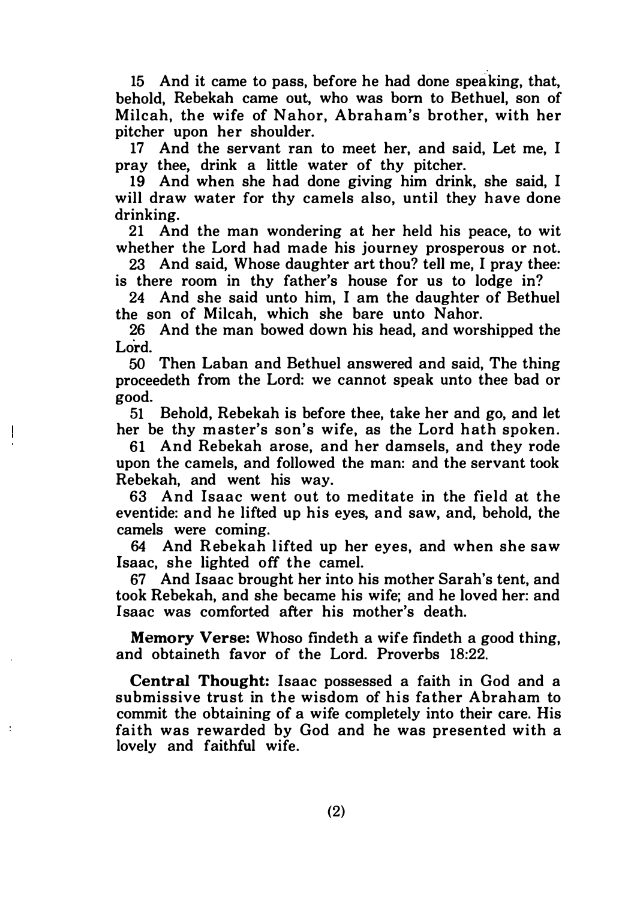15 And it came to pass, before he had done speaking, that, behold, Rebekah came out, who was born to Bethuel, son of Milcah, the wife of Nahor, Abraham's brother, with her pitcher upon her shoulder.

17 And the servant ran to meet her, and said, Let me, I pray thee, drink a little water of thy pitcher.

19 And when she had done giving him drink, she said, I will draw water for thy camels also, until they have done drinking.

21 And the man wondering at her held his peace, to wit whether the Lord had made his journey prosperous or not.

23 And said, Whose daughter art thou? tell me, I pray thee: is there room in thy father's house for us to lodge in?

24 And she said unto him, I am the daughter of Bethuel the son of Milcah, which she bare unto Nahor.

26 And the man bowed down his head, and worshipped the Lord.

50 Then Laban and Bethuel answered and said, The thing proceedeth from the Lord: we cannot speak unto thee bad or good.

51 Behold, Rebekah is before thee, take her and go, and let her be thy master's son's wife, as the Lord hath spoken.

61 And Rebekah arose, and her damsels, and they rode upon the camels, and followed the man: and the servant took Rebekah, and went his way.

63 And Isaac went out to meditate in the field at the eventide: and he lifted up his eyes, and saw, and, behold, the camels were coming.

64 And Rebekah lifted up her eyes, and when she saw Isaac, she lighted off the camel.

67 And Isaac brought her into his mother Sarah's tent, and took Rebekah, and she became his wife; and he loved her: and Isaac was comforted after his mother's death.

**Memory Verse:** Whoso findeth a wife findeth a good thing, and obtaineth favor of the Lord. Proverbs 18:22.

**Central Thought:** Isaac possessed a faith in God and a submissive trust in the wisdom of his father Abraham to commit the obtaining of a wife completely into their care. His faith was rewarded by God and he was presented with a lovely and faithful wife.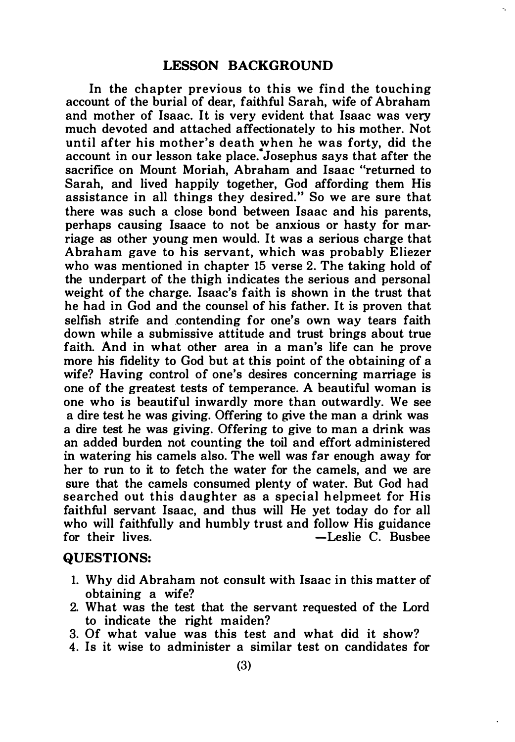## LESSON BACKGROUND

In the chapter previous to this we find the touching account of the burial of dear, faithful Sarah, wife of Abraham and mother of Isaac. It is very evident that Isaac was very much devoted and attached affectionately to his mother. Not until after his mother's death when he was forty, did the account in our lesson take place. Josephus says that after the sacrifice on Mount Moriah, Abraham and Isaac "returned to Sarah, and lived happily together, God affording them His assistance in all things they desired." So we are sure that there was such a close bond between Isaac and his parents, perhaps causing Isaace to not be anxious or hasty for marriage as other young men would. It was a serious charge that Abraham gave to his servant, which was probably Eliezer who was mentioned in chapter 15 verse 2. The taking hold of the underpart of the thigh indicates the serious and personal weight of the charge. Isaac's faith is shown in the trust that he had in God and the counsel of his father. It is proven that selfish strife and contending for one's own way tears faith down while a submissive attitude and trust brings about true faith. And in what other area in a man's life can he prove more his fidelity to God but at this point of the obtaining of a wife? Having control of one's desires concerning marriage is one of the greatest tests of temperance. A beautiful woman is one who is beautiful inwardly more than outwardly. We see a dire test he was giving. Offering to give the man a drink was a dire test he was giving. Offering to give to man a drink was an added burden not counting the toil and effort administered in watering his camels also. The well was far enough away for her to run to it to fetch the water for the camels, and we are sure that the camels consumed plenty of water. But God had searched out this daughter as a special helpmeet for His faithful servant Isaac, and thus will He yet today do for all who will faithfully and humbly trust and follow His guidance for their lives. —Leslie C. Busbee

### QUESTIONS:

1. Why did Abraham not consult with Isaac in this matter of obtaining a wife?
2. What was the test that the servant requested of the Lord to indicate the right maiden?
3. Of what value was this test and what did it show?
4. Is it wise to administer a similar test on candidates for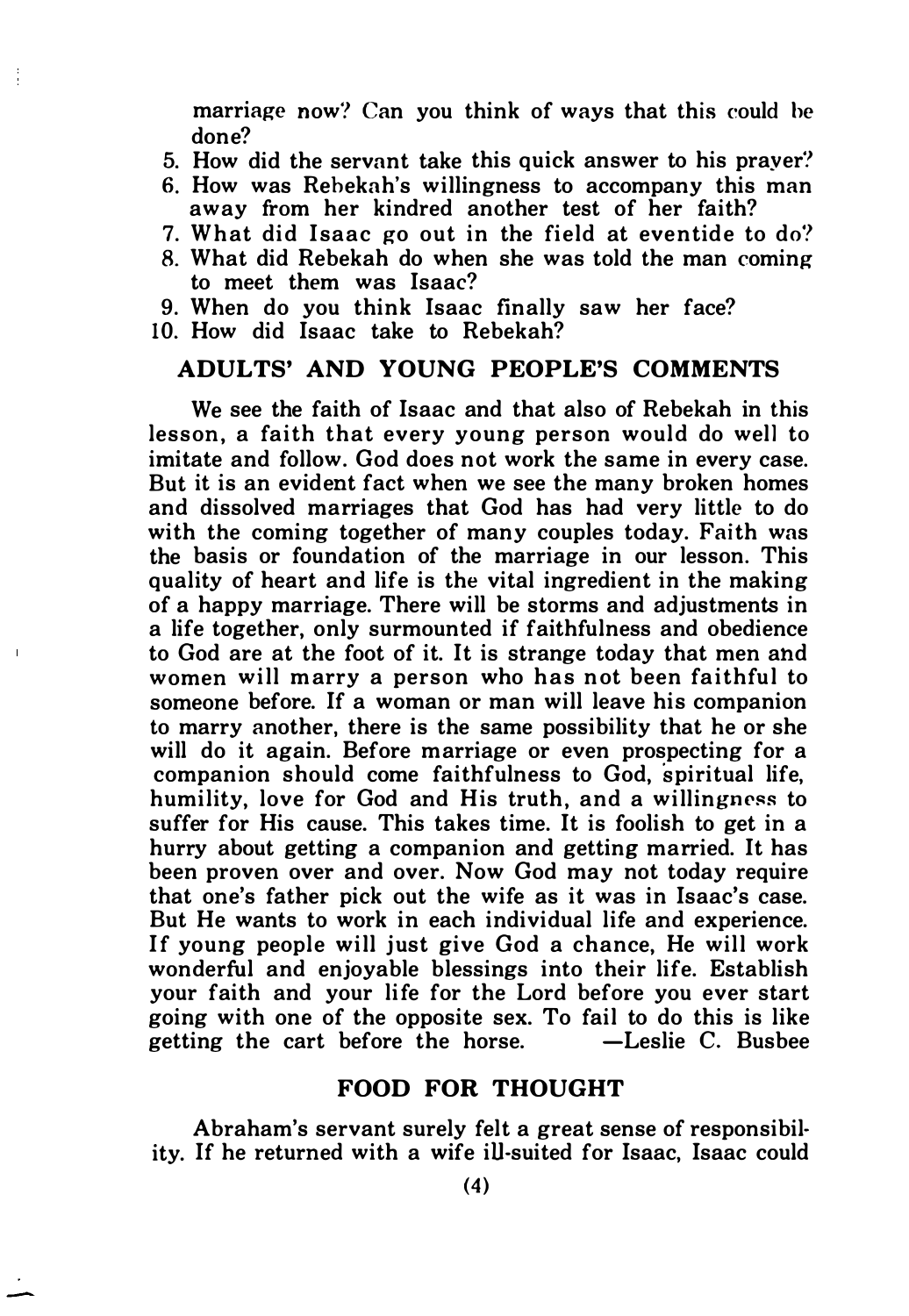marriage now? Can you think of ways that this could be done?

5. How did the servant take this quick answer to his prayer?
6. How was Rebekah's willingness to accompany this man away from her kindred another test of her faith?
7. What did Isaac go out in the field at eventide to do?
8. What did Rebekah do when she was told the man coming to meet them was Isaac?
9. When do you think Isaac finally saw her face?
10. How did Isaac take to Rebekah?

## ADULTS' AND YOUNG PEOPLE'S COMMENTS

We see the faith of Isaac and that also of Rebekah in this lesson, a faith that every young person would do well to imitate and follow. God does not work the same in every case. But it is an evident fact when we see the many broken homes and dissolved marriages that God has had very little to do with the coming together of many couples today. Faith was the basis or foundation of the marriage in our lesson. This quality of heart and life is the vital ingredient in the making of a happy marriage. There will be storms and adjustments in a life together, only surmounted if faithfulness and obedience to God are at the foot of it. It is strange today that men and women will marry a person who has not been faithful to someone before. If a woman or man will leave his companion to marry another, there is the same possibility that he or she will do it again. Before marriage or even prospecting for a companion should come faithfulness to God, spiritual life, humility, love for God and His truth, and a willingness to suffer for His cause. This takes time. It is foolish to get in a hurry about getting a companion and getting married. It has been proven over and over. Now God may not today require that one's father pick out the wife as it was in Isaac's case. But He wants to work in each individual life and experience. If young people will just give God a chance, He will work wonderful and enjoyable blessings into their life. Establish your faith and your life for the Lord before you ever start going with one of the opposite sex. To fail to do this is like getting the cart before the horse. —Leslie C. Busbee

## FOOD FOR THOUGHT

Abraham's servant surely felt a great sense of responsibility. If he returned with a wife ill-suited for Isaac, Isaac could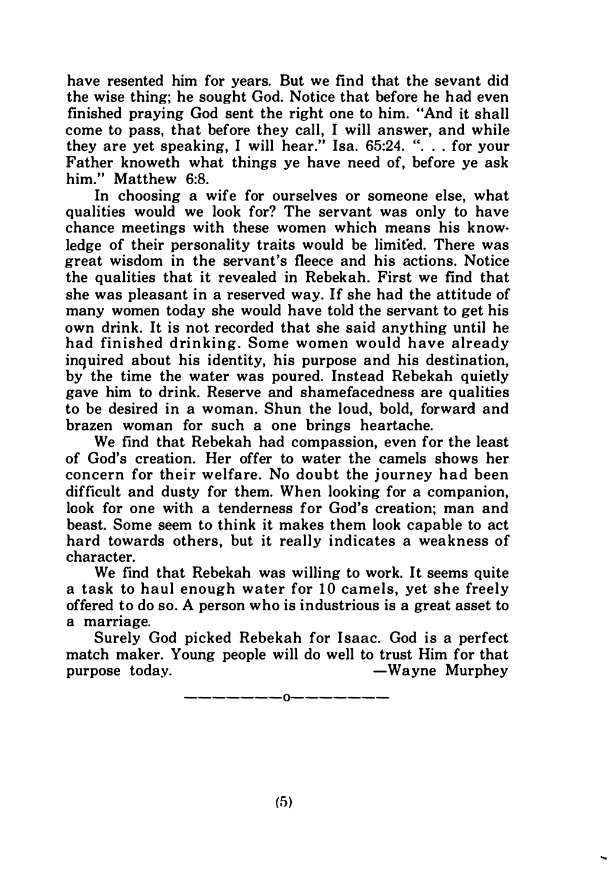have resented him for years. But we find that the sevant did the wise thing; he sought God. Notice that before he had even finished praying God sent the right one to him. "And it shall come to pass, that before they call, I will answer, and while they are yet speaking, I will hear." Isa. 65:24. ". . . for your Father knoweth what things ye have need of, before ye ask him." Matthew 6:8.

In choosing a wife for ourselves or someone else, what qualities would we look for? The servant was only to have chance meetings with these women which means his knowledge of their personality traits would be limited. There was great wisdom in the servant's fleece and his actions. Notice the qualities that it revealed in Rebekah. First we find that she was pleasant in a reserved way. If she had the attitude of many women today she would have told the servant to get his own drink. It is not recorded that she said anything until he had finished drinking. Some women would have already inquired about his identity, his purpose and his destination, by the time the water was poured. Instead Rebekah quietly gave him to drink. Reserve and shamefacedness are qualities to be desired in a woman. Shun the loud, bold, forward and brazen woman for such a one brings heartache.

We find that Rebekah had compassion, even for the least of God's creation. Her offer to water the camels shows her concern for their welfare. No doubt the journey had been difficult and dusty for them. When looking for a companion, look for one with a tenderness for God's creation; man and beast. Some seem to think it makes them look capable to act hard towards others, but it really indicates a weakness of character.

We find that Rebekah was willing to work. It seems quite a task to haul enough water for 10 camels, yet she freely offered to do so. A person who is industrious is a great asset to a marriage.

Surely God picked Rebekah for Isaac. God is a perfect match maker. Young people will do well to trust Him for that purpose today. —Wayne Murphey

--------o--------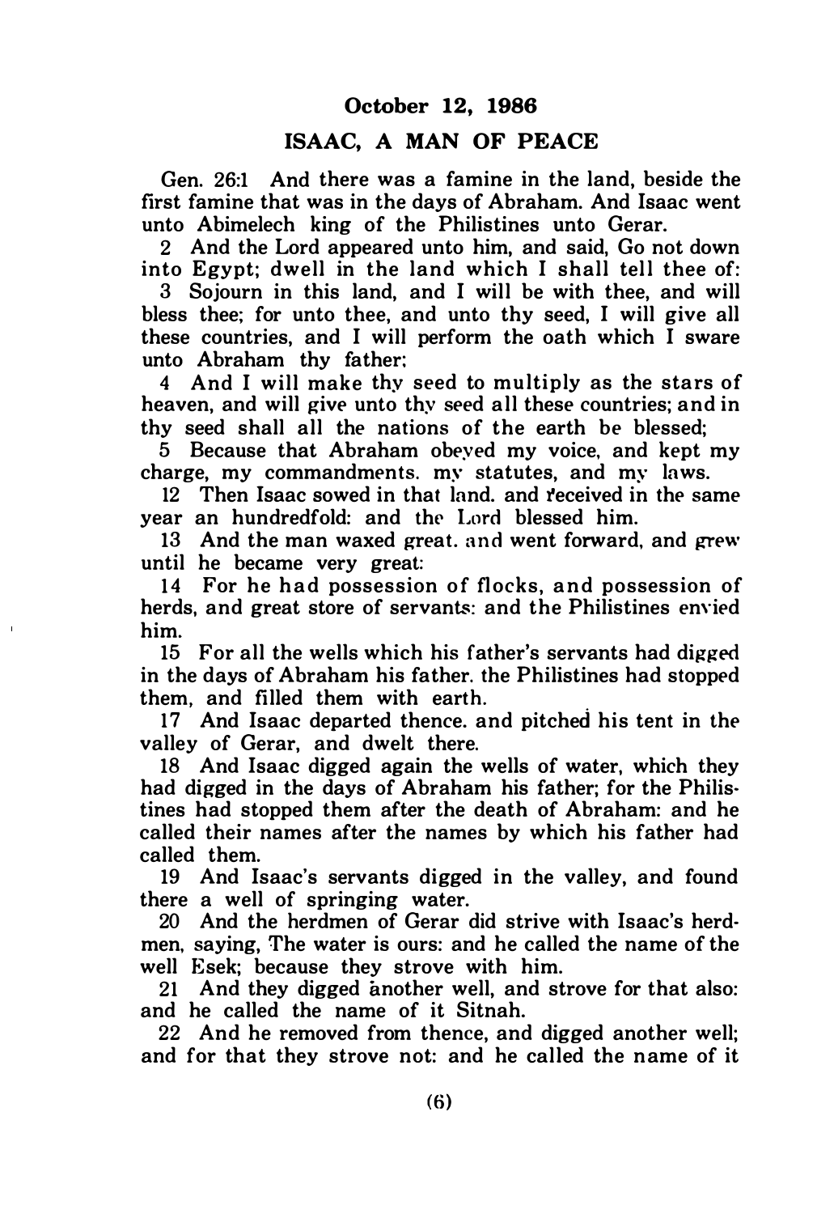## October 12, 1986

## ISAAC, A MAN OF PEACE

Gen. 26:1 And there was a famine in the land, beside the first famine that was in the days of Abraham. And Isaac went unto Abimelech king of the Philistines unto Gerar.

2 And the Lord appeared unto him, and said, Go not down into Egypt; dwell in the land which I shall tell thee of:

3 Sojourn in this land, and I will be with thee, and will bless thee; for unto thee, and unto thy seed, I will give all these countries, and I will perform the oath which I sware unto Abraham thy father;

4 And I will make thy seed to multiply as the stars of heaven, and will give unto thy seed all these countries; and in thy seed shall all the nations of the earth be blessed;

5 Because that Abraham obeyed my voice, and kept my charge, my commandments, my statutes, and my laws.

12 Then Isaac sowed in that land, and received in the same year an hundredfold: and the Lord blessed him.

13 And the man waxed great, and went forward, and grew until he became very great:

14 For he had possession of flocks, and possession of herds, and great store of servants: and the Philistines envied him.

15 For all the wells which his father's servants had digged in the days of Abraham his father, the Philistines had stopped them, and filled them with earth.

17 And Isaac departed thence, and pitched his tent in the valley of Gerar, and dwelt there.

18 And Isaac digged again the wells of water, which they had digged in the days of Abraham his father; for the Philistines had stopped them after the death of Abraham: and he called their names after the names by which his father had called them.

19 And Isaac's servants digged in the valley, and found there a well of springing water.

20 And the herdmen of Gerar did strive with Isaac's herdmen, saying, The water is ours: and he called the name of the well Esek; because they strove with him.

21 And they digged another well, and strove for that also: and he called the name of it Sitnah.

22 And he removed from thence, and digged another well; and for that they strove not: and he called the name of it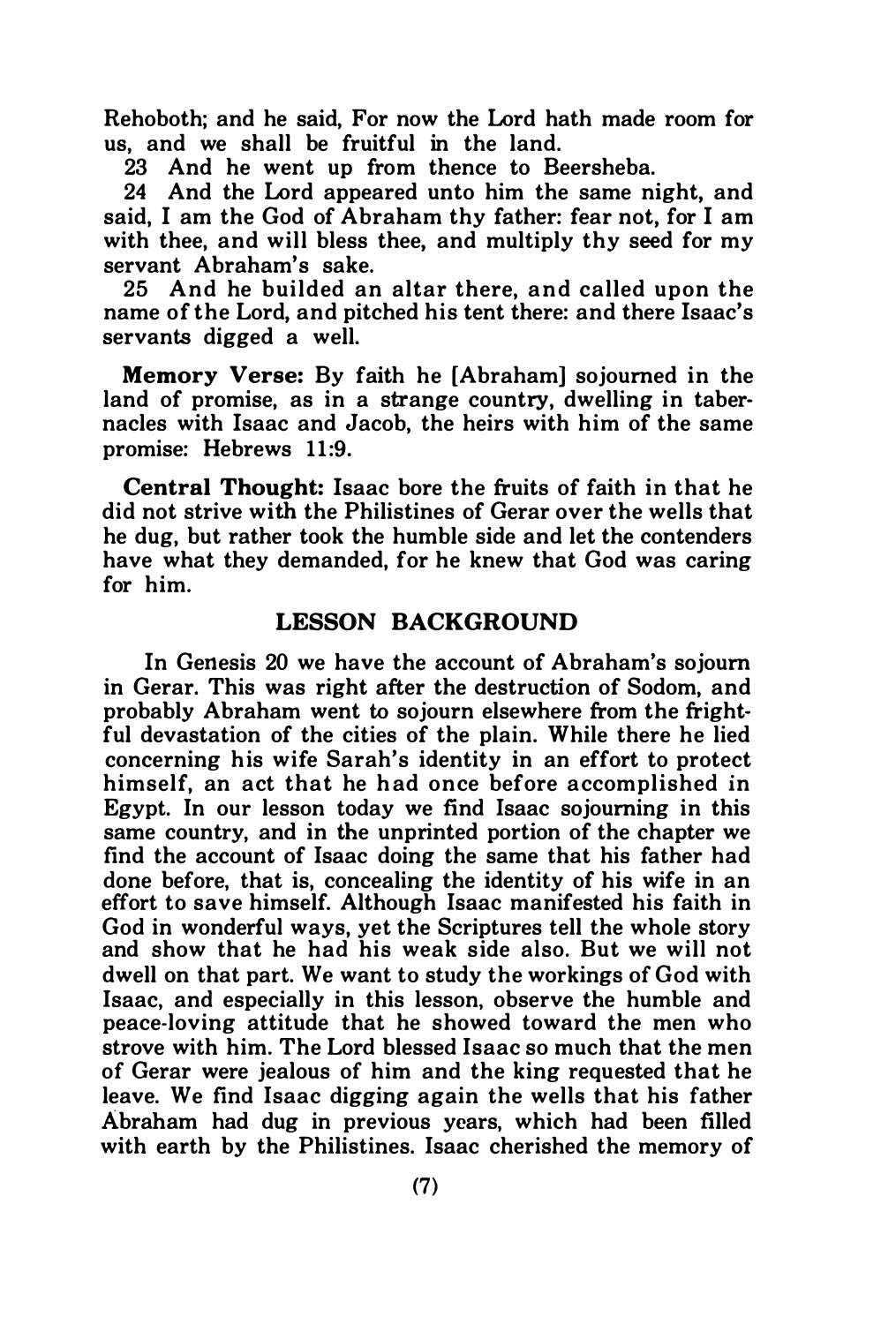Rehoboth; and he said, For now the Lord hath made room for us, and we shall be fruitful in the land.

23 And he went up from thence to Beersheba.

24 And the Lord appeared unto him the same night, and said, I am the God of Abraham thy father: fear not, for I am with thee, and will bless thee, and multiply thy seed for my servant Abraham's sake.

25 And he builded an altar there, and called upon the name of the Lord, and pitched his tent there: and there Isaac's servants digged a well.

**Memory Verse:** By faith he [Abraham] sojourned in the land of promise, as in a strange country, dwelling in tabernacles with Isaac and Jacob, the heirs with him of the same promise: Hebrews 11:9.

**Central Thought:** Isaac bore the fruits of faith in that he did not strive with the Philistines of Gerar over the wells that he dug, but rather took the humble side and let the contenders have what they demanded, for he knew that God was caring for him.

## LESSON BACKGROUND

In Genesis 20 we have the account of Abraham's sojourn in Gerar. This was right after the destruction of Sodom, and probably Abraham went to sojourn elsewhere from the frightful devastation of the cities of the plain. While there he lied concerning his wife Sarah's identity in an effort to protect himself, an act that he had once before accomplished in Egypt. In our lesson today we find Isaac sojourning in this same country, and in the unprinted portion of the chapter we find the account of Isaac doing the same that his father had done before, that is, concealing the identity of his wife in an effort to save himself. Although Isaac manifested his faith in God in wonderful ways, yet the Scriptures tell the whole story and show that he had his weak side also. But we will not dwell on that part. We want to study the workings of God with Isaac, and especially in this lesson, observe the humble and peace-loving attitude that he showed toward the men who strove with him. The Lord blessed Isaac so much that the men of Gerar were jealous of him and the king requested that he leave. We find Isaac digging again the wells that his father Abraham had dug in previous years, which had been filled with earth by the Philistines. Isaac cherished the memory of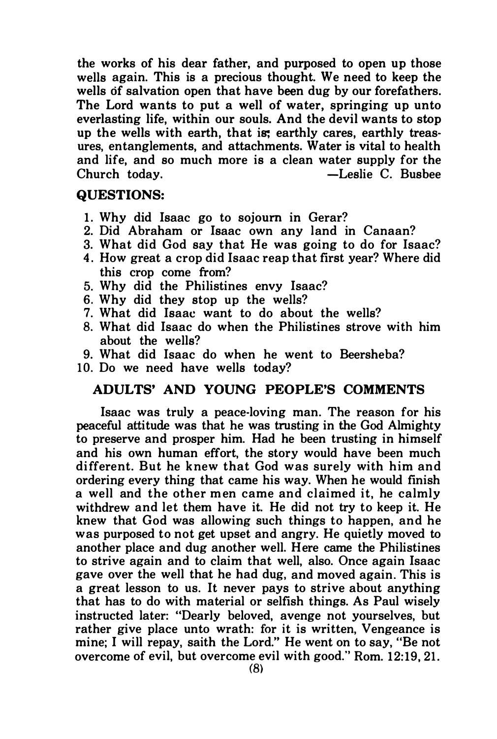the works of his dear father, and purposed to open up those wells again. This is a precious thought. We need to keep the wells of salvation open that have been dug by our forefathers. The Lord wants to put a well of water, springing up unto everlasting life, within our souls. And the devil wants to stop up the wells with earth, that is; earthly cares, earthly treasures, entanglements, and attachments. Water is vital to health and life, and so much more is a clean water supply for the Church today. —Leslie C. Busbee

### QUESTIONS:

1. Why did Isaac go to sojourn in Gerar?
2. Did Abraham or Isaac own any land in Canaan?
3. What did God say that He was going to do for Isaac?
4. How great a crop did Isaac reap that first year? Where did this crop come from?
5. Why did the Philistines envy Isaac?
6. Why did they stop up the wells?
7. What did Isaac want to do about the wells?
8. What did Isaac do when the Philistines strove with him about the wells?
9. What did Isaac do when he went to Beersheba?
10. Do we need have wells today?

### ADULTS' AND YOUNG PEOPLE'S COMMENTS

Isaac was truly a peace-loving man. The reason for his peaceful attitude was that he was trusting in the God Almighty to preserve and prosper him. Had he been trusting in himself and his own human effort, the story would have been much different. But he knew that God was surely with him and ordering every thing that came his way. When he would finish a well and the other men came and claimed it, he calmly withdrew and let them have it. He did not try to keep it. He knew that God was allowing such things to happen, and he was purposed to not get upset and angry. He quietly moved to another place and dug another well. Here came the Philistines to strive again and to claim that well, also. Once again Isaac gave over the well that he had dug, and moved again. This is a great lesson to us. It never pays to strive about anything that has to do with material or selfish things. As Paul wisely instructed later: "Dearly beloved, avenge not yourselves, but rather give place unto wrath: for it is written, Vengeance is mine; I will repay, saith the Lord." He went on to say, "Be not overcome of evil, but overcome evil with good." Rom. 12:19, 21.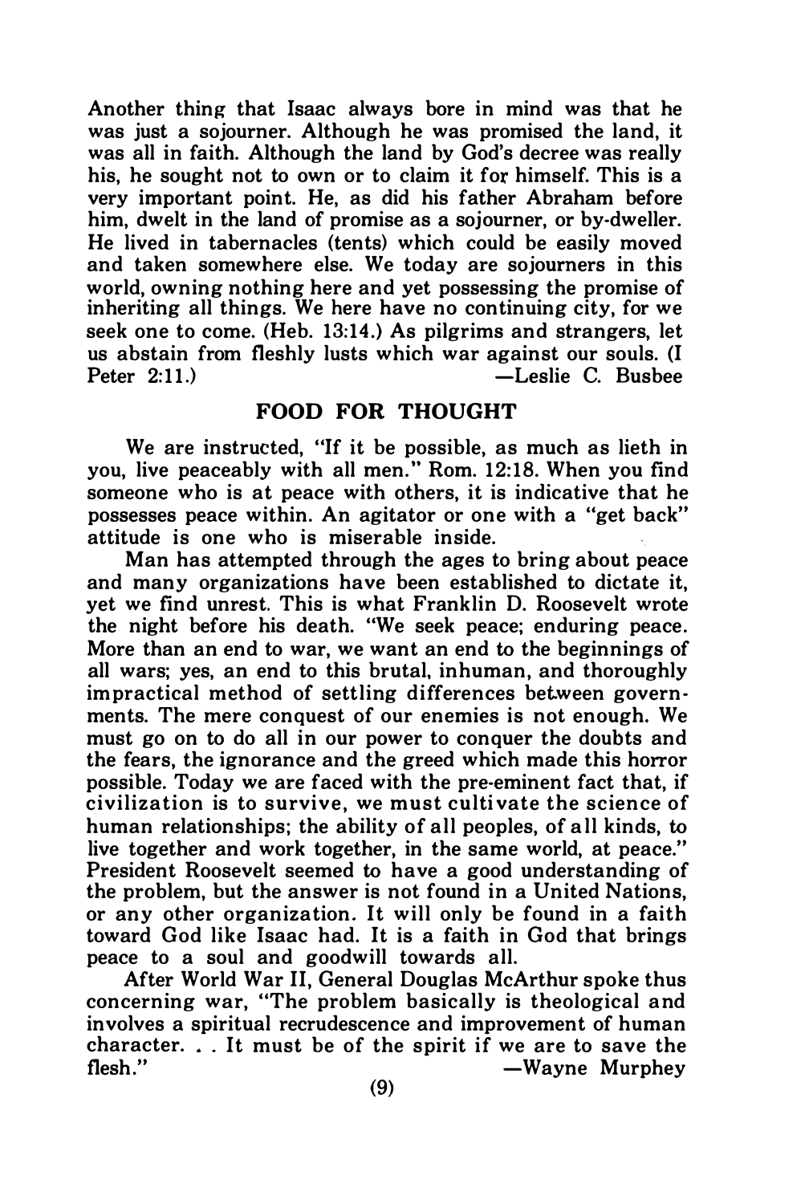Another thing that Isaac always bore in mind was that he was just a sojourner. Although he was promised the land, it was all in faith. Although the land by God's decree was really his, he sought not to own or to claim it for himself. This is a very important point. He, as did his father Abraham before him, dwelt in the land of promise as a sojourner, or by-dweller. He lived in tabernacles (tents) which could be easily moved and taken somewhere else. We today are sojourners in this world, owning nothing here and yet possessing the promise of inheriting all things. We here have no continuing city, for we seek one to come. (Heb. 13:14.) As pilgrims and strangers, let us abstain from fleshly lusts which war against our souls. (I Peter 2:11.)

—Leslie C. Busbee

## FOOD FOR THOUGHT

We are instructed, "If it be possible, as much as lieth in you, live peaceably with all men." Rom. 12:18. When you find someone who is at peace with others, it is indicative that he possesses peace within. An agitator or one with a "get back" attitude is one who is miserable inside.

Man has attempted through the ages to bring about peace and many organizations have been established to dictate it, yet we find unrest. This is what Franklin D. Roosevelt wrote the night before his death. "We seek peace; enduring peace. More than an end to war, we want an end to the beginnings of all wars; yes, an end to this brutal, inhuman, and thoroughly impractical method of settling differences between governments. The mere conquest of our enemies is not enough. We must go on to do all in our power to conquer the doubts and the fears, the ignorance and the greed which made this horror possible. Today we are faced with the pre-eminent fact that, if civilization is to survive, we must cultivate the science of human relationships; the ability of all peoples, of all kinds, to live together and work together, in the same world, at peace." President Roosevelt seemed to have a good understanding of the problem, but the answer is not found in a United Nations, or any other organization. It will only be found in a faith toward God like Isaac had. It is a faith in God that brings peace to a soul and goodwill towards all.

After World War II, General Douglas McArthur spoke thus concerning war, "The problem basically is theological and involves a spiritual recrudescence and improvement of human character. . . It must be of the spirit if we are to save the flesh."

—Wayne Murphey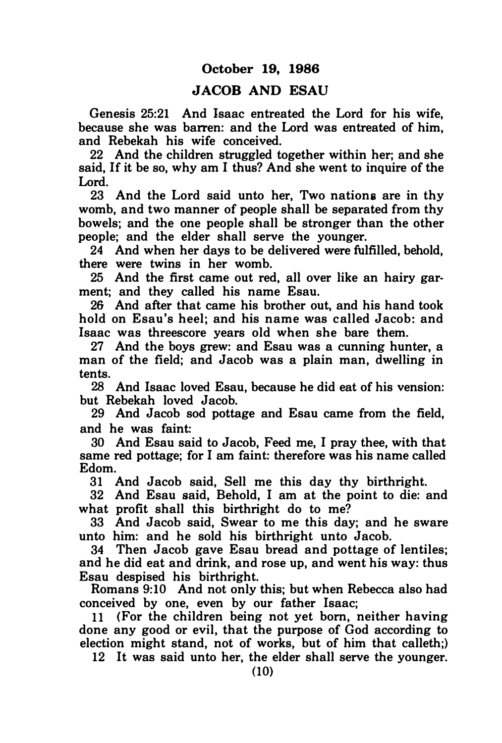## October 19, 1986

## JACOB AND ESAU

Genesis 25:21 And Isaac entreated the Lord for his wife, because she was barren: and the Lord was entreated of him, and Rebekah his wife conceived.

22 And the children struggled together within her; and she said, If it be so, why am I thus? And she went to inquire of the Lord.

23 And the Lord said unto her, Two nations are in thy womb, and two manner of people shall be separated from thy bowels; and the one people shall be stronger than the other people; and the elder shall serve the younger.

24 And when her days to be delivered were fulfilled, behold, there were twins in her womb.

25 And the first came out red, all over like an hairy garment; and they called his name Esau.

26 And after that came his brother out, and his hand took hold on Esau's heel; and his name was called Jacob: and Isaac was threescore years old when she bare them.

27 And the boys grew: and Esau was a cunning hunter, a man of the field; and Jacob was a plain man, dwelling in tents.

28 And Isaac loved Esau, because he did eat of his vension: but Rebekah loved Jacob.

29 And Jacob sod pottage and Esau came from the field, and he was faint:

30 And Esau said to Jacob, Feed me, I pray thee, with that same red pottage; for I am faint: therefore was his name called Edom.

31 And Jacob said, Sell me this day thy birthright.

32 And Esau said, Behold, I am at the point to die: and what profit shall this birthright do to me?

33 And Jacob said, Swear to me this day; and he sware unto him: and he sold his birthright unto Jacob.

34 Then Jacob gave Esau bread and pottage of lentiles; and he did eat and drink, and rose up, and went his way: thus Esau despised his birthright.

Romans 9:10 And not only this; but when Rebecca also had conceived by one, even by our father Isaac;

11 (For the children being not yet born, neither having done any good or evil, that the purpose of God according to election might stand, not of works, but of him that calleth;)

12 It was said unto her, the elder shall serve the younger.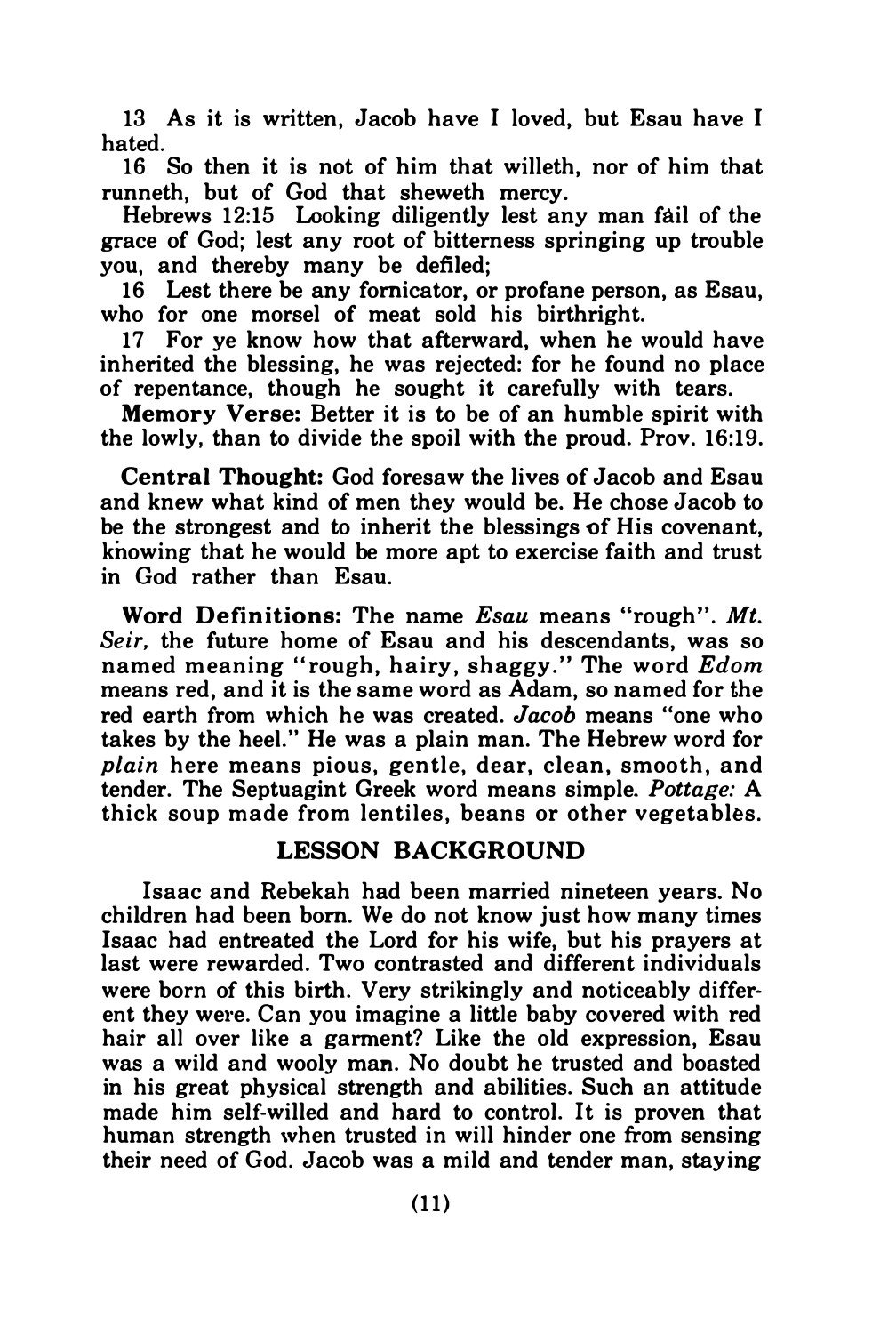13 As it is written, Jacob have I loved, but Esau have I hated.

16 So then it is not of him that willeth, nor of him that runneth, but of God that sheweth mercy.

Hebrews 12:15 Looking diligently lest any man fail of the grace of God; lest any root of bitterness springing up trouble you, and thereby many be defiled;

16 Lest there be any fornicator, or profane person, as Esau, who for one morsel of meat sold his birthright.

17 For ye know how that afterward, when he would have inherited the blessing, he was rejected: for he found no place of repentance, though he sought it carefully with tears.

**Memory Verse:** Better it is to be of an humble spirit with the lowly, than to divide the spoil with the proud. Prov. 16:19.

**Central Thought:** God foresaw the lives of Jacob and Esau and knew what kind of men they would be. He chose Jacob to be the strongest and to inherit the blessings of His covenant, knowing that he would be more apt to exercise faith and trust in God rather than Esau.

**Word Definitions:** The name *Esau* means "rough". *Mt. Seir,* the future home of Esau and his descendants, was so named meaning "rough, hairy, shaggy." The word *Edom* means red, and it is the same word as Adam, so named for the red earth from which he was created. *Jacob* means "one who takes by the heel." He was a plain man. The Hebrew word for *plain* here means pious, gentle, dear, clean, smooth, and tender. The Septuagint Greek word means simple. *Pottage:* A thick soup made from lentiles, beans or other vegetables.

## LESSON BACKGROUND

Isaac and Rebekah had been married nineteen years. No children had been born. We do not know just how many times Isaac had entreated the Lord for his wife, but his prayers at last were rewarded. Two contrasted and different individuals were born of this birth. Very strikingly and noticeably different they were. Can you imagine a little baby covered with red hair all over like a garment? Like the old expression, Esau was a wild and wooly man. No doubt he trusted and boasted in his great physical strength and abilities. Such an attitude made him self-willed and hard to control. It is proven that human strength when trusted in will hinder one from sensing their need of God. Jacob was a mild and tender man, staying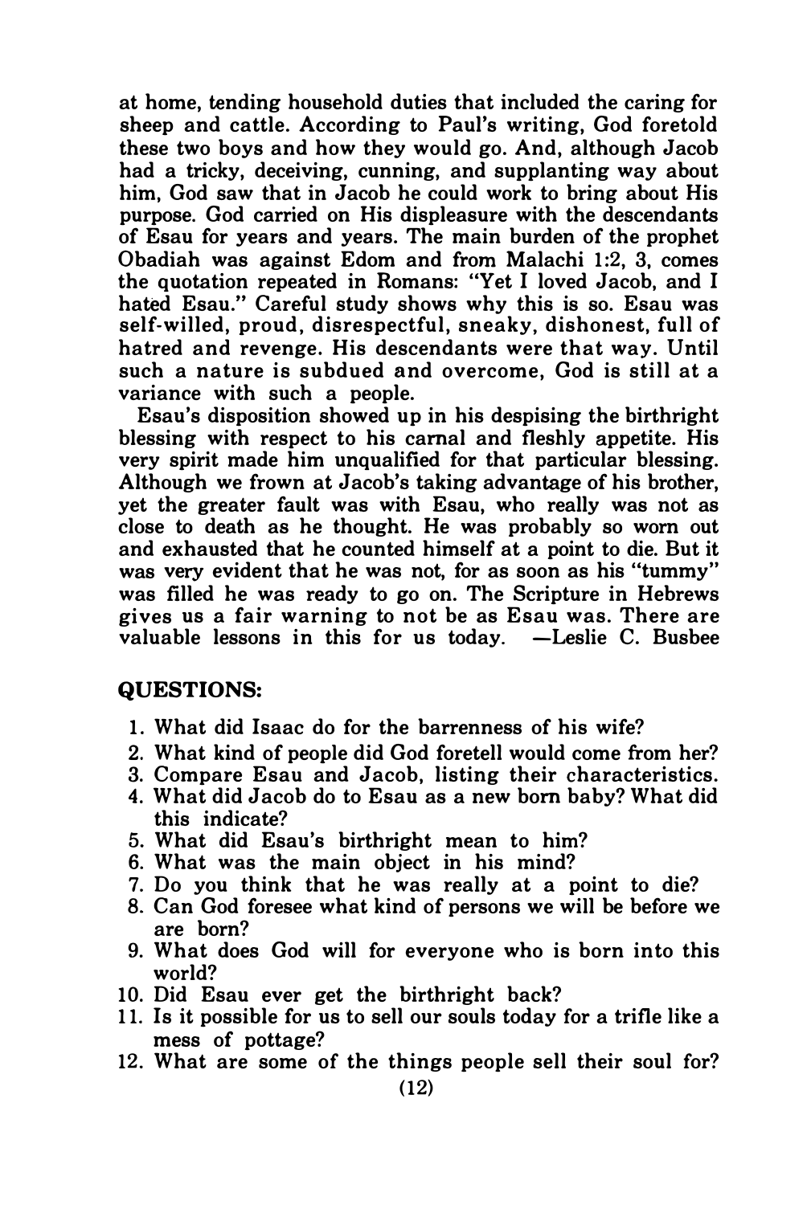at home, tending household duties that included the caring for sheep and cattle. According to Paul's writing, God foretold these two boys and how they would go. And, although Jacob had a tricky, deceiving, cunning, and supplanting way about him, God saw that in Jacob he could work to bring about His purpose. God carried on His displeasure with the descendants of Esau for years and years. The main burden of the prophet Obadiah was against Edom and from Malachi 1:2, 3, comes the quotation repeated in Romans: "Yet I loved Jacob, and I hated Esau." Careful study shows why this is so. Esau was self-willed, proud, disrespectful, sneaky, dishonest, full of hatred and revenge. His descendants were that way. Until such a nature is subdued and overcome, God is still at a variance with such a people.

Esau's disposition showed up in his despising the birthright blessing with respect to his carnal and fleshly appetite. His very spirit made him unqualified for that particular blessing. Although we frown at Jacob's taking advantage of his brother, yet the greater fault was with Esau, who really was not as close to death as he thought. He was probably so worn out and exhausted that he counted himself at a point to die. But it was very evident that he was not, for as soon as his "tummy" was filled he was ready to go on. The Scripture in Hebrews gives us a fair warning to not be as Esau was. There are valuable lessons in this for us today. —Leslie C. Busbee

## QUESTIONS:

1. What did Isaac do for the barrenness of his wife?
2. What kind of people did God foretell would come from her?
3. Compare Esau and Jacob, listing their characteristics.
4. What did Jacob do to Esau as a new born baby? What did this indicate?
5. What did Esau's birthright mean to him?
6. What was the main object in his mind?
7. Do you think that he was really at a point to die?
8. Can God foresee what kind of persons we will be before we are born?
9. What does God will for everyone who is born into this world?
10. Did Esau ever get the birthright back?
11. Is it possible for us to sell our souls today for a trifle like a mess of pottage?
12. What are some of the things people sell their soul for?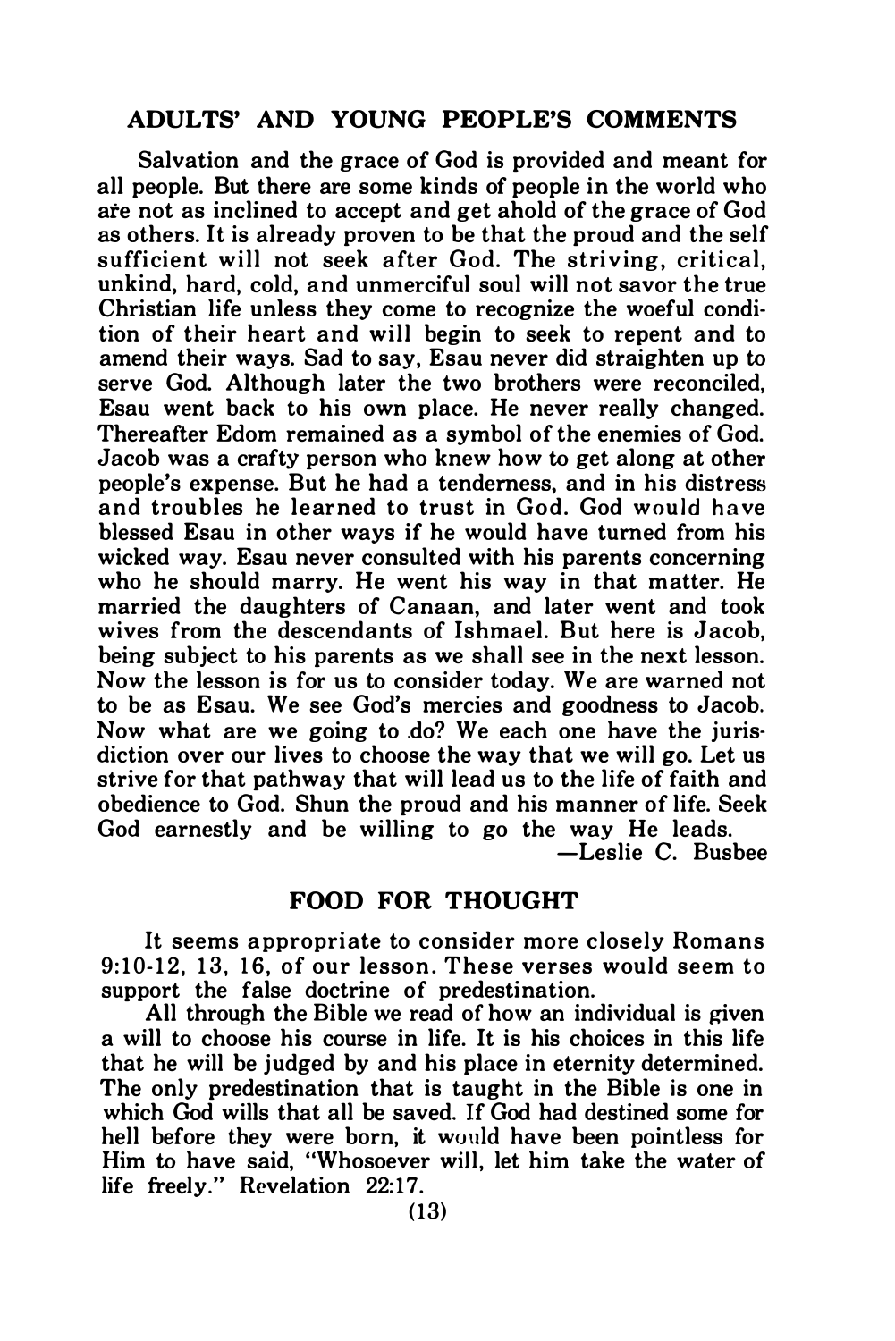## ADULTS' AND YOUNG PEOPLE'S COMMENTS

Salvation and the grace of God is provided and meant for all people. But there are some kinds of people in the world who are not as inclined to accept and get ahold of the grace of God as others. It is already proven to be that the proud and the self sufficient will not seek after God. The striving, critical, unkind, hard, cold, and unmerciful soul will not savor the true Christian life unless they come to recognize the woeful condition of their heart and will begin to seek to repent and to amend their ways. Sad to say, Esau never did straighten up to serve God. Although later the two brothers were reconciled, Esau went back to his own place. He never really changed. Thereafter Edom remained as a symbol of the enemies of God. Jacob was a crafty person who knew how to get along at other people's expense. But he had a tenderness, and in his distress and troubles he learned to trust in God. God would have blessed Esau in other ways if he would have turned from his wicked way. Esau never consulted with his parents concerning who he should marry. He went his way in that matter. He married the daughters of Canaan, and later went and took wives from the descendants of Ishmael. But here is Jacob, being subject to his parents as we shall see in the next lesson. Now the lesson is for us to consider today. We are warned not to be as Esau. We see God's mercies and goodness to Jacob. Now what are we going to do? We each one have the jurisdiction over our lives to choose the way that we will go. Let us strive for that pathway that will lead us to the life of faith and obedience to God. Shun the proud and his manner of life. Seek God earnestly and be willing to go the way He leads.

—Leslie C. Busbee

## FOOD FOR THOUGHT

It seems appropriate to consider more closely Romans 9:10-12, 13, 16, of our lesson. These verses would seem to support the false doctrine of predestination.

All through the Bible we read of how an individual is given a will to choose his course in life. It is his choices in this life that he will be judged by and his place in eternity determined. The only predestination that is taught in the Bible is one in which God wills that all be saved. If God had destined some for hell before they were born, it would have been pointless for Him to have said, "Whosoever will, let him take the water of life freely." Revelation 22:17.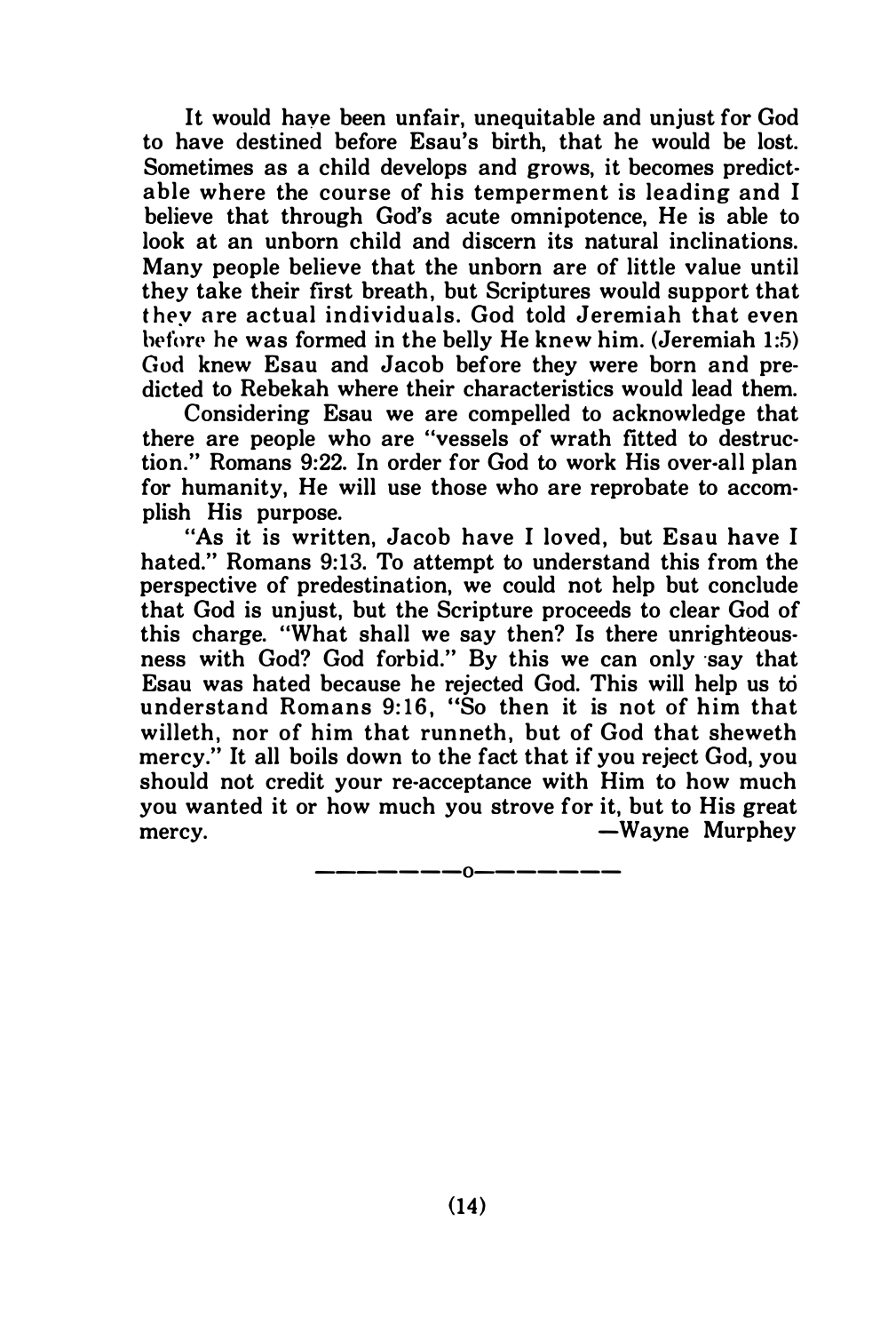It would have been unfair, unequitable and unjust for God to have destined before Esau's birth, that he would be lost. Sometimes as a child develops and grows, it becomes predictable where the course of his temperment is leading and I believe that through God's acute omnipotence, He is able to look at an unborn child and discern its natural inclinations. Many people believe that the unborn are of little value until they take their first breath, but Scriptures would support that they are actual individuals. God told Jeremiah that even before he was formed in the belly He knew him. (Jeremiah 1:5) God knew Esau and Jacob before they were born and predicted to Rebekah where their characteristics would lead them.

Considering Esau we are compelled to acknowledge that there are people who are "vessels of wrath fitted to destruction." Romans 9:22. In order for God to work His over-all plan for humanity, He will use those who are reprobate to accomplish His purpose.

"As it is written, Jacob have I loved, but Esau have I hated." Romans 9:13. To attempt to understand this from the perspective of predestination, we could not help but conclude that God is unjust, but the Scripture proceeds to clear God of this charge. "What shall we say then? Is there unrighteousness with God? God forbid." By this we can only say that Esau was hated because he rejected God. This will help us to understand Romans 9:16, "So then it is not of him that willeth, nor of him that runneth, but of God that sheweth mercy." It all boils down to the fact that if you reject God, you should not credit your re-acceptance with Him to how much you wanted it or how much you strove for it, but to His great mercy. —Wayne Murphey

———————o———————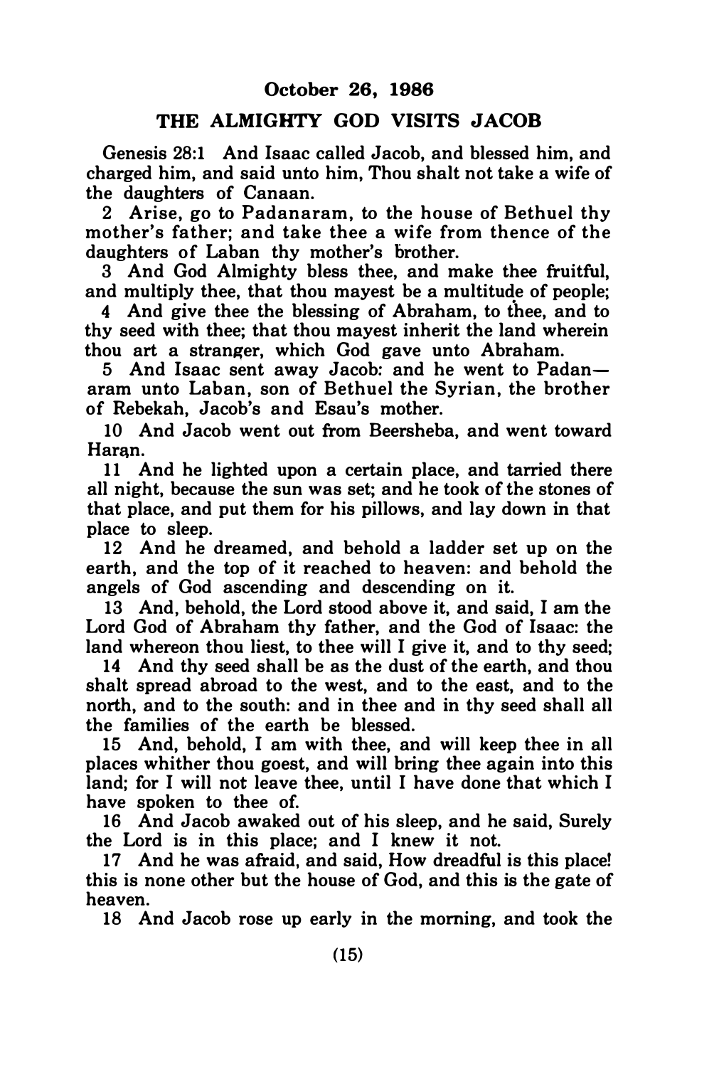**October 26, 1986**

## THE ALMIGHTY GOD VISITS JACOB

Genesis 28:1 And Isaac called Jacob, and blessed him, and charged him, and said unto him, Thou shalt not take a wife of the daughters of Canaan.

2 Arise, go to Padanaram, to the house of Bethuel thy mother's father; and take thee a wife from thence of the daughters of Laban thy mother's brother.

3 And God Almighty bless thee, and make thee fruitful, and multiply thee, that thou mayest be a multitude of people;

4 And give thee the blessing of Abraham, to thee, and to thy seed with thee; that thou mayest inherit the land wherein thou art a stranger, which God gave unto Abraham.

5 And Isaac sent away Jacob: and he went to Padan—aram unto Laban, son of Bethuel the Syrian, the brother of Rebekah, Jacob's and Esau's mother.

10 And Jacob went out from Beersheba, and went toward Haran.

11 And he lighted upon a certain place, and tarried there all night, because the sun was set; and he took of the stones of that place, and put them for his pillows, and lay down in that place to sleep.

12 And he dreamed, and behold a ladder set up on the earth, and the top of it reached to heaven: and behold the angels of God ascending and descending on it.

13 And, behold, the Lord stood above it, and said, I am the Lord God of Abraham thy father, and the God of Isaac: the land whereon thou liest, to thee will I give it, and to thy seed;

14 And thy seed shall be as the dust of the earth, and thou shalt spread abroad to the west, and to the east, and to the north, and to the south: and in thee and in thy seed shall all the families of the earth be blessed.

15 And, behold, I am with thee, and will keep thee in all places whither thou goest, and will bring thee again into this land; for I will not leave thee, until I have done that which I have spoken to thee of.

16 And Jacob awaked out of his sleep, and he said, Surely the Lord is in this place; and I knew it not.

17 And he was afraid, and said, How dreadful is this place! this is none other but the house of God, and this is the gate of heaven.

18 And Jacob rose up early in the morning, and took the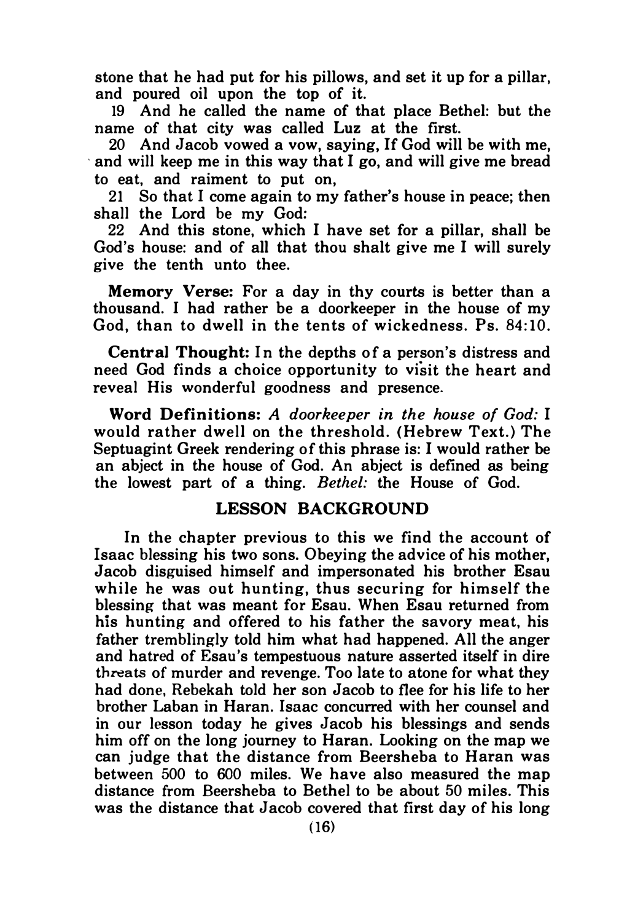stone that he had put for his pillows, and set it up for a pillar, and poured oil upon the top of it.

19 And he called the name of that place Bethel: but the name of that city was called Luz at the first.

20 And Jacob vowed a vow, saying, If God will be with me, and will keep me in this way that I go, and will give me bread to eat, and raiment to put on,

21 So that I come again to my father's house in peace; then shall the Lord be my God:

22 And this stone, which I have set for a pillar, shall be God's house: and of all that thou shalt give me I will surely give the tenth unto thee.

**Memory Verse:** For a day in thy courts is better than a thousand. I had rather be a doorkeeper in the house of my God, than to dwell in the tents of wickedness. Ps. 84:10.

**Central Thought:** In the depths of a person's distress and need God finds a choice opportunity to visit the heart and reveal His wonderful goodness and presence.

**Word Definitions:** *A doorkeeper in the house of God:* I would rather dwell on the threshold. (Hebrew Text.) The Septuagint Greek rendering of this phrase is: I would rather be an abject in the house of God. An abject is defined as being the lowest part of a thing. *Bethel:* the House of God.

## LESSON BACKGROUND

In the chapter previous to this we find the account of Isaac blessing his two sons. Obeying the advice of his mother, Jacob disguised himself and impersonated his brother Esau while he was out hunting, thus securing for himself the blessing that was meant for Esau. When Esau returned from his hunting and offered to his father the savory meat, his father tremblingly told him what had happened. All the anger and hatred of Esau's tempestuous nature asserted itself in dire threats of murder and revenge. Too late to atone for what they had done, Rebekah told her son Jacob to flee for his life to her brother Laban in Haran. Isaac concurred with her counsel and in our lesson today he gives Jacob his blessings and sends him off on the long journey to Haran. Looking on the map we can judge that the distance from Beersheba to Haran was between 500 to 600 miles. We have also measured the map distance from Beersheba to Bethel to be about 50 miles. This was the distance that Jacob covered that first day of his long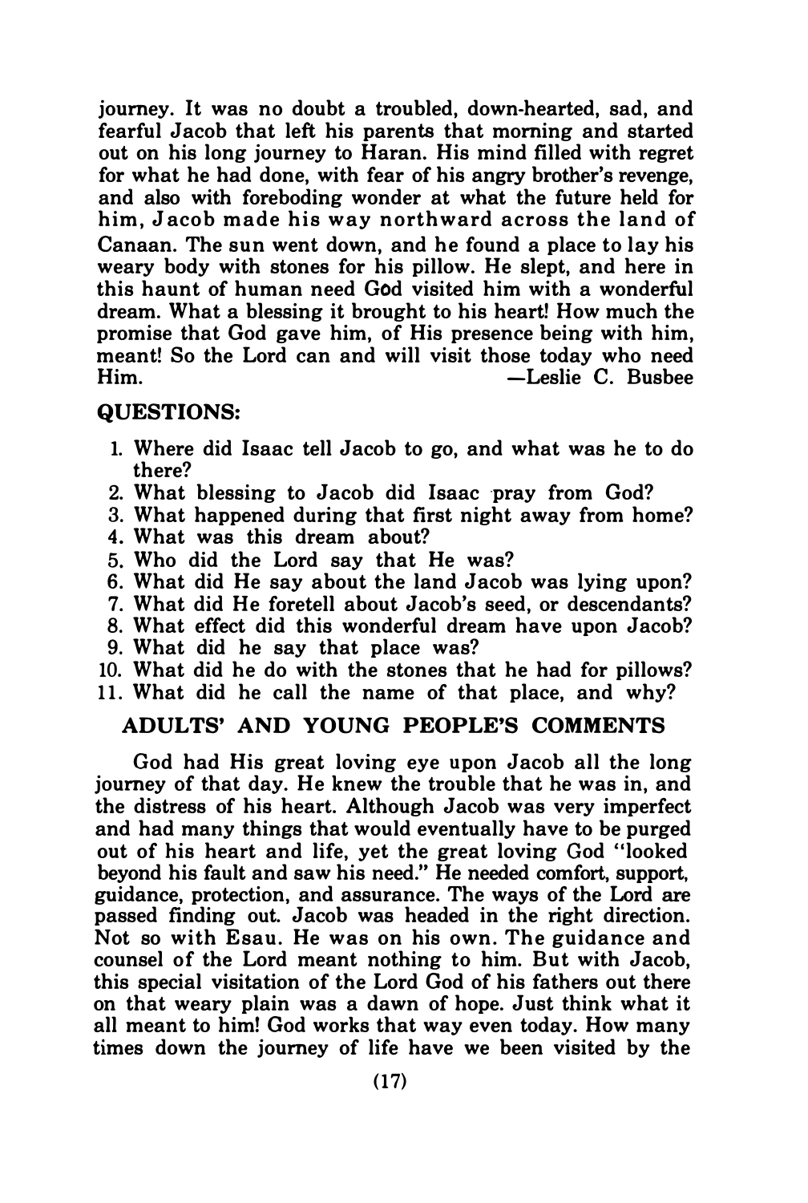journey. It was no doubt a troubled, down-hearted, sad, and fearful Jacob that left his parents that morning and started out on his long journey to Haran. His mind filled with regret for what he had done, with fear of his angry brother's revenge, and also with foreboding wonder at what the future held for him, Jacob made his way northward across the land of Canaan. The sun went down, and he found a place to lay his weary body with stones for his pillow. He slept, and here in this haunt of human need God visited him with a wonderful dream. What a blessing it brought to his heart! How much the promise that God gave him, of His presence being with him, meant! So the Lord can and will visit those today who need Him. —Leslie C. Busbee

## QUESTIONS:

1. Where did Isaac tell Jacob to go, and what was he to do there?
2. What blessing to Jacob did Isaac pray from God?
3. What happened during that first night away from home?
4. What was this dream about?
5. Who did the Lord say that He was?
6. What did He say about the land Jacob was lying upon?
7. What did He foretell about Jacob's seed, or descendants?
8. What effect did this wonderful dream have upon Jacob?
9. What did he say that place was?
10. What did he do with the stones that he had for pillows?
11. What did he call the name of that place, and why?

## ADULTS' AND YOUNG PEOPLE'S COMMENTS

God had His great loving eye upon Jacob all the long journey of that day. He knew the trouble that he was in, and the distress of his heart. Although Jacob was very imperfect and had many things that would eventually have to be purged out of his heart and life, yet the great loving God "looked beyond his fault and saw his need." He needed comfort, support, guidance, protection, and assurance. The ways of the Lord are passed finding out. Jacob was headed in the right direction. Not so with Esau. He was on his own. The guidance and counsel of the Lord meant nothing to him. But with Jacob, this special visitation of the Lord God of his fathers out there on that weary plain was a dawn of hope. Just think what it all meant to him! God works that way even today. How many times down the journey of life have we been visited by the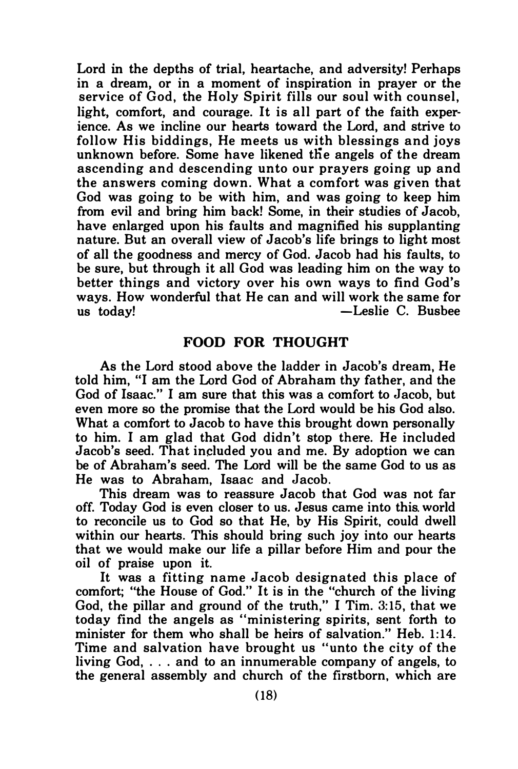Lord in the depths of trial, heartache, and adversity! Perhaps in a dream, or in a moment of inspiration in prayer or the service of God, the Holy Spirit fills our soul with counsel, light, comfort, and courage. It is all part of the faith experience. As we incline our hearts toward the Lord, and strive to follow His biddings, He meets us with blessings and joys unknown before. Some have likened the angels of the dream ascending and descending unto our prayers going up and the answers coming down. What a comfort was given that God was going to be with him, and was going to keep him from evil and bring him back! Some, in their studies of Jacob, have enlarged upon his faults and magnified his supplanting nature. But an overall view of Jacob's life brings to light most of all the goodness and mercy of God. Jacob had his faults, to be sure, but through it all God was leading him on the way to better things and victory over his own ways to find God's ways. How wonderful that He can and will work the same for us today! —Leslie C. Busbee

## FOOD FOR THOUGHT

As the Lord stood above the ladder in Jacob's dream, He told him, "I am the Lord God of Abraham thy father, and the God of Isaac." I am sure that this was a comfort to Jacob, but even more so the promise that the Lord would be his God also. What a comfort to Jacob to have this brought down personally to him. I am glad that God didn't stop there. He included Jacob's seed. That included you and me. By adoption we can be of Abraham's seed. The Lord will be the same God to us as He was to Abraham, Isaac and Jacob.

This dream was to reassure Jacob that God was not far off. Today God is even closer to us. Jesus came into this world to reconcile us to God so that He, by His Spirit, could dwell within our hearts. This should bring such joy into our hearts that we would make our life a pillar before Him and pour the oil of praise upon it.

It was a fitting name Jacob designated this place of comfort; "the House of God." It is in the "church of the living God, the pillar and ground of the truth," I Tim. 3:15, that we today find the angels as "ministering spirits, sent forth to minister for them who shall be heirs of salvation." Heb. 1:14. Time and salvation have brought us "unto the city of the living God, . . . and to an innumerable company of angels, to the general assembly and church of the firstborn, which are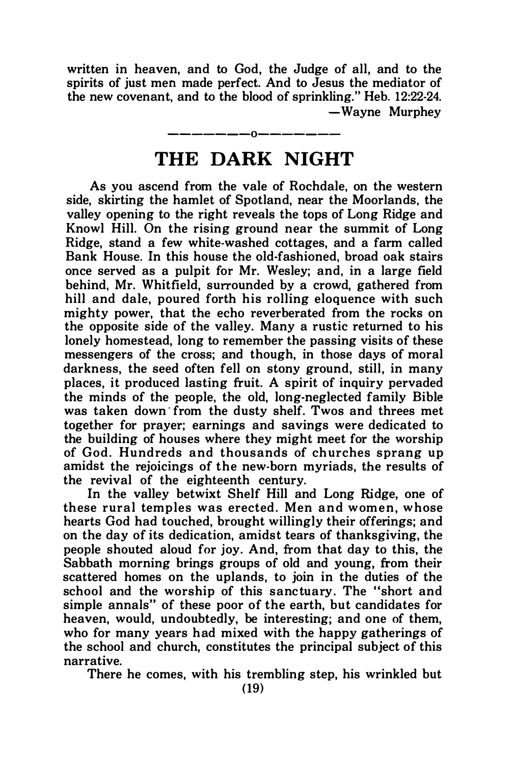written in heaven, and to God, the Judge of all, and to the spirits of just men made perfect. And to Jesus the mediator of the new covenant, and to the blood of sprinkling." Heb. 12:22-24.

—Wayne Murphey

———————o———————

# THE DARK NIGHT

As you ascend from the vale of Rochdale, on the western side, skirting the hamlet of Spotland, near the Moorlands, the valley opening to the right reveals the tops of Long Ridge and Knowl Hill. On the rising ground near the summit of Long Ridge, stand a few white-washed cottages, and a farm called Bank House. In this house the old-fashioned, broad oak stairs once served as a pulpit for Mr. Wesley; and, in a large field behind, Mr. Whitfield, surrounded by a crowd, gathered from hill and dale, poured forth his rolling eloquence with such mighty power, that the echo reverberated from the rocks on the opposite side of the valley. Many a rustic returned to his lonely homestead, long to remember the passing visits of these messengers of the cross; and though, in those days of moral darkness, the seed often fell on stony ground, still, in many places, it produced lasting fruit. A spirit of inquiry pervaded the minds of the people, the old, long-neglected family Bible was taken down from the dusty shelf. Twos and threes met together for prayer; earnings and savings were dedicated to the building of houses where they might meet for the worship of God. Hundreds and thousands of churches sprang up amidst the rejoicings of the new-born myriads, the results of the revival of the eighteenth century.

In the valley betwixt Shelf Hill and Long Ridge, one of these rural temples was erected. Men and women, whose hearts God had touched, brought willingly their offerings; and on the day of its dedication, amidst tears of thanksgiving, the people shouted aloud for joy. And, from that day to this, the Sabbath morning brings groups of old and young, from their scattered homes on the uplands, to join in the duties of the school and the worship of this sanctuary. The "short and simple annals" of these poor of the earth, but candidates for heaven, would, undoubtedly, be interesting; and one of them, who for many years had mixed with the happy gatherings of the school and church, constitutes the principal subject of this narrative.

There he comes, with his trembling step, his wrinkled but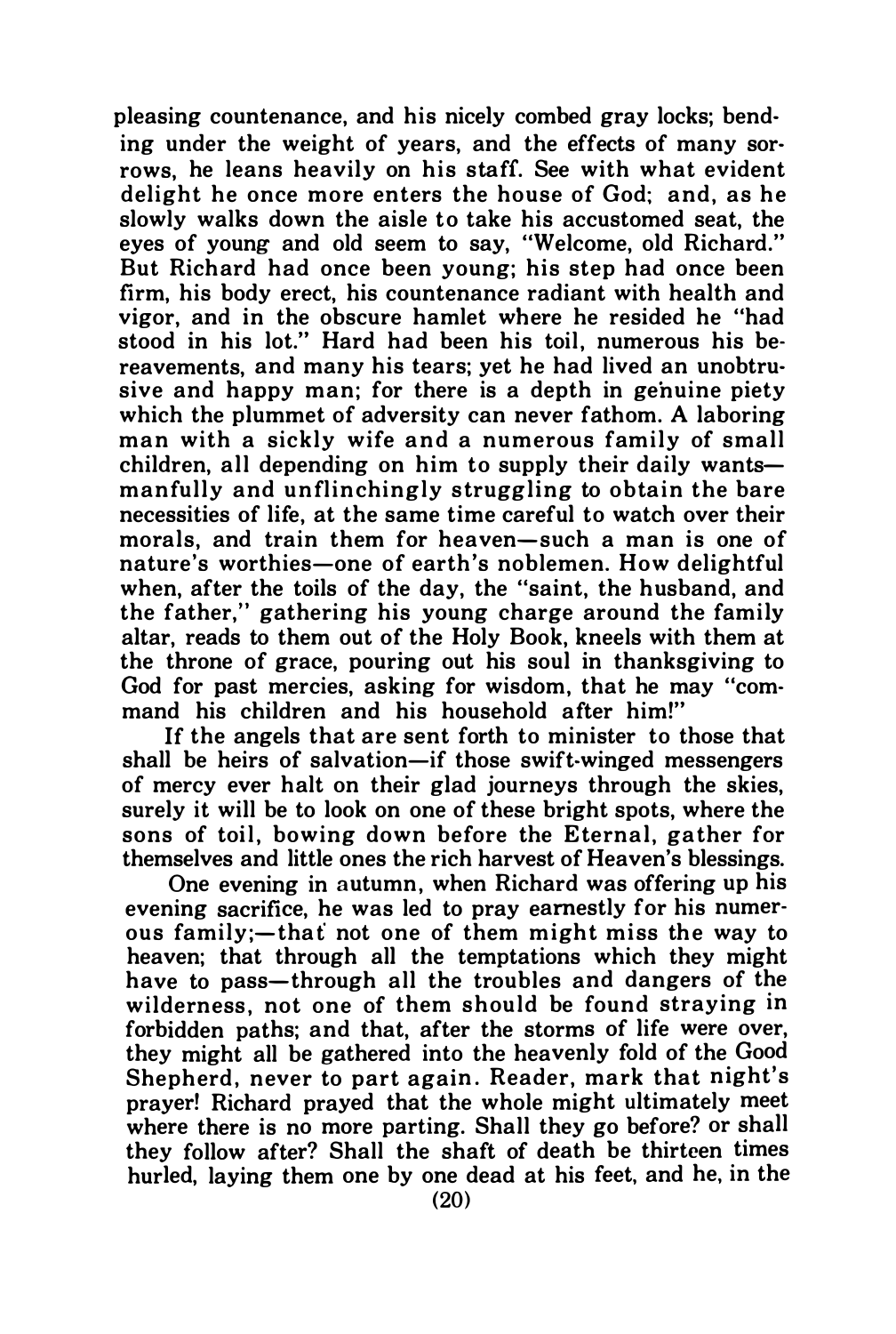pleasing countenance, and his nicely combed gray locks; bending under the weight of years, and the effects of many sorrows, he leans heavily on his staff. See with what evident delight he once more enters the house of God; and, as he slowly walks down the aisle to take his accustomed seat, the eyes of young and old seem to say, "Welcome, old Richard." But Richard had once been young; his step had once been firm, his body erect, his countenance radiant with health and vigor, and in the obscure hamlet where he resided he "had stood in his lot." Hard had been his toil, numerous his bereavements, and many his tears; yet he had lived an unobtrusive and happy man; for there is a depth in genuine piety which the plummet of adversity can never fathom. A laboring man with a sickly wife and a numerous family of small children, all depending on him to supply their daily wants—manfully and unflinchingly struggling to obtain the bare necessities of life, at the same time careful to watch over their morals, and train them for heaven—such a man is one of nature's worthies—one of earth's noblemen. How delightful when, after the toils of the day, the "saint, the husband, and the father," gathering his young charge around the family altar, reads to them out of the Holy Book, kneels with them at the throne of grace, pouring out his soul in thanksgiving to God for past mercies, asking for wisdom, that he may "command his children and his household after him!"

If the angels that are sent forth to minister to those that shall be heirs of salvation—if those swift-winged messengers of mercy ever halt on their glad journeys through the skies, surely it will be to look on one of these bright spots, where the sons of toil, bowing down before the Eternal, gather for themselves and little ones the rich harvest of Heaven's blessings.

One evening in autumn, when Richard was offering up his evening sacrifice, he was led to pray earnestly for his numerous family;—that not one of them might miss the way to heaven; that through all the temptations which they might have to pass—through all the troubles and dangers of the wilderness, not one of them should be found straying in forbidden paths; and that, after the storms of life were over, they might all be gathered into the heavenly fold of the Good Shepherd, never to part again. Reader, mark that night's prayer! Richard prayed that the whole might ultimately meet where there is no more parting. Shall they go before? or shall they follow after? Shall the shaft of death be thirteen times hurled, laying them one by one dead at his feet, and he, in the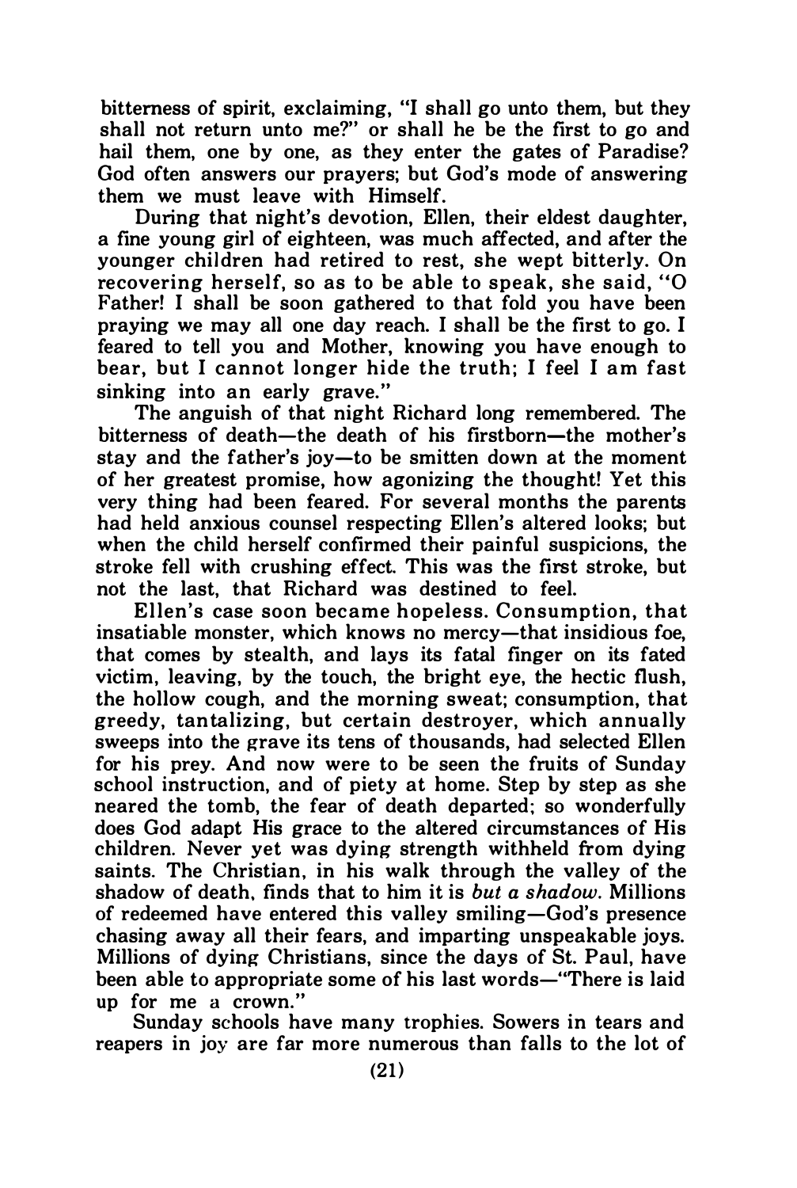bitterness of spirit, exclaiming, "I shall go unto them, but they shall not return unto me?" or shall he be the first to go and hail them, one by one, as they enter the gates of Paradise? God often answers our prayers; but God's mode of answering them we must leave with Himself.

During that night's devotion, Ellen, their eldest daughter, a fine young girl of eighteen, was much affected, and after the younger children had retired to rest, she wept bitterly. On recovering herself, so as to be able to speak, she said, "O Father! I shall be soon gathered to that fold you have been praying we may all one day reach. I shall be the first to go. I feared to tell you and Mother, knowing you have enough to bear, but I cannot longer hide the truth; I feel I am fast sinking into an early grave."

The anguish of that night Richard long remembered. The bitterness of death—the death of his firstborn—the mother's stay and the father's joy—to be smitten down at the moment of her greatest promise, how agonizing the thought! Yet this very thing had been feared. For several months the parents had held anxious counsel respecting Ellen's altered looks; but when the child herself confirmed their painful suspicions, the stroke fell with crushing effect. This was the first stroke, but not the last, that Richard was destined to feel.

Ellen's case soon became hopeless. Consumption, that insatiable monster, which knows no mercy—that insidious foe, that comes by stealth, and lays its fatal finger on its fated victim, leaving, by the touch, the bright eye, the hectic flush, the hollow cough, and the morning sweat; consumption, that greedy, tantalizing, but certain destroyer, which annually sweeps into the grave its tens of thousands, had selected Ellen for his prey. And now were to be seen the fruits of Sunday school instruction, and of piety at home. Step by step as she neared the tomb, the fear of death departed; so wonderfully does God adapt His grace to the altered circumstances of His children. Never yet was dying strength withheld from dying saints. The Christian, in his walk through the valley of the shadow of death, finds that to him it is *but a shadow*. Millions of redeemed have entered this valley smiling—God's presence chasing away all their fears, and imparting unspeakable joys. Millions of dying Christians, since the days of St. Paul, have been able to appropriate some of his last words—"There is laid up for me a crown."

Sunday schools have many trophies. Sowers in tears and reapers in joy are far more numerous than falls to the lot of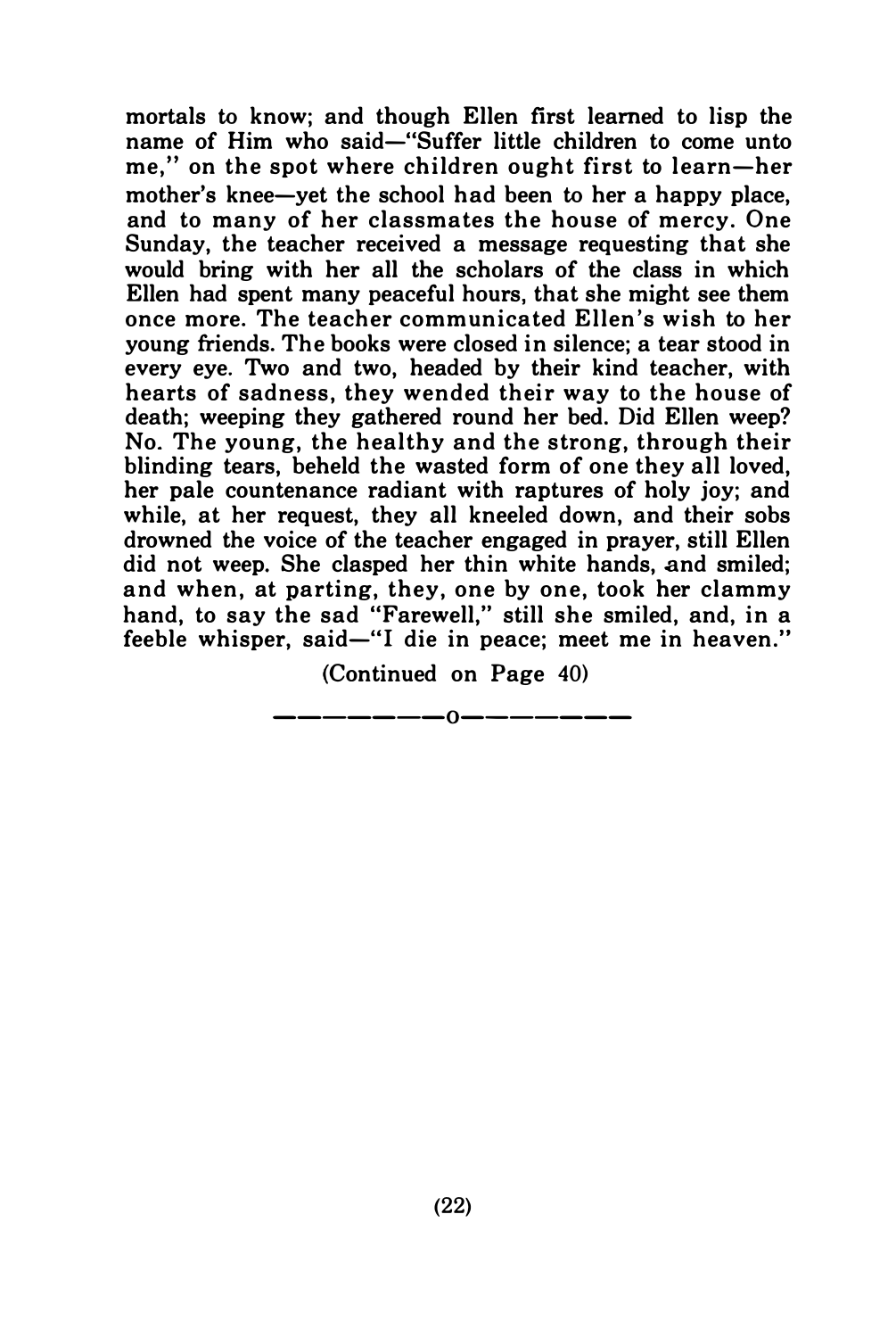mortals to know; and though Ellen first learned to lisp the name of Him who said—"Suffer little children to come unto me," on the spot where children ought first to learn—her mother's knee—yet the school had been to her a happy place, and to many of her classmates the house of mercy. One Sunday, the teacher received a message requesting that she would bring with her all the scholars of the class in which Ellen had spent many peaceful hours, that she might see them once more. The teacher communicated Ellen's wish to her young friends. The books were closed in silence; a tear stood in every eye. Two and two, headed by their kind teacher, with hearts of sadness, they wended their way to the house of death; weeping they gathered round her bed. Did Ellen weep? No. The young, the healthy and the strong, through their blinding tears, beheld the wasted form of one they all loved, her pale countenance radiant with raptures of holy joy; and while, at her request, they all kneeled down, and their sobs drowned the voice of the teacher engaged in prayer, still Ellen did not weep. She clasped her thin white hands, and smiled; and when, at parting, they, one by one, took her clammy hand, to say the sad "Farewell," still she smiled, and, in a feeble whisper, said—"I die in peace; meet me in heaven."

(Continued on Page 40)

————————o————————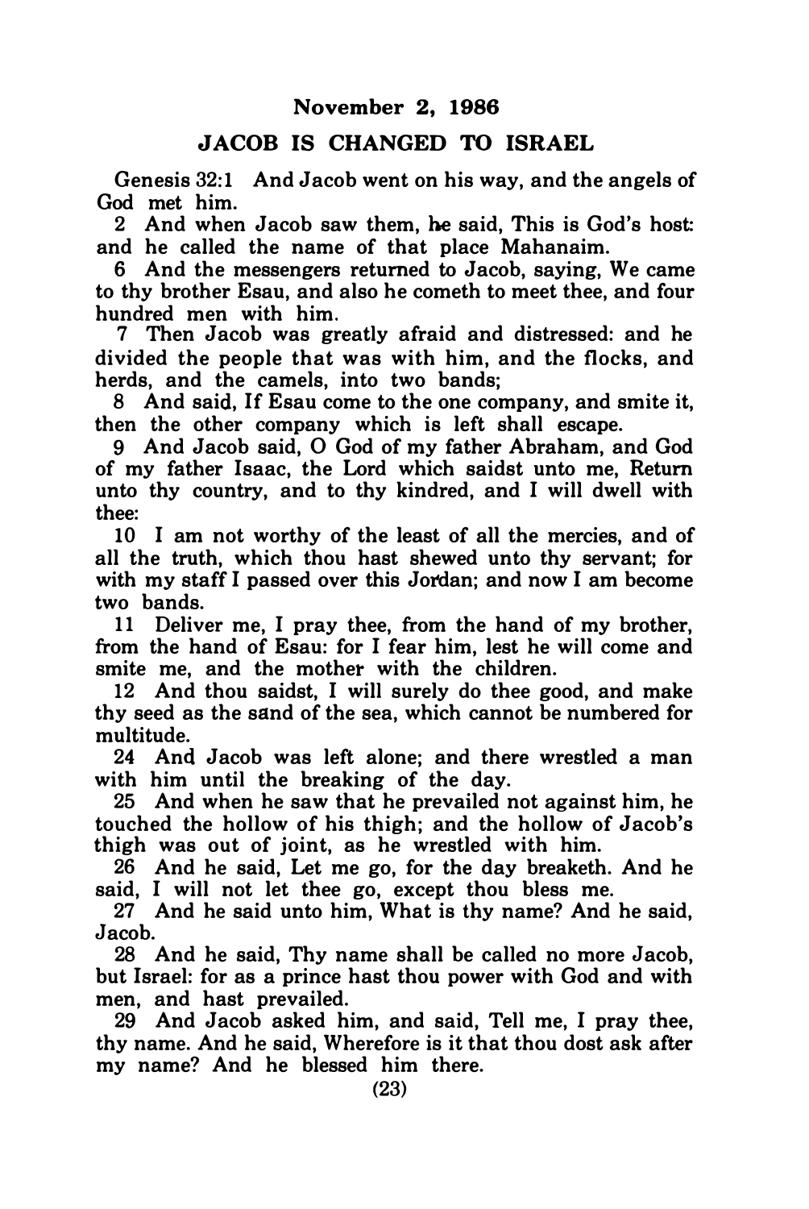## November 2, 1986

## JACOB IS CHANGED TO ISRAEL

Genesis 32:1 And Jacob went on his way, and the angels of God met him.

2 And when Jacob saw them, he said, This is God's host: and he called the name of that place Mahanaim.

6 And the messengers returned to Jacob, saying, We came to thy brother Esau, and also he cometh to meet thee, and four hundred men with him.

7 Then Jacob was greatly afraid and distressed: and he divided the people that was with him, and the flocks, and herds, and the camels, into two bands;

8 And said, If Esau come to the one company, and smite it, then the other company which is left shall escape.

9 And Jacob said, O God of my father Abraham, and God of my father Isaac, the Lord which saidst unto me, Return unto thy country, and to thy kindred, and I will dwell with thee:

10 I am not worthy of the least of all the mercies, and of all the truth, which thou hast shewed unto thy servant; for with my staff I passed over this Jordan; and now I am become two bands.

11 Deliver me, I pray thee, from the hand of my brother, from the hand of Esau: for I fear him, lest he will come and smite me, and the mother with the children.

12 And thou saidst, I will surely do thee good, and make thy seed as the sand of the sea, which cannot be numbered for multitude.

24 And Jacob was left alone; and there wrestled a man with him until the breaking of the day.

25 And when he saw that he prevailed not against him, he touched the hollow of his thigh; and the hollow of Jacob's thigh was out of joint, as he wrestled with him.

26 And he said, Let me go, for the day breaketh. And he said, I will not let thee go, except thou bless me.

27 And he said unto him, What is thy name? And he said, Jacob.

28 And he said, Thy name shall be called no more Jacob, but Israel: for as a prince hast thou power with God and with men, and hast prevailed.

29 And Jacob asked him, and said, Tell me, I pray thee, thy name. And he said, Wherefore is it that thou dost ask after my name? And he blessed him there.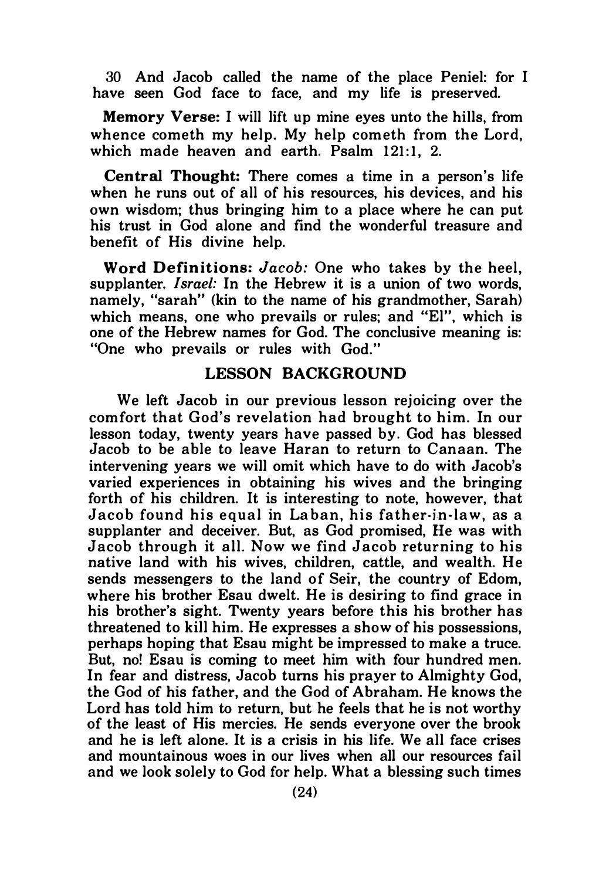30 And Jacob called the name of the place Peniel: for I have seen God face to face, and my life is preserved.

**Memory Verse:** I will lift up mine eyes unto the hills, from whence cometh my help. My help cometh from the Lord, which made heaven and earth. Psalm 121:1, 2.

**Central Thought:** There comes a time in a person's life when he runs out of all of his resources, his devices, and his own wisdom; thus bringing him to a place where he can put his trust in God alone and find the wonderful treasure and benefit of His divine help.

**Word Definitions:** *Jacob:* One who takes by the heel, supplanter. *Israel:* In the Hebrew it is a union of two words, namely, "sarah" (kin to the name of his grandmother, Sarah) which means, one who prevails or rules; and "El", which is one of the Hebrew names for God. The conclusive meaning is: "One who prevails or rules with God."

## LESSON BACKGROUND

We left Jacob in our previous lesson rejoicing over the comfort that God's revelation had brought to him. In our lesson today, twenty years have passed by. God has blessed Jacob to be able to leave Haran to return to Canaan. The intervening years we will omit which have to do with Jacob's varied experiences in obtaining his wives and the bringing forth of his children. It is interesting to note, however, that Jacob found his equal in Laban, his father-in-law, as a supplanter and deceiver. But, as God promised, He was with Jacob through it all. Now we find Jacob returning to his native land with his wives, children, cattle, and wealth. He sends messengers to the land of Seir, the country of Edom, where his brother Esau dwelt. He is desiring to find grace in his brother's sight. Twenty years before this his brother has threatened to kill him. He expresses a show of his possessions, perhaps hoping that Esau might be impressed to make a truce. But, no! Esau is coming to meet him with four hundred men. In fear and distress, Jacob turns his prayer to Almighty God, the God of his father, and the God of Abraham. He knows the Lord has told him to return, but he feels that he is not worthy of the least of His mercies. He sends everyone over the brook and he is left alone. It is a crisis in his life. We all face crises and mountainous woes in our lives when all our resources fail and we look solely to God for help. What a blessing such times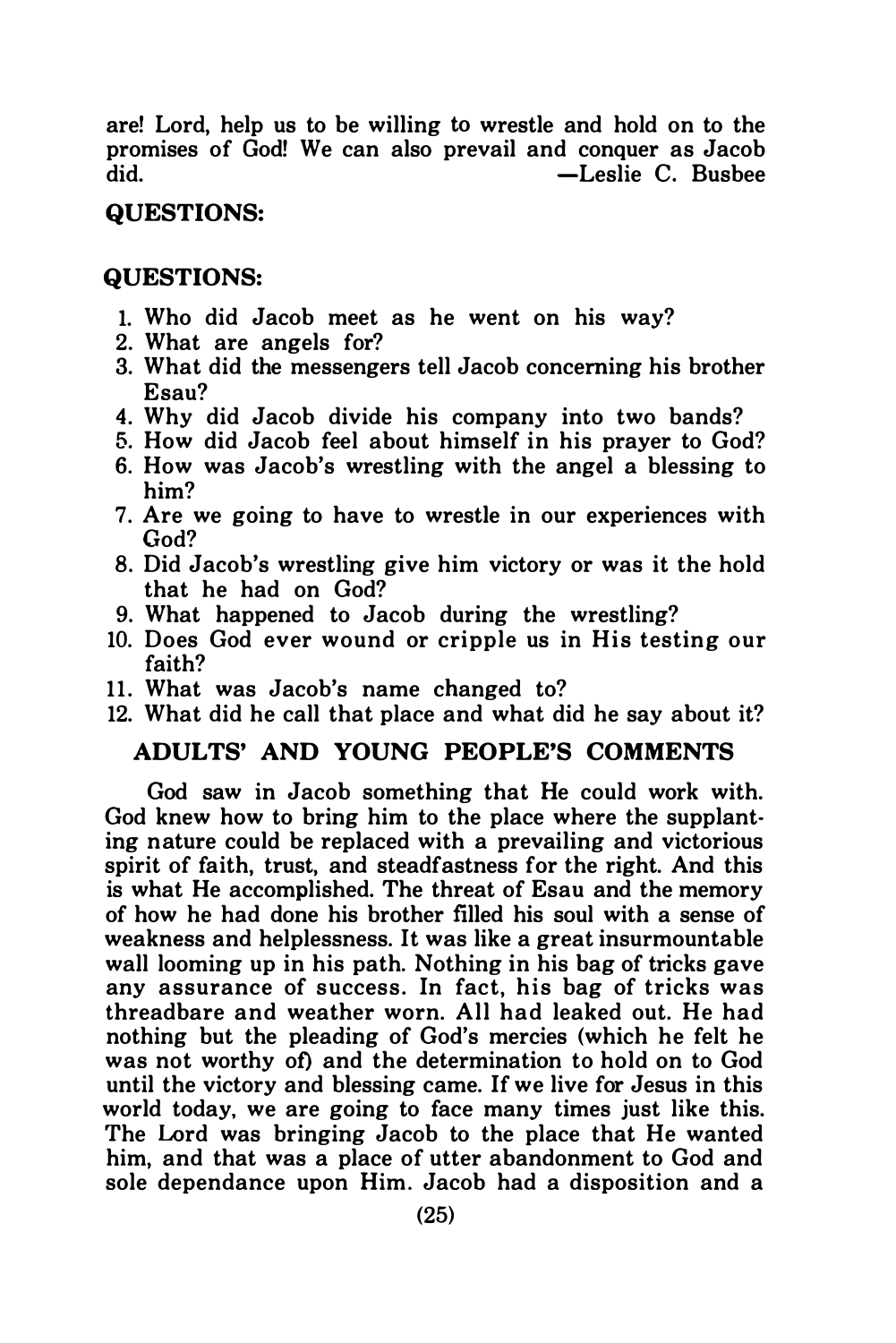are! Lord, help us to be willing to wrestle and hold on to the promises of God! We can also prevail and conquer as Jacob did. —Leslie C. Busbee

## QUESTIONS:

## QUESTIONS:

1. Who did Jacob meet as he went on his way?
2. What are angels for?
3. What did the messengers tell Jacob concerning his brother Esau?
4. Why did Jacob divide his company into two bands?
5. How did Jacob feel about himself in his prayer to God?
6. How was Jacob's wrestling with the angel a blessing to him?
7. Are we going to have to wrestle in our experiences with God?
8. Did Jacob's wrestling give him victory or was it the hold that he had on God?
9. What happened to Jacob during the wrestling?
10. Does God ever wound or cripple us in His testing our faith?
11. What was Jacob's name changed to?
12. What did he call that place and what did he say about it?

## ADULTS' AND YOUNG PEOPLE'S COMMENTS

God saw in Jacob something that He could work with. God knew how to bring him to the place where the supplanting nature could be replaced with a prevailing and victorious spirit of faith, trust, and steadfastness for the right. And this is what He accomplished. The threat of Esau and the memory of how he had done his brother filled his soul with a sense of weakness and helplessness. It was like a great insurmountable wall looming up in his path. Nothing in his bag of tricks gave any assurance of success. In fact, his bag of tricks was threadbare and weather worn. All had leaked out. He had nothing but the pleading of God's mercies (which he felt he was not worthy of) and the determination to hold on to God until the victory and blessing came. If we live for Jesus in this world today, we are going to face many times just like this. The Lord was bringing Jacob to the place that He wanted him, and that was a place of utter abandonment to God and sole dependance upon Him. Jacob had a disposition and a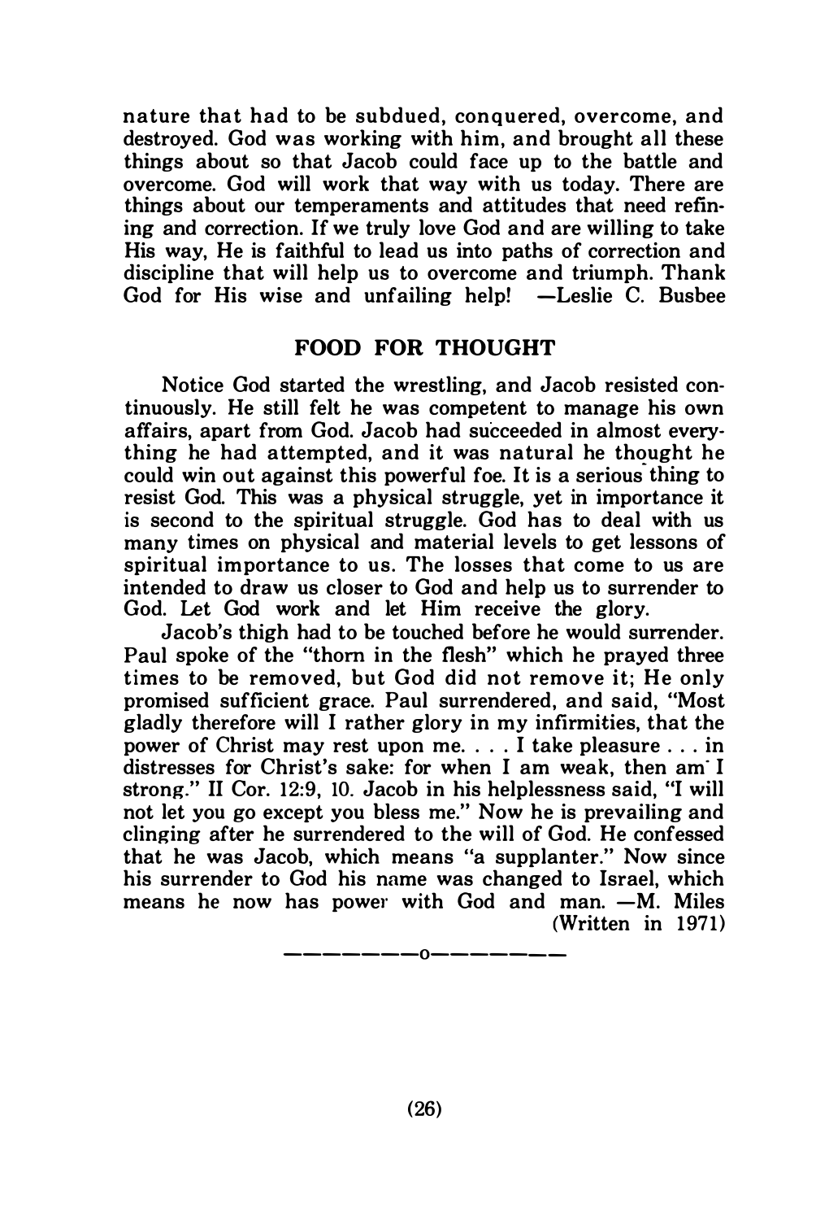nature that had to be subdued, conquered, overcome, and destroyed. God was working with him, and brought all these things about so that Jacob could face up to the battle and overcome. God will work that way with us today. There are things about our temperaments and attitudes that need refining and correction. If we truly love God and are willing to take His way, He is faithful to lead us into paths of correction and discipline that will help us to overcome and triumph. Thank God for His wise and unfailing help! —Leslie C. Busbee

## FOOD FOR THOUGHT

Notice God started the wrestling, and Jacob resisted continuously. He still felt he was competent to manage his own affairs, apart from God. Jacob had succeeded in almost everything he had attempted, and it was natural he thought he could win out against this powerful foe. It is a serious thing to resist God. This was a physical struggle, yet in importance it is second to the spiritual struggle. God has to deal with us many times on physical and material levels to get lessons of spiritual importance to us. The losses that come to us are intended to draw us closer to God and help us to surrender to God. Let God work and let Him receive the glory.

Jacob's thigh had to be touched before he would surrender. Paul spoke of the "thorn in the flesh" which he prayed three times to be removed, but God did not remove it; He only promised sufficient grace. Paul surrendered, and said, "Most gladly therefore will I rather glory in my infirmities, that the power of Christ may rest upon me. . . . I take pleasure . . . in distresses for Christ's sake: for when I am weak, then am I strong." II Cor. 12:9, 10. Jacob in his helplessness said, "I will not let you go except you bless me." Now he is prevailing and clinging after he surrendered to the will of God. He confessed that he was Jacob, which means "a supplanter." Now since his surrender to God his name was changed to Israel, which means he now has power with God and man. —M. Miles
(Written in 1971)

————o————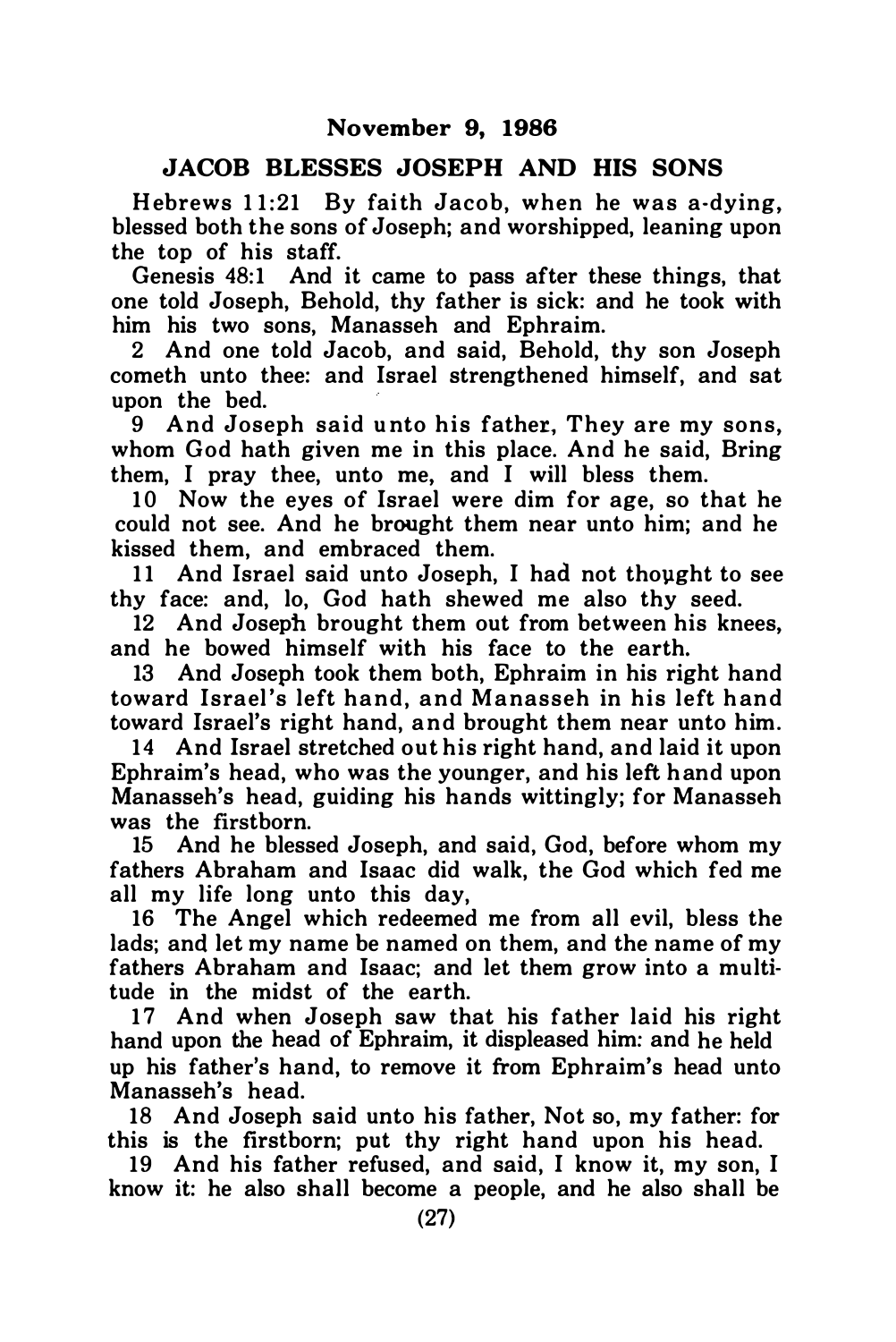**November 9, 1986**

## JACOB BLESSES JOSEPH AND HIS SONS

Hebrews 11:21 By faith Jacob, when he was a-dying, blessed both the sons of Joseph; and worshipped, leaning upon the top of his staff.

Genesis 48:1 And it came to pass after these things, that one told Joseph, Behold, thy father is sick: and he took with him his two sons, Manasseh and Ephraim.

2 And one told Jacob, and said, Behold, thy son Joseph cometh unto thee: and Israel strengthened himself, and sat upon the bed.

9 And Joseph said unto his father, They are my sons, whom God hath given me in this place. And he said, Bring them, I pray thee, unto me, and I will bless them.

10 Now the eyes of Israel were dim for age, so that he could not see. And he brought them near unto him; and he kissed them, and embraced them.

11 And Israel said unto Joseph, I had not thought to see thy face: and, lo, God hath shewed me also thy seed.

12 And Joseph brought them out from between his knees, and he bowed himself with his face to the earth.

13 And Joseph took them both, Ephraim in his right hand toward Israel's left hand, and Manasseh in his left hand toward Israel's right hand, and brought them near unto him.

14 And Israel stretched out his right hand, and laid it upon Ephraim's head, who was the younger, and his left hand upon Manasseh's head, guiding his hands wittingly; for Manasseh was the firstborn.

15 And he blessed Joseph, and said, God, before whom my fathers Abraham and Isaac did walk, the God which fed me all my life long unto this day,

16 The Angel which redeemed me from all evil, bless the lads; and let my name be named on them, and the name of my fathers Abraham and Isaac; and let them grow into a multitude in the midst of the earth.

17 And when Joseph saw that his father laid his right hand upon the head of Ephraim, it displeased him: and he held up his father's hand, to remove it from Ephraim's head unto Manasseh's head.

18 And Joseph said unto his father, Not so, my father: for this is the firstborn; put thy right hand upon his head.

19 And his father refused, and said, I know it, my son, I know it: he also shall become a people, and he also shall be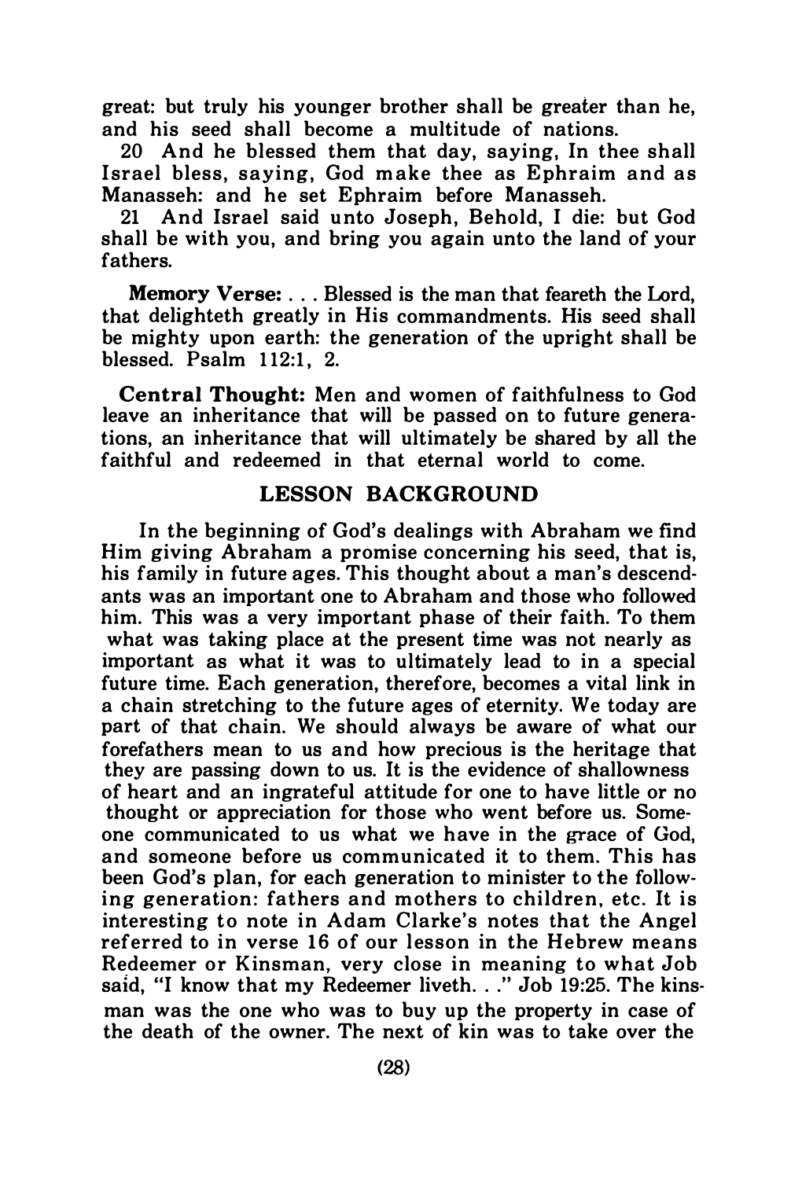great: but truly his younger brother shall be greater than he, and his seed shall become a multitude of nations.

20 And he blessed them that day, saying, In thee shall Israel bless, saying, God make thee as Ephraim and as Manasseh: and he set Ephraim before Manasseh.

21 And Israel said unto Joseph, Behold, I die: but God shall be with you, and bring you again unto the land of your fathers.

**Memory Verse:** . . . Blessed is the man that feareth the Lord, that delighteth greatly in His commandments. His seed shall be mighty upon earth: the generation of the upright shall be blessed. Psalm 112:1, 2.

**Central Thought:** Men and women of faithfulness to God leave an inheritance that will be passed on to future generations, an inheritance that will ultimately be shared by all the faithful and redeemed in that eternal world to come.

## LESSON BACKGROUND

In the beginning of God's dealings with Abraham we find Him giving Abraham a promise concerning his seed, that is, his family in future ages. This thought about a man's descendants was an important one to Abraham and those who followed him. This was a very important phase of their faith. To them what was taking place at the present time was not nearly as important as what it was to ultimately lead to in a special future time. Each generation, therefore, becomes a vital link in a chain stretching to the future ages of eternity. We today are part of that chain. We should always be aware of what our forefathers mean to us and how precious is the heritage that they are passing down to us. It is the evidence of shallowness of heart and an ingrateful attitude for one to have little or no thought or appreciation for those who went before us. Someone communicated to us what we have in the grace of God, and someone before us communicated it to them. This has been God's plan, for each generation to minister to the following generation: fathers and mothers to children, etc. It is interesting to note in Adam Clarke's notes that the Angel referred to in verse 16 of our lesson in the Hebrew means Redeemer or Kinsman, very close in meaning to what Job said, "I know that my Redeemer liveth. . ." Job 19:25. The kinsman was the one who was to buy up the property in case of the death of the owner. The next of kin was to take over the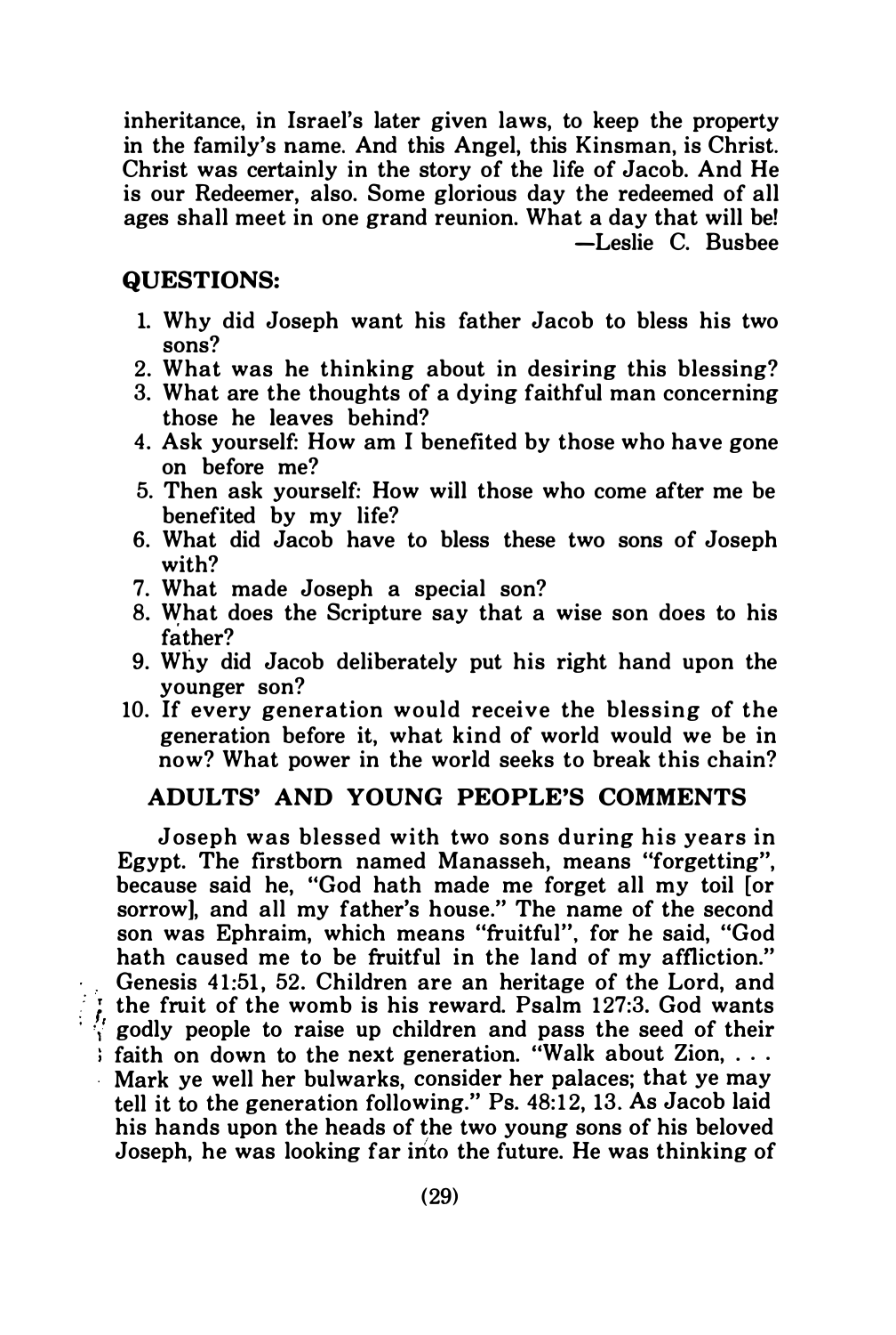inheritance, in Israel's later given laws, to keep the property in the family's name. And this Angel, this Kinsman, is Christ. Christ was certainly in the story of the life of Jacob. And He is our Redeemer, also. Some glorious day the redeemed of all ages shall meet in one grand reunion. What a day that will be!

—Leslie C. Busbee

## QUESTIONS:

1. Why did Joseph want his father Jacob to bless his two sons?
2. What was he thinking about in desiring this blessing?
3. What are the thoughts of a dying faithful man concerning those he leaves behind?
4. Ask yourself: How am I benefited by those who have gone on before me?
5. Then ask yourself: How will those who come after me be benefited by my life?
6. What did Jacob have to bless these two sons of Joseph with?
7. What made Joseph a special son?
8. What does the Scripture say that a wise son does to his father?
9. Why did Jacob deliberately put his right hand upon the younger son?
10. If every generation would receive the blessing of the generation before it, what kind of world would we be in now? What power in the world seeks to break this chain?

## ADULTS' AND YOUNG PEOPLE'S COMMENTS

Joseph was blessed with two sons during his years in Egypt. The firstborn named Manasseh, means "forgetting", because said he, "God hath made me forget all my toil [or sorrow], and all my father's house." The name of the second son was Ephraim, which means "fruitful", for he said, "God hath caused me to be fruitful in the land of my affliction." Genesis 41:51, 52. Children are an heritage of the Lord, and the fruit of the womb is his reward. Psalm 127:3. God wants godly people to raise up children and pass the seed of their faith on down to the next generation. "Walk about Zion, . . . Mark ye well her bulwarks, consider her palaces; that ye may tell it to the generation following." Ps. 48:12, 13. As Jacob laid his hands upon the heads of the two young sons of his beloved Joseph, he was looking far into the future. He was thinking of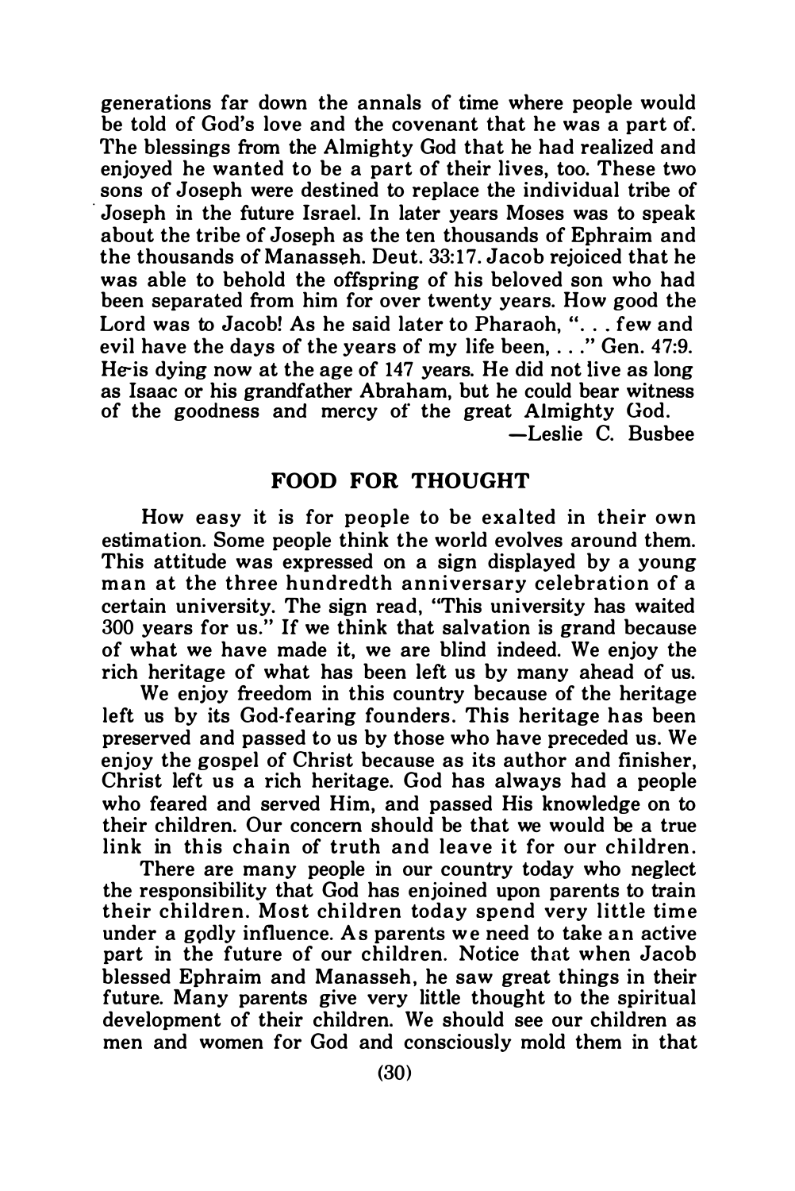generations far down the annals of time where people would be told of God's love and the covenant that he was a part of. The blessings from the Almighty God that he had realized and enjoyed he wanted to be a part of their lives, too. These two sons of Joseph were destined to replace the individual tribe of Joseph in the future Israel. In later years Moses was to speak about the tribe of Joseph as the ten thousands of Ephraim and the thousands of Manasseh. Deut. 33:17. Jacob rejoiced that he was able to behold the offspring of his beloved son who had been separated from him for over twenty years. How good the Lord was to Jacob! As he said later to Pharaoh, ". . . few and evil have the days of the years of my life been, . . ." Gen. 47:9. He is dying now at the age of 147 years. He did not live as long as Isaac or his grandfather Abraham, but he could bear witness of the goodness and mercy of the great Almighty God.

—Leslie C. Busbee

## FOOD FOR THOUGHT

How easy it is for people to be exalted in their own estimation. Some people think the world evolves around them. This attitude was expressed on a sign displayed by a young man at the three hundredth anniversary celebration of a certain university. The sign read, "This university has waited 300 years for us." If we think that salvation is grand because of what we have made it, we are blind indeed. We enjoy the rich heritage of what has been left us by many ahead of us.

We enjoy freedom in this country because of the heritage left us by its God-fearing founders. This heritage has been preserved and passed to us by those who have preceded us. We enjoy the gospel of Christ because as its author and finisher, Christ left us a rich heritage. God has always had a people who feared and served Him, and passed His knowledge on to their children. Our concern should be that we would be a true link in this chain of truth and leave it for our children.

There are many people in our country today who neglect the responsibility that God has enjoined upon parents to train their children. Most children today spend very little time under a godly influence. As parents we need to take an active part in the future of our children. Notice that when Jacob blessed Ephraim and Manasseh, he saw great things in their future. Many parents give very little thought to the spiritual development of their children. We should see our children as men and women for God and consciously mold them in that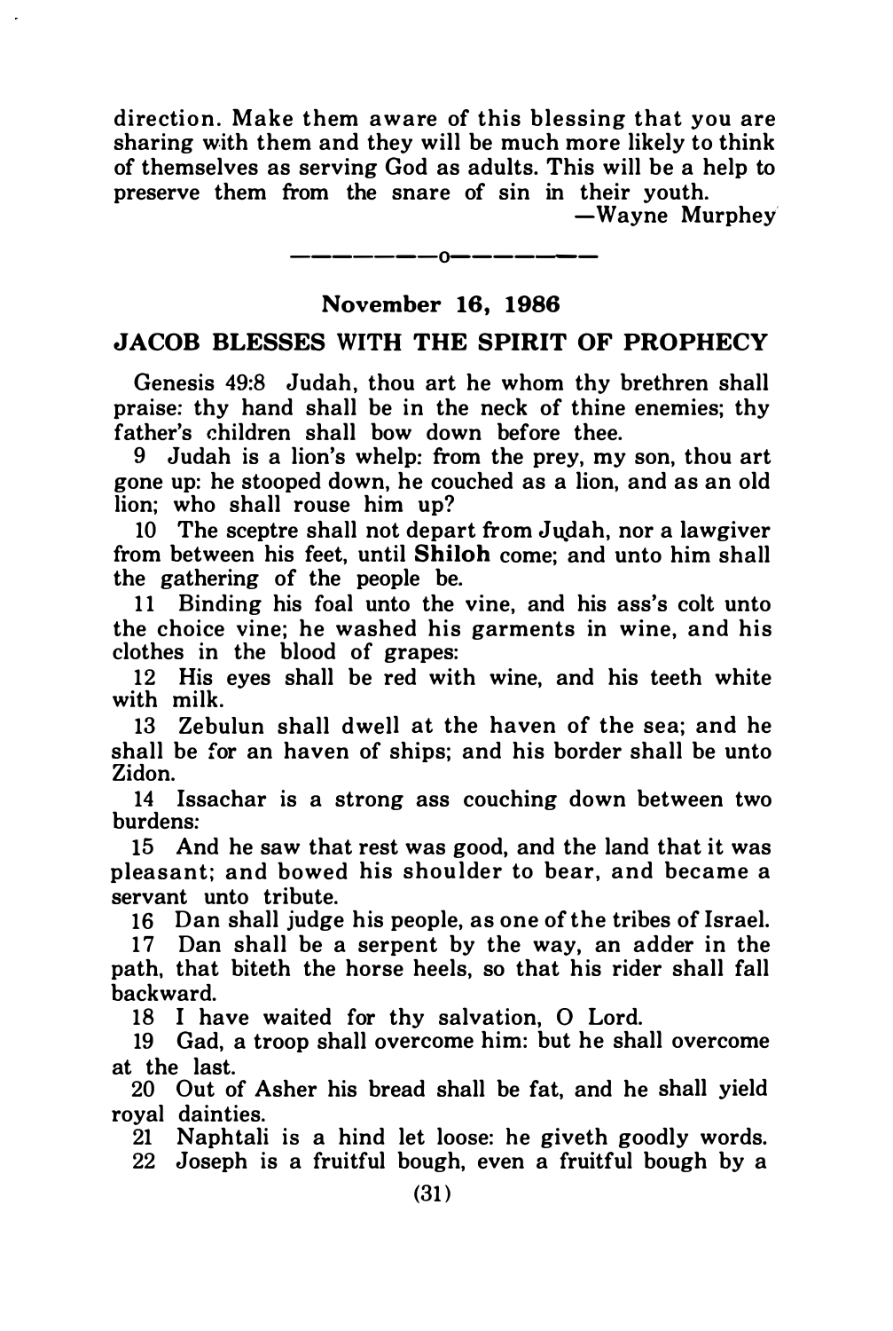direction. Make them aware of this blessing that you are sharing with them and they will be much more likely to think of themselves as serving God as adults. This will be a help to preserve them from the snare of sin in their youth.

—Wayne Murphey

---

## November 16, 1986

## JACOB BLESSES WITH THE SPIRIT OF PROPHECY

Genesis 49:8 Judah, thou art he whom thy brethren shall praise: thy hand shall be in the neck of thine enemies; thy father's children shall bow down before thee.

9 Judah is a lion's whelp: from the prey, my son, thou art gone up: he stooped down, he couched as a lion, and as an old lion; who shall rouse him up?

10 The sceptre shall not depart from Judah, nor a lawgiver from between his feet, until **Shiloh** come; and unto him shall the gathering of the people be.

11 Binding his foal unto the vine, and his ass's colt unto the choice vine; he washed his garments in wine, and his clothes in the blood of grapes:

12 His eyes shall be red with wine, and his teeth white with milk.

13 Zebulun shall dwell at the haven of the sea; and he shall be for an haven of ships; and his border shall be unto Zidon.

14 Issachar is a strong ass couching down between two burdens:

15 And he saw that rest was good, and the land that it was pleasant; and bowed his shoulder to bear, and became a servant unto tribute.

16 Dan shall judge his people, as one of the tribes of Israel.

17 Dan shall be a serpent by the way, an adder in the path, that biteth the horse heels, so that his rider shall fall backward.

18 I have waited for thy salvation, O Lord.

19 Gad, a troop shall overcome him: but he shall overcome at the last.

20 Out of Asher his bread shall be fat, and he shall yield royal dainties.

21 Naphtali is a hind let loose: he giveth goodly words.

22 Joseph is a fruitful bough, even a fruitful bough by a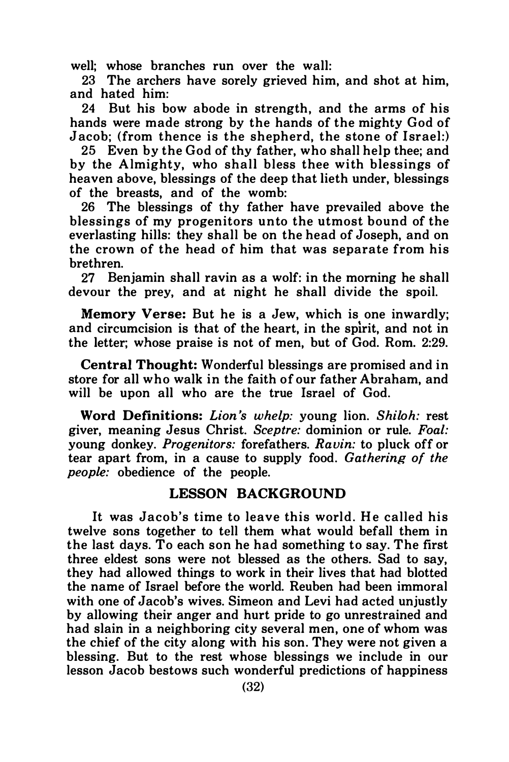well; whose branches run over the wall:

23 The archers have sorely grieved him, and shot at him, and hated him:

24 But his bow abode in strength, and the arms of his hands were made strong by the hands of the mighty God of Jacob; (from thence is the shepherd, the stone of Israel:)

25 Even by the God of thy father, who shall help thee; and by the Almighty, who shall bless thee with blessings of heaven above, blessings of the deep that lieth under, blessings of the breasts, and of the womb:

26 The blessings of thy father have prevailed above the blessings of my progenitors unto the utmost bound of the everlasting hills: they shall be on the head of Joseph, and on the crown of the head of him that was separate from his brethren.

27 Benjamin shall ravin as a wolf: in the morning he shall devour the prey, and at night he shall divide the spoil.

**Memory Verse:** But he is a Jew, which is one inwardly; and circumcision is that of the heart, in the spirit, and not in the letter; whose praise is not of men, but of God. Rom. 2:29.

**Central Thought:** Wonderful blessings are promised and in store for all who walk in the faith of our father Abraham, and will be upon all who are the true Israel of God.

**Word Definitions:** *Lion's whelp:* young lion. *Shiloh:* rest giver, meaning Jesus Christ. *Sceptre:* dominion or rule. *Foal:* young donkey. *Progenitors:* forefathers. *Ravin:* to pluck off or tear apart from, in a cause to supply food. *Gathering of the people:* obedience of the people.

## LESSON BACKGROUND

It was Jacob's time to leave this world. He called his twelve sons together to tell them what would befall them in the last days. To each son he had something to say. The first three eldest sons were not blessed as the others. Sad to say, they had allowed things to work in their lives that had blotted the name of Israel before the world. Reuben had been immoral with one of Jacob's wives. Simeon and Levi had acted unjustly by allowing their anger and hurt pride to go unrestrained and had slain in a neighboring city several men, one of whom was the chief of the city along with his son. They were not given a blessing. But to the rest whose blessings we include in our lesson Jacob bestows such wonderful predictions of happiness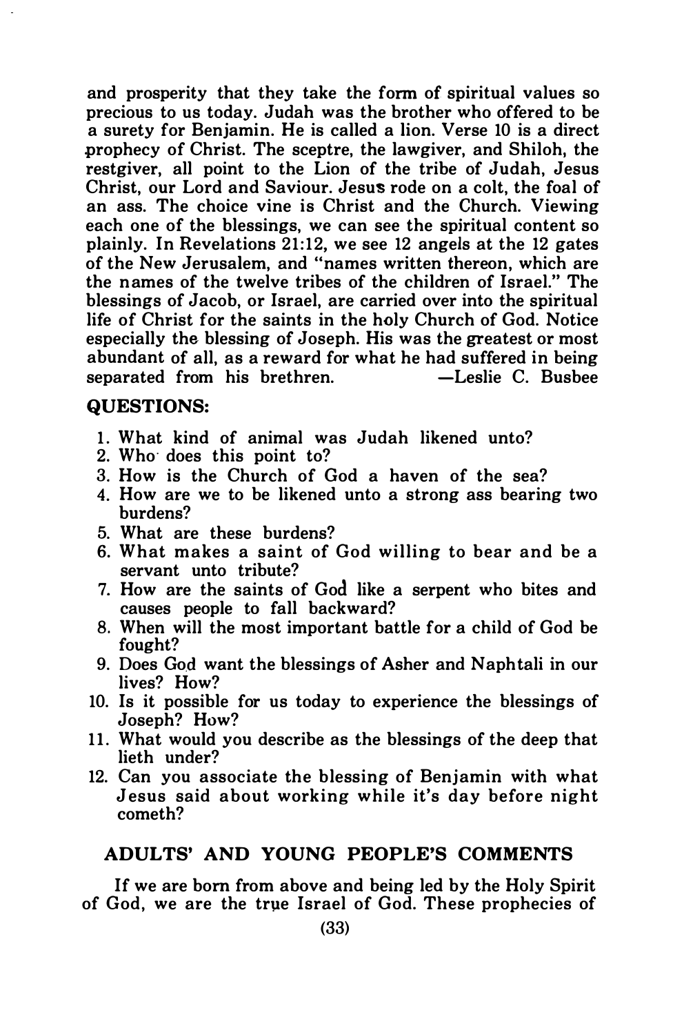and prosperity that they take the form of spiritual values so precious to us today. Judah was the brother who offered to be a surety for Benjamin. He is called a lion. Verse 10 is a direct prophecy of Christ. The sceptre, the lawgiver, and Shiloh, the restgiver, all point to the Lion of the tribe of Judah, Jesus Christ, our Lord and Saviour. Jesus rode on a colt, the foal of an ass. The choice vine is Christ and the Church. Viewing each one of the blessings, we can see the spiritual content so plainly. In Revelations 21:12, we see 12 angels at the 12 gates of the New Jerusalem, and "names written thereon, which are the names of the twelve tribes of the children of Israel." The blessings of Jacob, or Israel, are carried over into the spiritual life of Christ for the saints in the holy Church of God. Notice especially the blessing of Joseph. His was the greatest or most abundant of all, as a reward for what he had suffered in being separated from his brethren. —Leslie C. Busbee

**QUESTIONS:**

1. What kind of animal was Judah likened unto?
2. Who does this point to?
3. How is the Church of God a haven of the sea?
4. How are we to be likened unto a strong ass bearing two burdens?
5. What are these burdens?
6. What makes a saint of God willing to bear and be a servant unto tribute?
7. How are the saints of God like a serpent who bites and causes people to fall backward?
8. When will the most important battle for a child of God be fought?
9. Does God want the blessings of Asher and Naphtali in our lives? How?
10. Is it possible for us today to experience the blessings of Joseph? How?
11. What would you describe as the blessings of the deep that lieth under?
12. Can you associate the blessing of Benjamin with what Jesus said about working while it's day before night cometh?

## ADULTS' AND YOUNG PEOPLE'S COMMENTS

If we are born from above and being led by the Holy Spirit of God, we are the true Israel of God. These prophecies of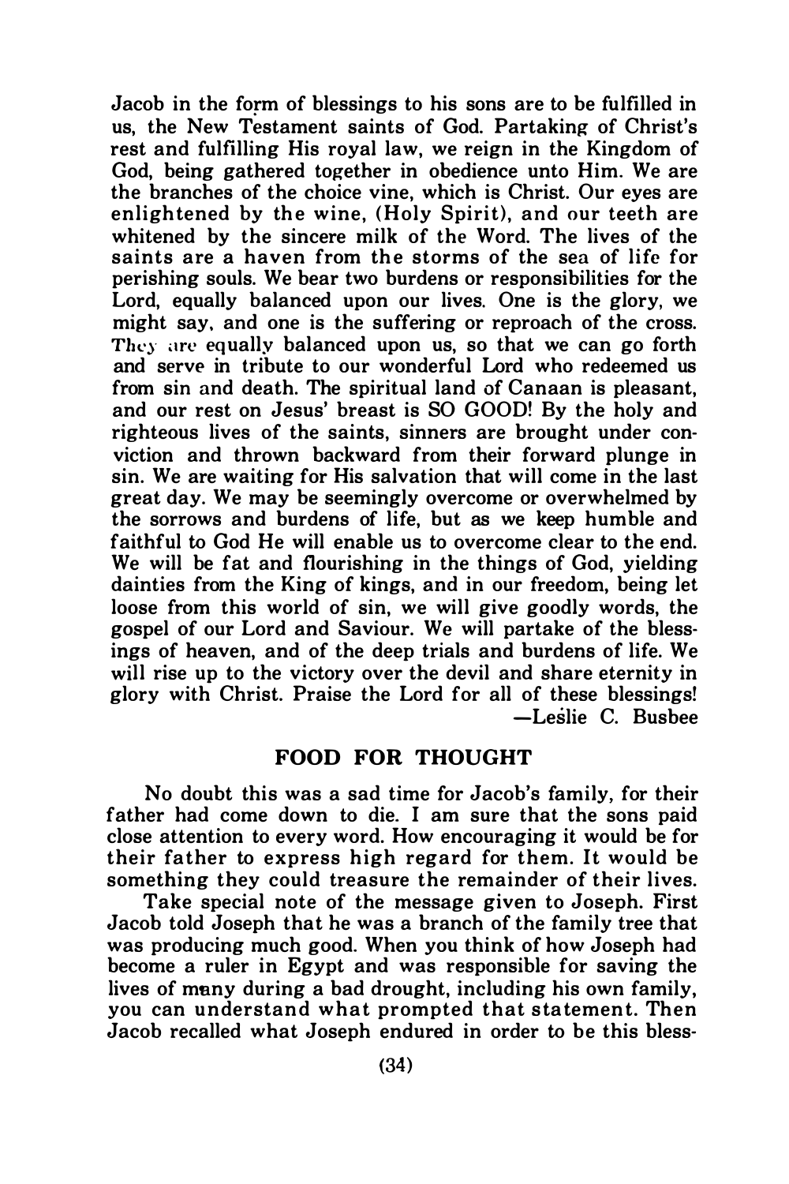Jacob in the form of blessings to his sons are to be fulfilled in us, the New Testament saints of God. Partaking of Christ's rest and fulfilling His royal law, we reign in the Kingdom of God, being gathered together in obedience unto Him. We are the branches of the choice vine, which is Christ. Our eyes are enlightened by the wine, (Holy Spirit), and our teeth are whitened by the sincere milk of the Word. The lives of the saints are a haven from the storms of the sea of life for perishing souls. We bear two burdens or responsibilities for the Lord, equally balanced upon our lives. One is the glory, we might say, and one is the suffering or reproach of the cross. They are equally balanced upon us, so that we can go forth and serve in tribute to our wonderful Lord who redeemed us from sin and death. The spiritual land of Canaan is pleasant, and our rest on Jesus' breast is SO GOOD! By the holy and righteous lives of the saints, sinners are brought under conviction and thrown backward from their forward plunge in sin. We are waiting for His salvation that will come in the last great day. We may be seemingly overcome or overwhelmed by the sorrows and burdens of life, but as we keep humble and faithful to God He will enable us to overcome clear to the end. We will be fat and flourishing in the things of God, yielding dainties from the King of kings, and in our freedom, being let loose from this world of sin, we will give goodly words, the gospel of our Lord and Saviour. We will partake of the blessings of heaven, and of the deep trials and burdens of life. We will rise up to the victory over the devil and share eternity in glory with Christ. Praise the Lord for all of these blessings!

—Leslie C. Busbee

## FOOD FOR THOUGHT

No doubt this was a sad time for Jacob's family, for their father had come down to die. I am sure that the sons paid close attention to every word. How encouraging it would be for their father to express high regard for them. It would be something they could treasure the remainder of their lives.

Take special note of the message given to Joseph. First Jacob told Joseph that he was a branch of the family tree that was producing much good. When you think of how Joseph had become a ruler in Egypt and was responsible for saving the lives of many during a bad drought, including his own family, you can understand what prompted that statement. Then Jacob recalled what Joseph endured in order to be this bless-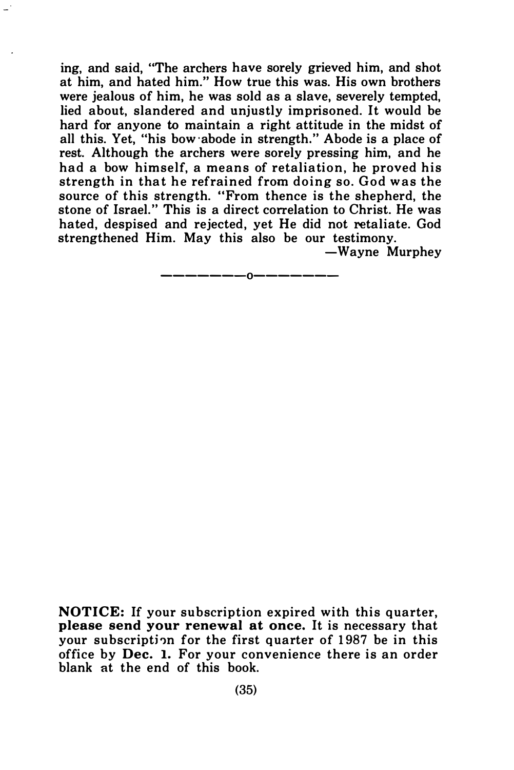ing, and said, "The archers have sorely grieved him, and shot at him, and hated him." How true this was. His own brothers were jealous of him, he was sold as a slave, severely tempted, lied about, slandered and unjustly imprisoned. It would be hard for anyone to maintain a right attitude in the midst of all this. Yet, "his bow abode in strength." Abode is a place of rest. Although the archers were sorely pressing him, and he had a bow himself, a means of retaliation, he proved his strength in that he refrained from doing so. God was the source of this strength. "From thence is the shepherd, the stone of Israel." This is a direct correlation to Christ. He was hated, despised and rejected, yet He did not retaliate. God strengthened Him. May this also be our testimony.

—Wayne Murphey

--------o--------

**NOTICE:** If your subscription expired with this quarter, **please send your renewal at once.** It is necessary that your subscription for the first quarter of 1987 be in this office by **Dec. 1.** For your convenience there is an order blank at the end of this book.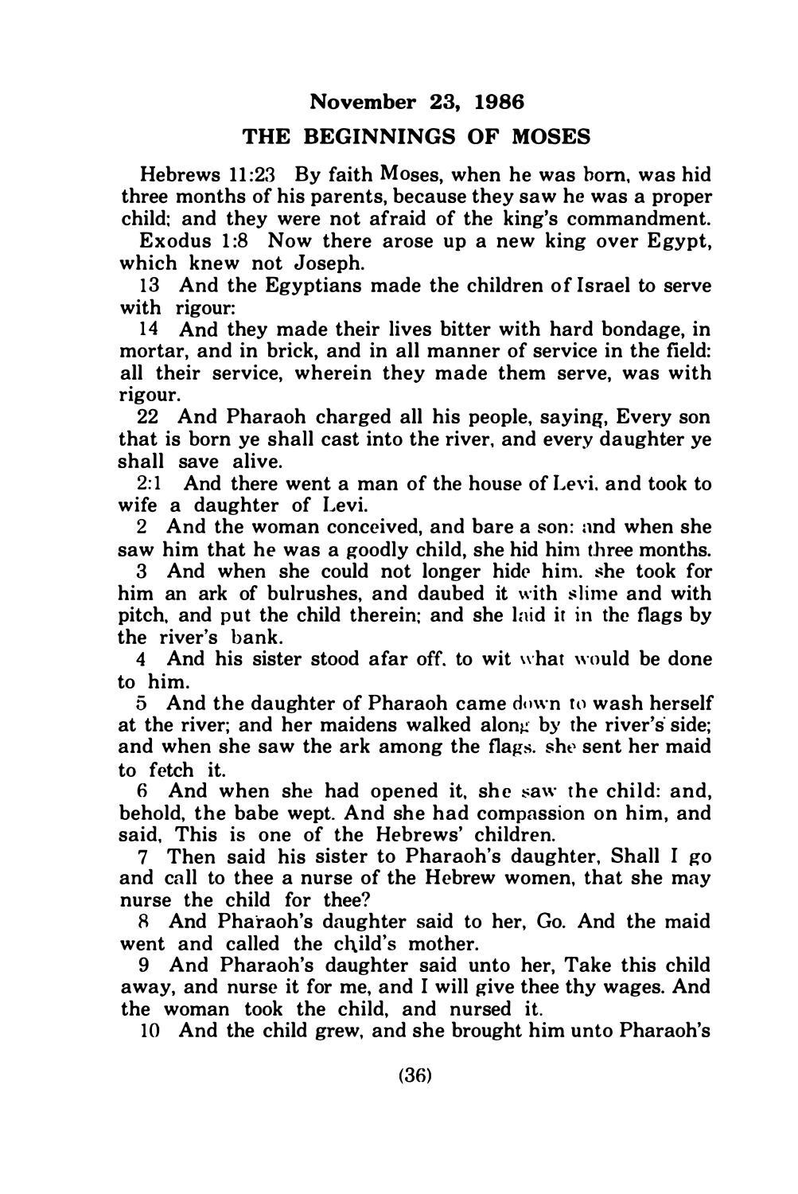## November 23, 1986

## THE BEGINNINGS OF MOSES

Hebrews 11:23 By faith Moses, when he was born, was hid three months of his parents, because they saw he was a proper child; and they were not afraid of the king's commandment.

Exodus 1:8 Now there arose up a new king over Egypt, which knew not Joseph.

13 And the Egyptians made the children of Israel to serve with rigour:

14 And they made their lives bitter with hard bondage, in mortar, and in brick, and in all manner of service in the field: all their service, wherein they made them serve, was with rigour.

22 And Pharaoh charged all his people, saying, Every son that is born ye shall cast into the river, and every daughter ye shall save alive.

2:1 And there went a man of the house of Levi, and took to wife a daughter of Levi.

2 And the woman conceived, and bare a son: and when she saw him that he was a goodly child, she hid him three months.

3 And when she could not longer hide him, she took for him an ark of bulrushes, and daubed it with slime and with pitch, and put the child therein; and she laid it in the flags by the river's bank.

4 And his sister stood afar off, to wit what would be done to him.

5 And the daughter of Pharaoh came down to wash herself at the river; and her maidens walked along by the river's side; and when she saw the ark among the flags, she sent her maid to fetch it.

6 And when she had opened it, she saw the child: and, behold, the babe wept. And she had compassion on him, and said, This is one of the Hebrews' children.

7 Then said his sister to Pharaoh's daughter, Shall I go and call to thee a nurse of the Hebrew women, that she may nurse the child for thee?

8 And Pharaoh's daughter said to her, Go. And the maid went and called the child's mother.

9 And Pharaoh's daughter said unto her, Take this child away, and nurse it for me, and I will give thee thy wages. And the woman took the child, and nursed it.

10 And the child grew, and she brought him unto Pharaoh's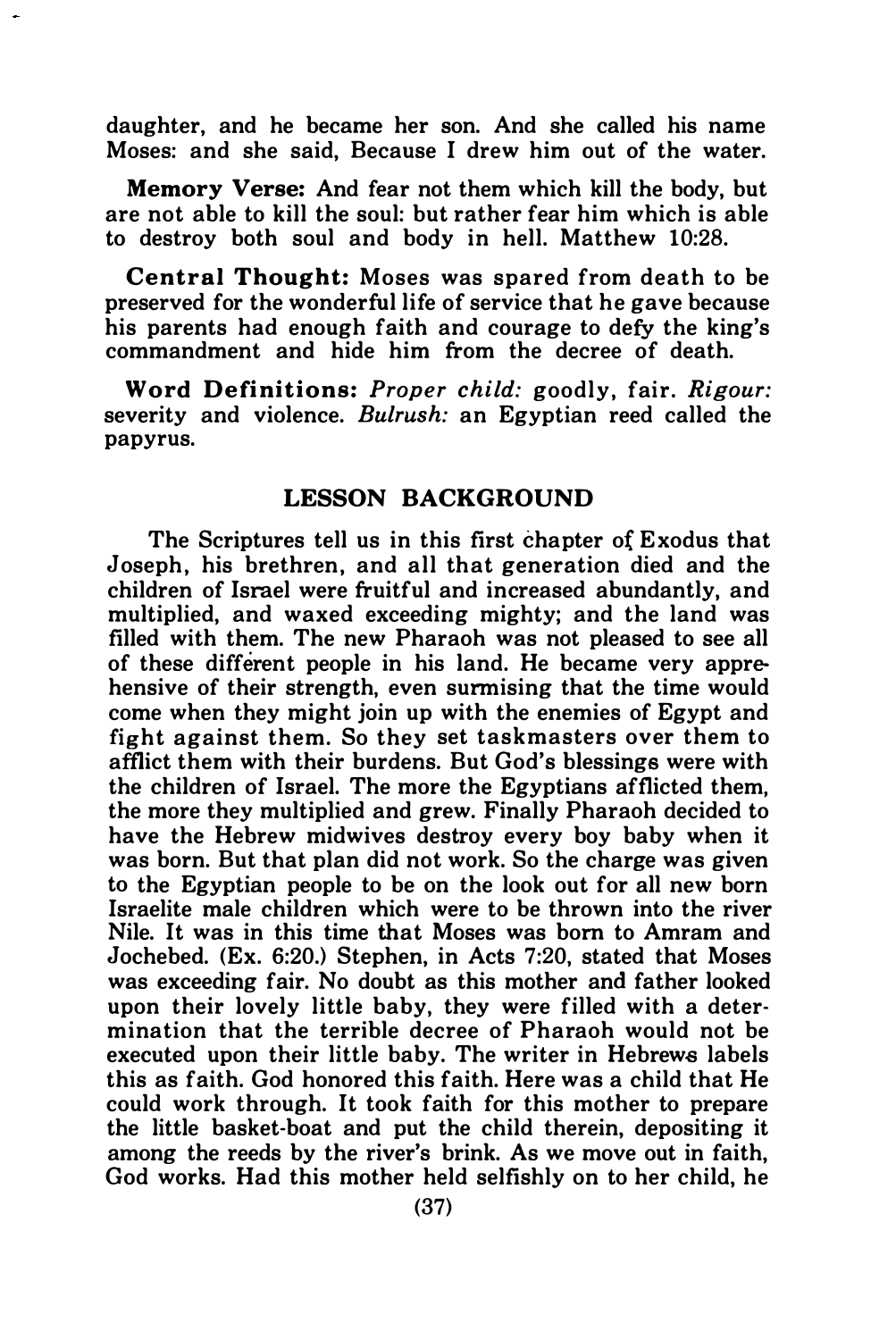daughter, and he became her son. And she called his name Moses: and she said, Because I drew him out of the water.

**Memory Verse:** And fear not them which kill the body, but are not able to kill the soul: but rather fear him which is able to destroy both soul and body in hell. Matthew 10:28.

**Central Thought:** Moses was spared from death to be preserved for the wonderful life of service that he gave because his parents had enough faith and courage to defy the king's commandment and hide him from the decree of death.

**Word Definitions:** *Proper child:* goodly, fair. *Rigour:* severity and violence. *Bulrush:* an Egyptian reed called the papyrus.

## LESSON BACKGROUND

The Scriptures tell us in this first chapter of Exodus that Joseph, his brethren, and all that generation died and the children of Israel were fruitful and increased abundantly, and multiplied, and waxed exceeding mighty; and the land was filled with them. The new Pharaoh was not pleased to see all of these different people in his land. He became very apprehensive of their strength, even surmising that the time would come when they might join up with the enemies of Egypt and fight against them. So they set taskmasters over them to afflict them with their burdens. But God's blessings were with the children of Israel. The more the Egyptians afflicted them, the more they multiplied and grew. Finally Pharaoh decided to have the Hebrew midwives destroy every boy baby when it was born. But that plan did not work. So the charge was given to the Egyptian people to be on the look out for all new born Israelite male children which were to be thrown into the river Nile. It was in this time that Moses was born to Amram and Jochebed. (Ex. 6:20.) Stephen, in Acts 7:20, stated that Moses was exceeding fair. No doubt as this mother and father looked upon their lovely little baby, they were filled with a determination that the terrible decree of Pharaoh would not be executed upon their little baby. The writer in Hebrews labels this as faith. God honored this faith. Here was a child that He could work through. It took faith for this mother to prepare the little basket-boat and put the child therein, depositing it among the reeds by the river's brink. As we move out in faith, God works. Had this mother held selfishly on to her child, he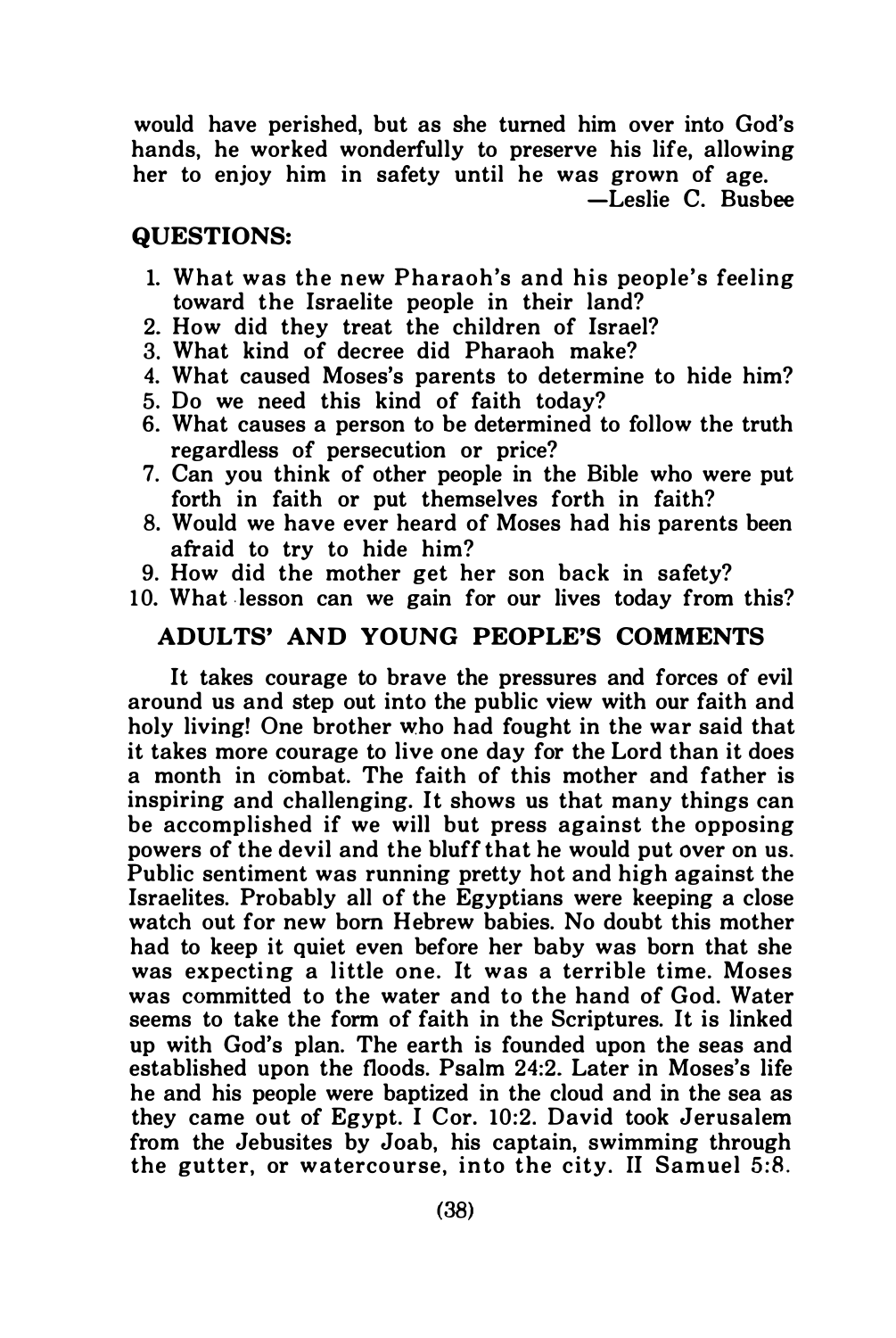would have perished, but as she turned him over into God's hands, he worked wonderfully to preserve his life, allowing her to enjoy him in safety until he was grown of age.

—Leslie C. Busbee

## QUESTIONS:

1. What was the new Pharaoh's and his people's feeling toward the Israelite people in their land?
2. How did they treat the children of Israel?
3. What kind of decree did Pharaoh make?
4. What caused Moses's parents to determine to hide him?
5. Do we need this kind of faith today?
6. What causes a person to be determined to follow the truth regardless of persecution or price?
7. Can you think of other people in the Bible who were put forth in faith or put themselves forth in faith?
8. Would we have ever heard of Moses had his parents been afraid to try to hide him?
9. How did the mother get her son back in safety?
10. What lesson can we gain for our lives today from this?

## ADULTS' AND YOUNG PEOPLE'S COMMENTS

It takes courage to brave the pressures and forces of evil around us and step out into the public view with our faith and holy living! One brother who had fought in the war said that it takes more courage to live one day for the Lord than it does a month in combat. The faith of this mother and father is inspiring and challenging. It shows us that many things can be accomplished if we will but press against the opposing powers of the devil and the bluff that he would put over on us. Public sentiment was running pretty hot and high against the Israelites. Probably all of the Egyptians were keeping a close watch out for new born Hebrew babies. No doubt this mother had to keep it quiet even before her baby was born that she was expecting a little one. It was a terrible time. Moses was committed to the water and to the hand of God. Water seems to take the form of faith in the Scriptures. It is linked up with God's plan. The earth is founded upon the seas and established upon the floods. Psalm 24:2. Later in Moses's life he and his people were baptized in the cloud and in the sea as they came out of Egypt. I Cor. 10:2. David took Jerusalem from the Jebusites by Joab, his captain, swimming through the gutter, or watercourse, into the city. II Samuel 5:8.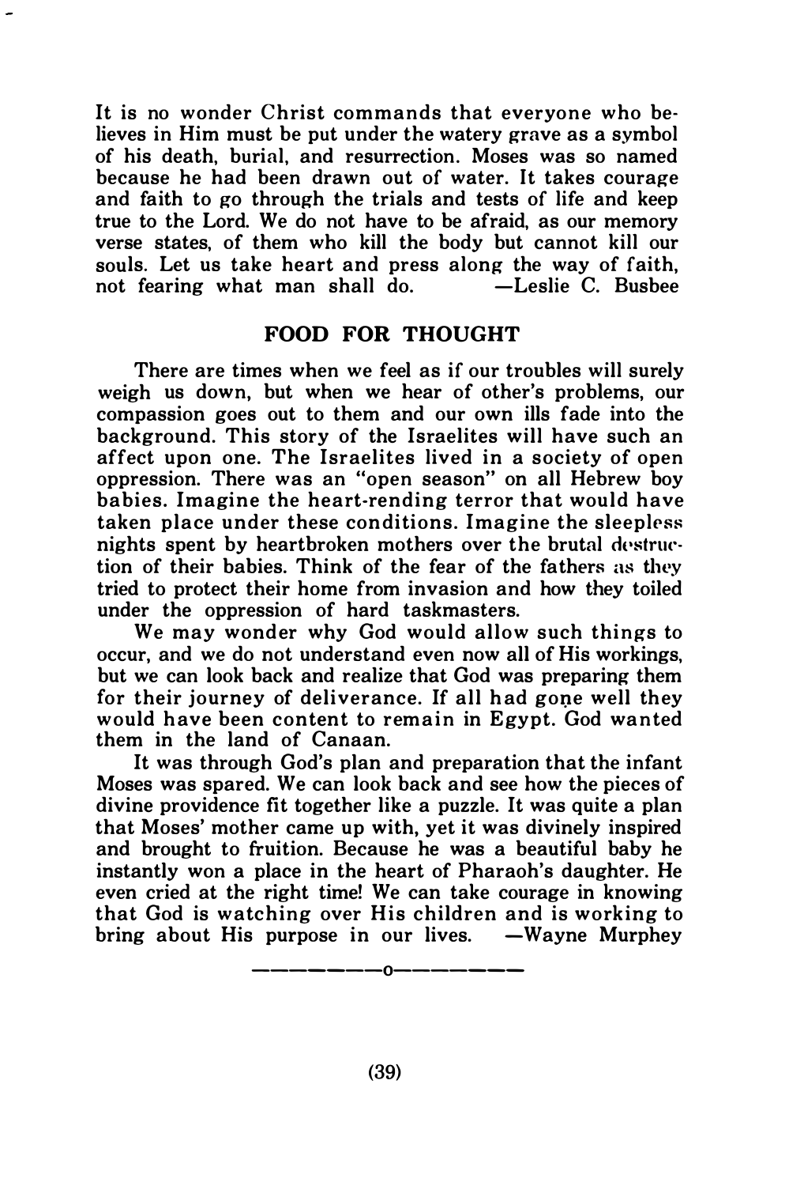It is no wonder Christ commands that everyone who believes in Him must be put under the watery grave as a symbol of his death, burial, and resurrection. Moses was so named because he had been drawn out of water. It takes courage and faith to go through the trials and tests of life and keep true to the Lord. We do not have to be afraid, as our memory verse states, of them who kill the body but cannot kill our souls. Let us take heart and press along the way of faith, not fearing what man shall do. —Leslie C. Busbee

## FOOD FOR THOUGHT

There are times when we feel as if our troubles will surely weigh us down, but when we hear of other's problems, our compassion goes out to them and our own ills fade into the background. This story of the Israelites will have such an affect upon one. The Israelites lived in a society of open oppression. There was an "open season" on all Hebrew boy babies. Imagine the heart-rending terror that would have taken place under these conditions. Imagine the sleepless nights spent by heartbroken mothers over the brutal destruction of their babies. Think of the fear of the fathers as they tried to protect their home from invasion and how they toiled under the oppression of hard taskmasters.

We may wonder why God would allow such things to occur, and we do not understand even now all of His workings, but we can look back and realize that God was preparing them for their journey of deliverance. If all had gone well they would have been content to remain in Egypt. God wanted them in the land of Canaan.

It was through God's plan and preparation that the infant Moses was spared. We can look back and see how the pieces of divine providence fit together like a puzzle. It was quite a plan that Moses' mother came up with, yet it was divinely inspired and brought to fruition. Because he was a beautiful baby he instantly won a place in the heart of Pharaoh's daughter. He even cried at the right time! We can take courage in knowing that God is watching over His children and is working to bring about His purpose in our lives. —Wayne Murphey

————o————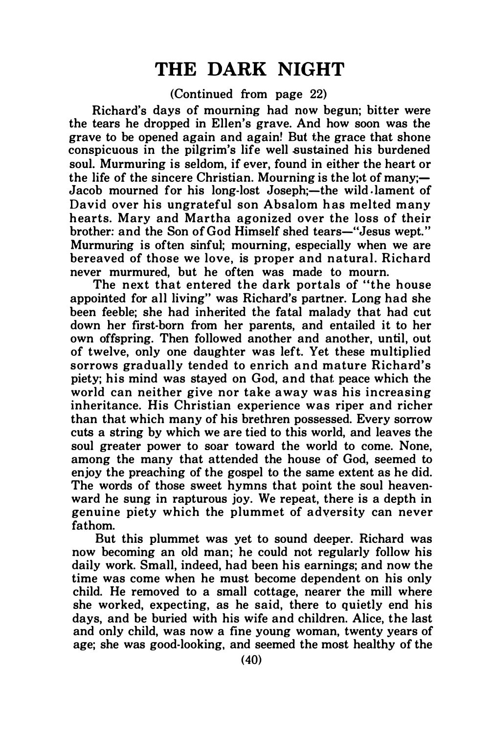# THE DARK NIGHT

(Continued from page 22)

Richard's days of mourning had now begun; bitter were the tears he dropped in Ellen's grave. And how soon was the grave to be opened again and again! But the grace that shone conspicuous in the pilgrim's life well sustained his burdened soul. Murmuring is seldom, if ever, found in either the heart or the life of the sincere Christian. Mourning is the lot of many;—Jacob mourned for his long-lost Joseph;—the wild lament of David over his ungrateful son Absalom has melted many hearts. Mary and Martha agonized over the loss of their brother: and the Son of God Himself shed tears—"Jesus wept." Murmuring is often sinful; mourning, especially when we are bereaved of those we love, is proper and natural. Richard never murmured, but he often was made to mourn.

The next that entered the dark portals of "the house appointed for all living" was Richard's partner. Long had she been feeble; she had inherited the fatal malady that had cut down her first-born from her parents, and entailed it to her own offspring. Then followed another and another, until, out of twelve, only one daughter was left. Yet these multiplied sorrows gradually tended to enrich and mature Richard's piety; his mind was stayed on God, and that peace which the world can neither give nor take away was his increasing inheritance. His Christian experience was riper and richer than that which many of his brethren possessed. Every sorrow cuts a string by which we are tied to this world, and leaves the soul greater power to soar toward the world to come. None, among the many that attended the house of God, seemed to enjoy the preaching of the gospel to the same extent as he did. The words of those sweet hymns that point the soul heavenward he sung in rapturous joy. We repeat, there is a depth in genuine piety which the plummet of adversity can never fathom.

But this plummet was yet to sound deeper. Richard was now becoming an old man; he could not regularly follow his daily work. Small, indeed, had been his earnings; and now the time was come when he must become dependent on his only child. He removed to a small cottage, nearer the mill where she worked, expecting, as he said, there to quietly end his days, and be buried with his wife and children. Alice, the last and only child, was now a fine young woman, twenty years of age; she was good-looking, and seemed the most healthy of the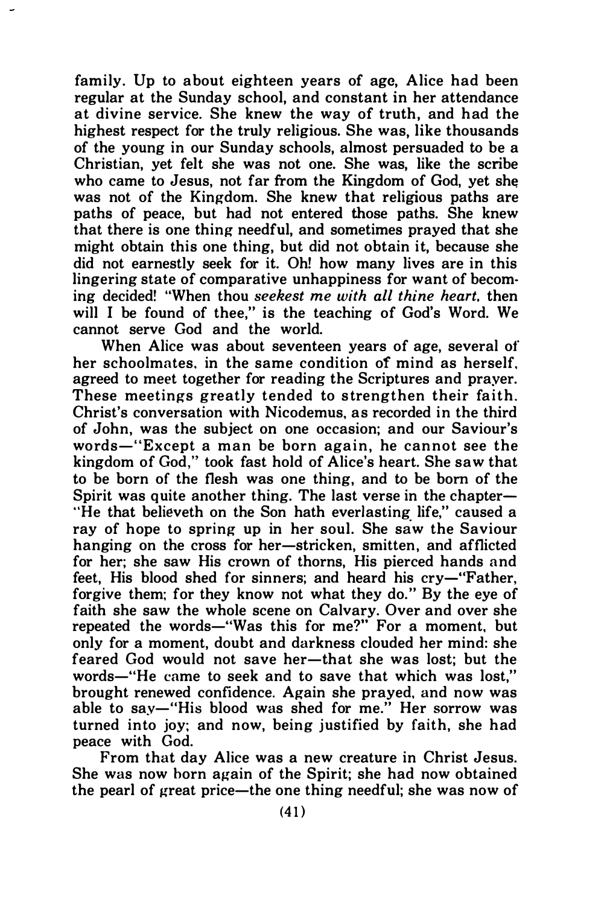family. Up to about eighteen years of age, Alice had been regular at the Sunday school, and constant in her attendance at divine service. She knew the way of truth, and had the highest respect for the truly religious. She was, like thousands of the young in our Sunday schools, almost persuaded to be a Christian, yet felt she was not one. She was, like the scribe who came to Jesus, not far from the Kingdom of God, yet she was not of the Kingdom. She knew that religious paths are paths of peace, but had not entered those paths. She knew that there is one thing needful, and sometimes prayed that she might obtain this one thing, but did not obtain it, because she did not earnestly seek for it. Oh! how many lives are in this lingering state of comparative unhappiness for want of becoming decided! "When thou *seekest me with all thine heart*, then will I be found of thee," is the teaching of God's Word. We cannot serve God and the world.

When Alice was about seventeen years of age, several of her schoolmates, in the same condition of mind as herself, agreed to meet together for reading the Scriptures and prayer. These meetings greatly tended to strengthen their faith. Christ's conversation with Nicodemus, as recorded in the third of John, was the subject on one occasion; and our Saviour's words—"Except a man be born again, he cannot see the kingdom of God," took fast hold of Alice's heart. She saw that to be born of the flesh was one thing, and to be born of the Spirit was quite another thing. The last verse in the chapter—"He that believeth on the Son hath everlasting life," caused a ray of hope to spring up in her soul. She saw the Saviour hanging on the cross for her—stricken, smitten, and afflicted for her; she saw His crown of thorns, His pierced hands and feet, His blood shed for sinners; and heard his cry—"Father, forgive them; for they know not what they do." By the eye of faith she saw the whole scene on Calvary. Over and over she repeated the words—"Was this for me?" For a moment, but only for a moment, doubt and darkness clouded her mind: she feared God would not save her—that she was lost; but the words—"He came to seek and to save that which was lost," brought renewed confidence. Again she prayed, and now was able to say—"His blood was shed for me." Her sorrow was turned into joy; and now, being justified by faith, she had peace with God.

From that day Alice was a new creature in Christ Jesus. She was now born again of the Spirit; she had now obtained the pearl of great price—the one thing needful; she was now of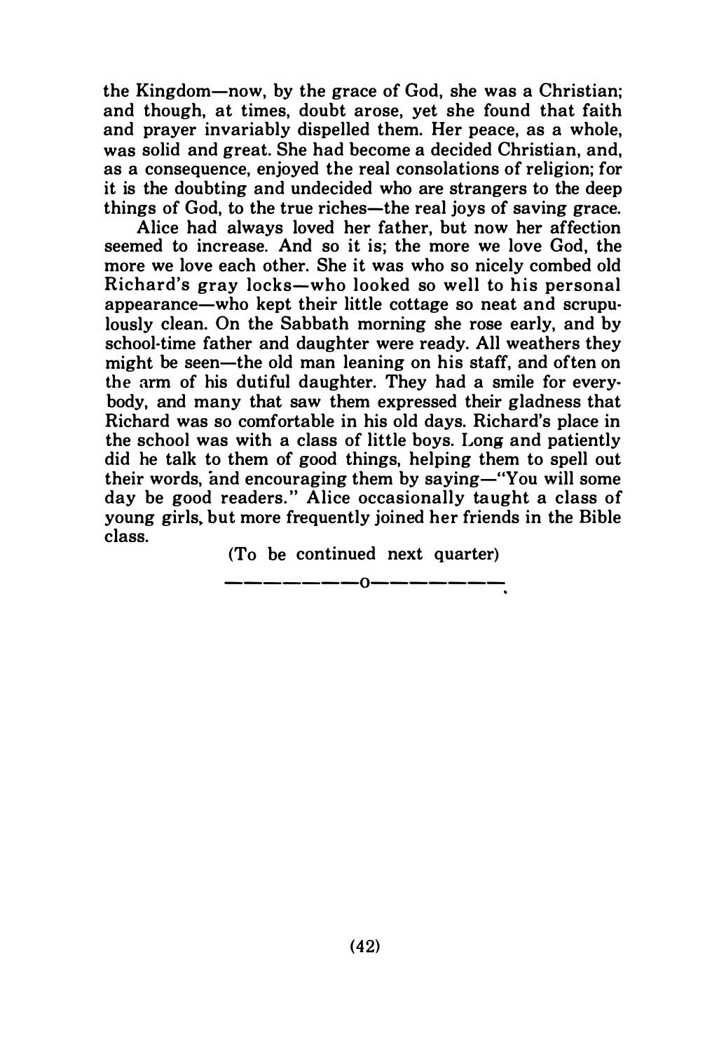the Kingdom—now, by the grace of God, she was a Christian; and though, at times, doubt arose, yet she found that faith and prayer invariably dispelled them. Her peace, as a whole, was solid and great. She had become a decided Christian, and, as a consequence, enjoyed the real consolations of religion; for it is the doubting and undecided who are strangers to the deep things of God, to the true riches—the real joys of saving grace.

Alice had always loved her father, but now her affection seemed to increase. And so it is; the more we love God, the more we love each other. She it was who so nicely combed old Richard's gray locks—who looked so well to his personal appearance—who kept their little cottage so neat and scrupulously clean. On the Sabbath morning she rose early, and by school-time father and daughter were ready. All weathers they might be seen—the old man leaning on his staff, and often on the arm of his dutiful daughter. They had a smile for everybody, and many that saw them expressed their gladness that Richard was so comfortable in his old days. Richard's place in the school was with a class of little boys. Long and patiently did he talk to them of good things, helping them to spell out their words, and encouraging them by saying—"You will some day be good readers." Alice occasionally taught a class of young girls, but more frequently joined her friends in the Bible class.

(To be continued next quarter)

—————————o—————————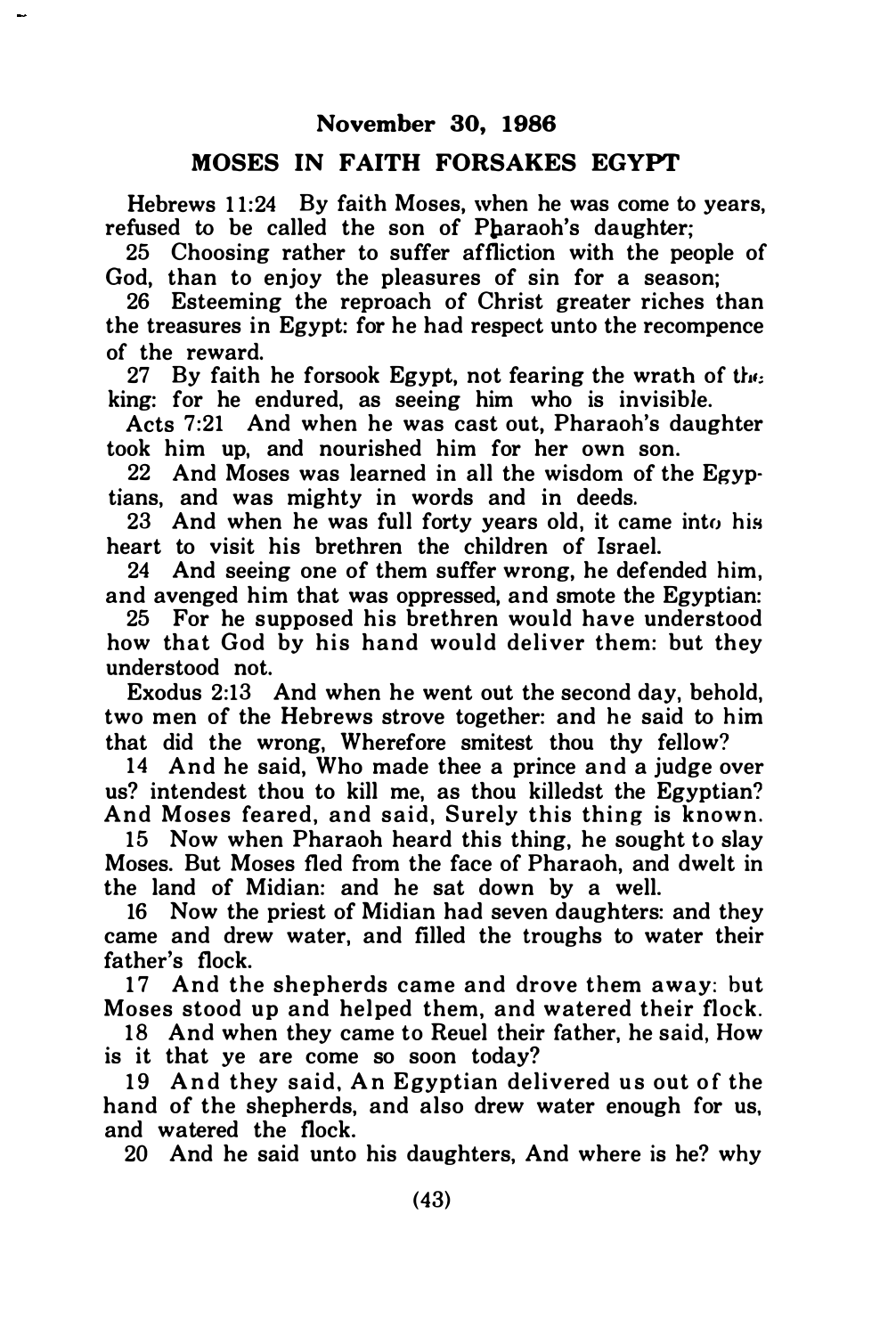**November 30, 1986**

**MOSES IN FAITH FORSAKES EGYPT**

Hebrews 11:24 By faith Moses, when he was come to years, refused to be called the son of Pharaoh's daughter;

25 Choosing rather to suffer affliction with the people of God, than to enjoy the pleasures of sin for a season;

26 Esteeming the reproach of Christ greater riches than the treasures in Egypt: for he had respect unto the recompence of the reward.

27 By faith he forsook Egypt, not fearing the wrath of the king: for he endured, as seeing him who is invisible.

Acts 7:21 And when he was cast out, Pharaoh's daughter took him up, and nourished him for her own son.

22 And Moses was learned in all the wisdom of the Egyptians, and was mighty in words and in deeds.

23 And when he was full forty years old, it came into his heart to visit his brethren the children of Israel.

24 And seeing one of them suffer wrong, he defended him, and avenged him that was oppressed, and smote the Egyptian:

25 For he supposed his brethren would have understood how that God by his hand would deliver them: but they understood not.

Exodus 2:13 And when he went out the second day, behold, two men of the Hebrews strove together: and he said to him that did the wrong, Wherefore smitest thou thy fellow?

14 And he said, Who made thee a prince and a judge over us? intendest thou to kill me, as thou killedst the Egyptian? And Moses feared, and said, Surely this thing is known.

15 Now when Pharaoh heard this thing, he sought to slay Moses. But Moses fled from the face of Pharaoh, and dwelt in the land of Midian: and he sat down by a well.

16 Now the priest of Midian had seven daughters: and they came and drew water, and filled the troughs to water their father's flock.

17 And the shepherds came and drove them away: but Moses stood up and helped them, and watered their flock.

18 And when they came to Reuel their father, he said, How is it that ye are come so soon today?

19 And they said, An Egyptian delivered us out of the hand of the shepherds, and also drew water enough for us, and watered the flock.

20 And he said unto his daughters, And where is he? why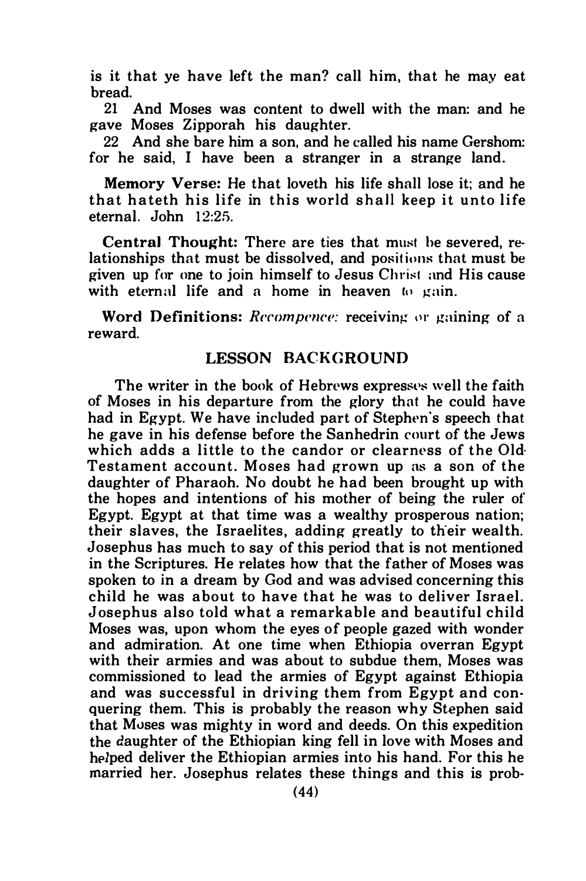is it that ye have left the man? call him, that he may eat bread.

21 And Moses was content to dwell with the man: and he gave Moses Zipporah his daughter.

22 And she bare him a son, and he called his name Gershom: for he said, I have been a stranger in a strange land.

**Memory Verse:** He that loveth his life shall lose it; and he that hateth his life in this world shall keep it unto life eternal. John 12:25.

**Central Thought:** There are ties that must be severed, relationships that must be dissolved, and positions that must be given up for one to join himself to Jesus Christ and His cause with eternal life and a home in heaven to gain.

**Word Definitions:** *Recompence:* receiving or gaining of a reward.

## LESSON BACKGROUND

The writer in the book of Hebrews expresses well the faith of Moses in his departure from the glory that he could have had in Egypt. We have included part of Stephen's speech that he gave in his defense before the Sanhedrin court of the Jews which adds a little to the candor or clearness of the Old Testament account. Moses had grown up as a son of the daughter of Pharaoh. No doubt he had been brought up with the hopes and intentions of his mother of being the ruler of Egypt. Egypt at that time was a wealthy prosperous nation; their slaves, the Israelites, adding greatly to their wealth. Josephus has much to say of this period that is not mentioned in the Scriptures. He relates how that the father of Moses was spoken to in a dream by God and was advised concerning this child he was about to have that he was to deliver Israel. Josephus also told what a remarkable and beautiful child Moses was, upon whom the eyes of people gazed with wonder and admiration. At one time when Ethiopia overran Egypt with their armies and was about to subdue them, Moses was commissioned to lead the armies of Egypt against Ethiopia and was successful in driving them from Egypt and conquering them. This is probably the reason why Stephen said that Moses was mighty in word and deeds. On this expedition the daughter of the Ethiopian king fell in love with Moses and helped deliver the Ethiopian armies into his hand. For this he married her. Josephus relates these things and this is prob-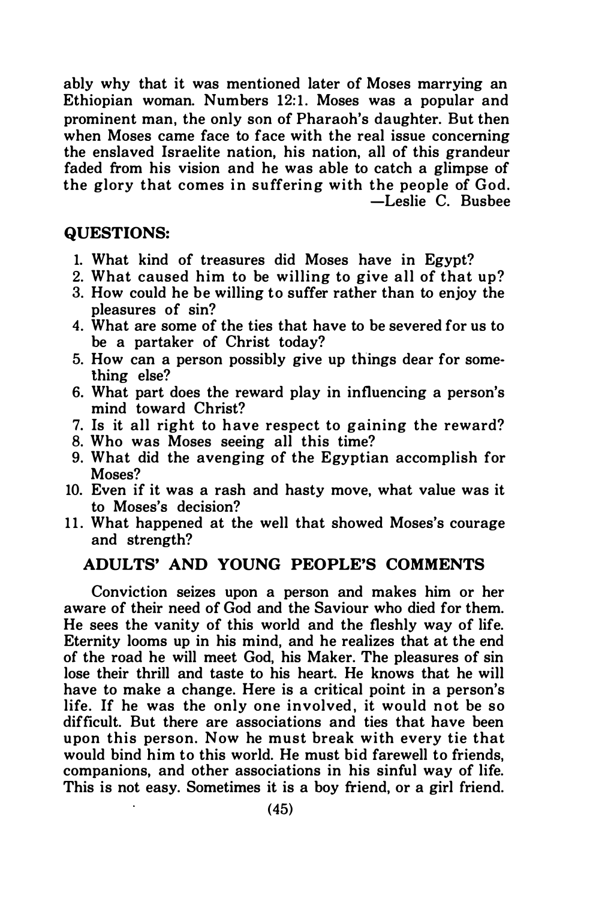ably why that it was mentioned later of Moses marrying an Ethiopian woman. Numbers 12:1. Moses was a popular and prominent man, the only son of Pharaoh's daughter. But then when Moses came face to face with the real issue concerning the enslaved Israelite nation, his nation, all of this grandeur faded from his vision and he was able to catch a glimpse of the glory that comes in suffering with the people of God.

—Leslie C. Busbee

## QUESTIONS:

1. What kind of treasures did Moses have in Egypt?
2. What caused him to be willing to give all of that up?
3. How could he be willing to suffer rather than to enjoy the pleasures of sin?
4. What are some of the ties that have to be severed for us to be a partaker of Christ today?
5. How can a person possibly give up things dear for something else?
6. What part does the reward play in influencing a person's mind toward Christ?
7. Is it all right to have respect to gaining the reward?
8. Who was Moses seeing all this time?
9. What did the avenging of the Egyptian accomplish for Moses?
10. Even if it was a rash and hasty move, what value was it to Moses's decision?
11. What happened at the well that showed Moses's courage and strength?

## ADULTS' AND YOUNG PEOPLE'S COMMENTS

Conviction seizes upon a person and makes him or her aware of their need of God and the Saviour who died for them. He sees the vanity of this world and the fleshly way of life. Eternity looms up in his mind, and he realizes that at the end of the road he will meet God, his Maker. The pleasures of sin lose their thrill and taste to his heart. He knows that he will have to make a change. Here is a critical point in a person's life. If he was the only one involved, it would not be so difficult. But there are associations and ties that have been upon this person. Now he must break with every tie that would bind him to this world. He must bid farewell to friends, companions, and other associations in his sinful way of life. This is not easy. Sometimes it is a boy friend, or a girl friend.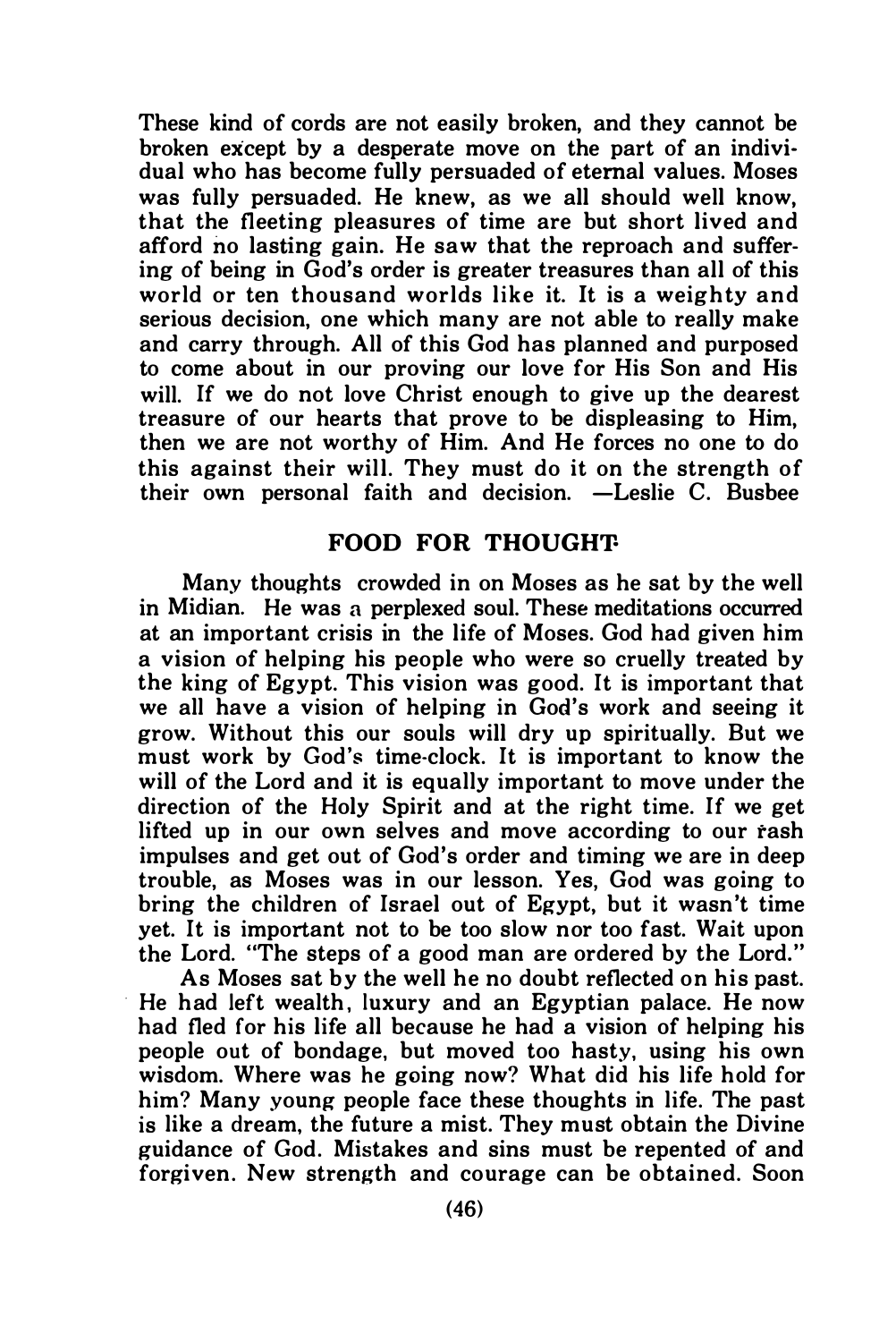These kind of cords are not easily broken, and they cannot be broken except by a desperate move on the part of an individual who has become fully persuaded of eternal values. Moses was fully persuaded. He knew, as we all should well know, that the fleeting pleasures of time are but short lived and afford no lasting gain. He saw that the reproach and suffering of being in God's order is greater treasures than all of this world or ten thousand worlds like it. It is a weighty and serious decision, one which many are not able to really make and carry through. All of this God has planned and purposed to come about in our proving our love for His Son and His will. If we do not love Christ enough to give up the dearest treasure of our hearts that prove to be displeasing to Him, then we are not worthy of Him. And He forces no one to do this against their will. They must do it on the strength of their own personal faith and decision. —Leslie C. Busbee

## FOOD FOR THOUGHT

Many thoughts crowded in on Moses as he sat by the well in Midian. He was a perplexed soul. These meditations occurred at an important crisis in the life of Moses. God had given him a vision of helping his people who were so cruelly treated by the king of Egypt. This vision was good. It is important that we all have a vision of helping in God's work and seeing it grow. Without this our souls will dry up spiritually. But we must work by God's time-clock. It is important to know the will of the Lord and it is equally important to move under the direction of the Holy Spirit and at the right time. If we get lifted up in our own selves and move according to our rash impulses and get out of God's order and timing we are in deep trouble, as Moses was in our lesson. Yes, God was going to bring the children of Israel out of Egypt, but it wasn't time yet. It is important not to be too slow nor too fast. Wait upon the Lord. "The steps of a good man are ordered by the Lord."

As Moses sat by the well he no doubt reflected on his past. He had left wealth, luxury and an Egyptian palace. He now had fled for his life all because he had a vision of helping his people out of bondage, but moved too hasty, using his own wisdom. Where was he going now? What did his life hold for him? Many young people face these thoughts in life. The past is like a dream, the future a mist. They must obtain the Divine guidance of God. Mistakes and sins must be repented of and forgiven. New strength and courage can be obtained. Soon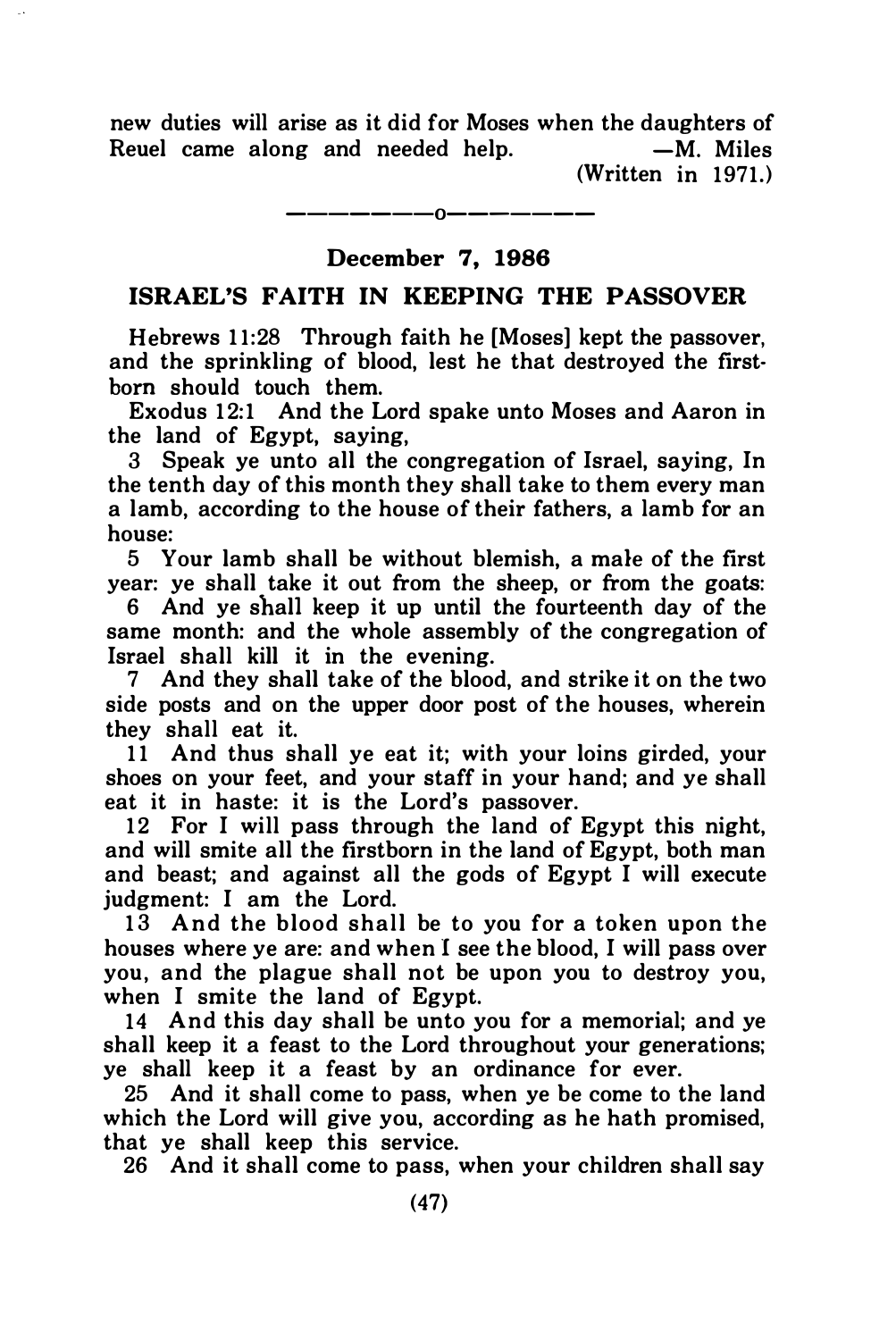new duties will arise as it did for Moses when the daughters of Reuel came along and needed help. —M. Miles

(Written in 1971.)

---o---

## December 7, 1986

## ISRAEL'S FAITH IN KEEPING THE PASSOVER

Hebrews 11:28 Through faith he [Moses] kept the passover, and the sprinkling of blood, lest he that destroyed the firstborn should touch them.

Exodus 12:1 And the Lord spake unto Moses and Aaron in the land of Egypt, saying,

3 Speak ye unto all the congregation of Israel, saying, In the tenth day of this month they shall take to them every man a lamb, according to the house of their fathers, a lamb for an house:

5 Your lamb shall be without blemish, a male of the first year: ye shall take it out from the sheep, or from the goats:

6 And ye shall keep it up until the fourteenth day of the same month: and the whole assembly of the congregation of Israel shall kill it in the evening.

7 And they shall take of the blood, and strike it on the two side posts and on the upper door post of the houses, wherein they shall eat it.

11 And thus shall ye eat it; with your loins girded, your shoes on your feet, and your staff in your hand; and ye shall eat it in haste: it is the Lord's passover.

12 For I will pass through the land of Egypt this night, and will smite all the firstborn in the land of Egypt, both man and beast; and against all the gods of Egypt I will execute judgment: I am the Lord.

13 And the blood shall be to you for a token upon the houses where ye are: and when I see the blood, I will pass over you, and the plague shall not be upon you to destroy you, when I smite the land of Egypt.

14 And this day shall be unto you for a memorial; and ye shall keep it a feast to the Lord throughout your generations; ye shall keep it a feast by an ordinance for ever.

25 And it shall come to pass, when ye be come to the land which the Lord will give you, according as he hath promised, that ye shall keep this service.

26 And it shall come to pass, when your children shall say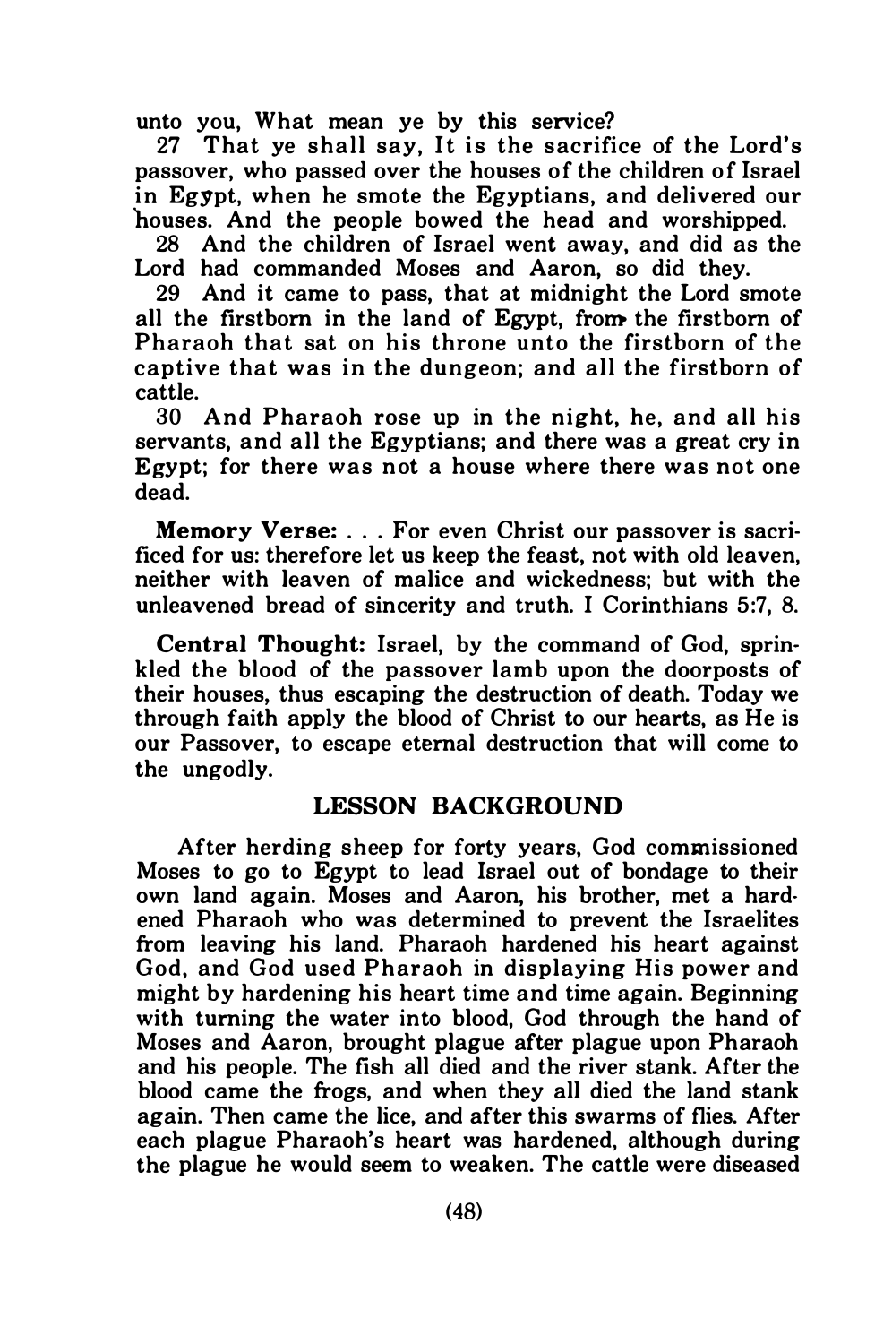unto you, What mean ye by this service?

27 That ye shall say, It is the sacrifice of the Lord's passover, who passed over the houses of the children of Israel in Egypt, when he smote the Egyptians, and delivered our houses. And the people bowed the head and worshipped.

28 And the children of Israel went away, and did as the Lord had commanded Moses and Aaron, so did they.

29 And it came to pass, that at midnight the Lord smote all the firstborn in the land of Egypt, from the firstborn of Pharaoh that sat on his throne unto the firstborn of the captive that was in the dungeon; and all the firstborn of cattle.

30 And Pharaoh rose up in the night, he, and all his servants, and all the Egyptians; and there was a great cry in Egypt; for there was not a house where there was not one dead.

**Memory Verse:** . . . For even Christ our passover is sacrificed for us: therefore let us keep the feast, not with old leaven, neither with leaven of malice and wickedness; but with the unleavened bread of sincerity and truth. I Corinthians 5:7, 8.

**Central Thought:** Israel, by the command of God, sprinkled the blood of the passover lamb upon the doorposts of their houses, thus escaping the destruction of death. Today we through faith apply the blood of Christ to our hearts, as He is our Passover, to escape eternal destruction that will come to the ungodly.

## LESSON BACKGROUND

After herding sheep for forty years, God commissioned Moses to go to Egypt to lead Israel out of bondage to their own land again. Moses and Aaron, his brother, met a hardened Pharaoh who was determined to prevent the Israelites from leaving his land. Pharaoh hardened his heart against God, and God used Pharaoh in displaying His power and might by hardening his heart time and time again. Beginning with turning the water into blood, God through the hand of Moses and Aaron, brought plague after plague upon Pharaoh and his people. The fish all died and the river stank. After the blood came the frogs, and when they all died the land stank again. Then came the lice, and after this swarms of flies. After each plague Pharaoh's heart was hardened, although during the plague he would seem to weaken. The cattle were diseased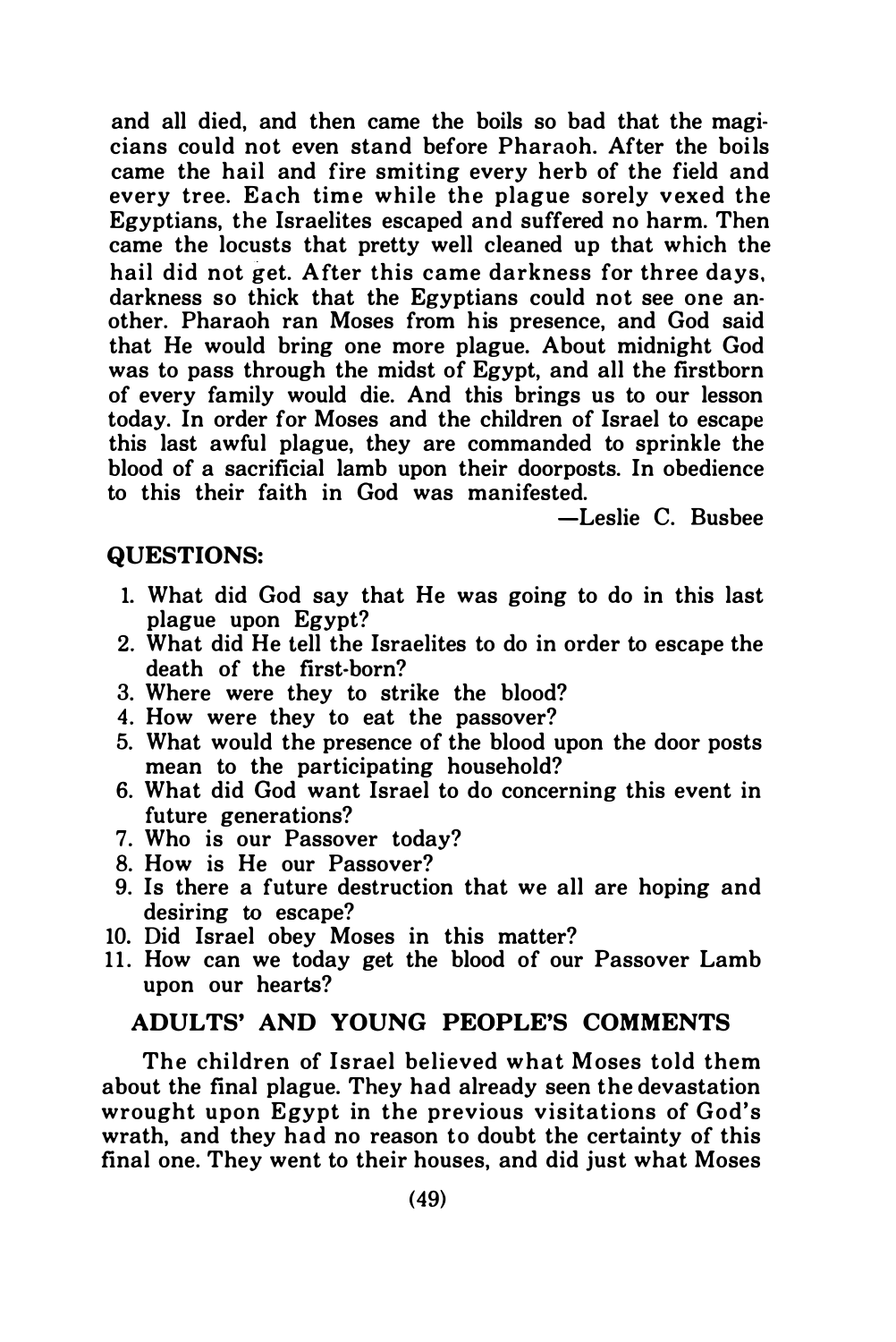and all died, and then came the boils so bad that the magicians could not even stand before Pharaoh. After the boils came the hail and fire smiting every herb of the field and every tree. Each time while the plague sorely vexed the Egyptians, the Israelites escaped and suffered no harm. Then came the locusts that pretty well cleaned up that which the hail did not get. After this came darkness for three days, darkness so thick that the Egyptians could not see one another. Pharaoh ran Moses from his presence, and God said that He would bring one more plague. About midnight God was to pass through the midst of Egypt, and all the firstborn of every family would die. And this brings us to our lesson today. In order for Moses and the children of Israel to escape this last awful plague, they are commanded to sprinkle the blood of a sacrificial lamb upon their doorposts. In obedience to this their faith in God was manifested.

—Leslie C. Busbee

## QUESTIONS:

1. What did God say that He was going to do in this last plague upon Egypt?
2. What did He tell the Israelites to do in order to escape the death of the first-born?
3. Where were they to strike the blood?
4. How were they to eat the passover?
5. What would the presence of the blood upon the door posts mean to the participating household?
6. What did God want Israel to do concerning this event in future generations?
7. Who is our Passover today?
8. How is He our Passover?
9. Is there a future destruction that we all are hoping and desiring to escape?
10. Did Israel obey Moses in this matter?
11. How can we today get the blood of our Passover Lamb upon our hearts?

## ADULTS' AND YOUNG PEOPLE'S COMMENTS

The children of Israel believed what Moses told them about the final plague. They had already seen the devastation wrought upon Egypt in the previous visitations of God's wrath, and they had no reason to doubt the certainty of this final one. They went to their houses, and did just what Moses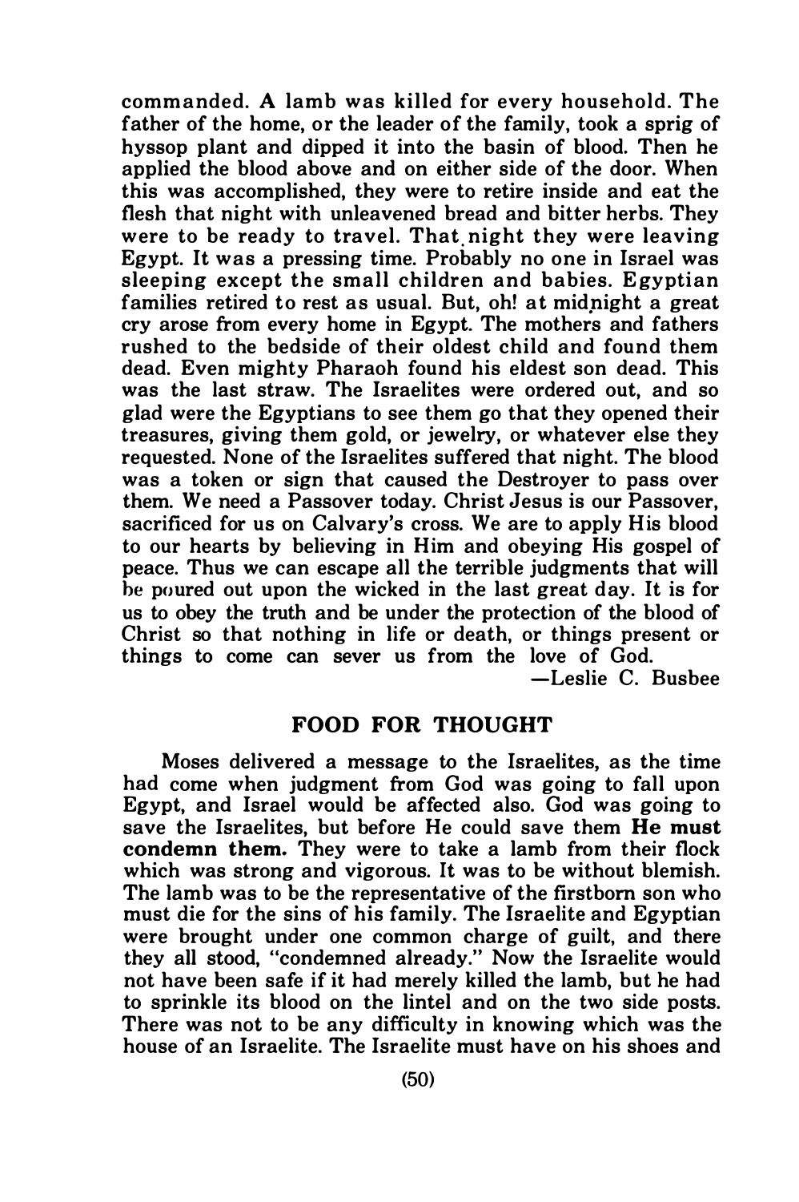commanded. A lamb was killed for every household. The father of the home, or the leader of the family, took a sprig of hyssop plant and dipped it into the basin of blood. Then he applied the blood above and on either side of the door. When this was accomplished, they were to retire inside and eat the flesh that night with unleavened bread and bitter herbs. They were to be ready to travel. That night they were leaving Egypt. It was a pressing time. Probably no one in Israel was sleeping except the small children and babies. Egyptian families retired to rest as usual. But, oh! at midnight a great cry arose from every home in Egypt. The mothers and fathers rushed to the bedside of their oldest child and found them dead. Even mighty Pharaoh found his eldest son dead. This was the last straw. The Israelites were ordered out, and so glad were the Egyptians to see them go that they opened their treasures, giving them gold, or jewelry, or whatever else they requested. None of the Israelites suffered that night. The blood was a token or sign that caused the Destroyer to pass over them. We need a Passover today. Christ Jesus is our Passover, sacrificed for us on Calvary's cross. We are to apply His blood to our hearts by believing in Him and obeying His gospel of peace. Thus we can escape all the terrible judgments that will be poured out upon the wicked in the last great day. It is for us to obey the truth and be under the protection of the blood of Christ so that nothing in life or death, or things present or things to come can sever us from the love of God.

—Leslie C. Busbee

## FOOD FOR THOUGHT

Moses delivered a message to the Israelites, as the time had come when judgment from God was going to fall upon Egypt, and Israel would be affected also. God was going to save the Israelites, but before He could save them **He must condemn them.** They were to take a lamb from their flock which was strong and vigorous. It was to be without blemish. The lamb was to be the representative of the firstborn son who must die for the sins of his family. The Israelite and Egyptian were brought under one common charge of guilt, and there they all stood, "condemned already." Now the Israelite would not have been safe if it had merely killed the lamb, but he had to sprinkle its blood on the lintel and on the two side posts. There was not to be any difficulty in knowing which was the house of an Israelite. The Israelite must have on his shoes and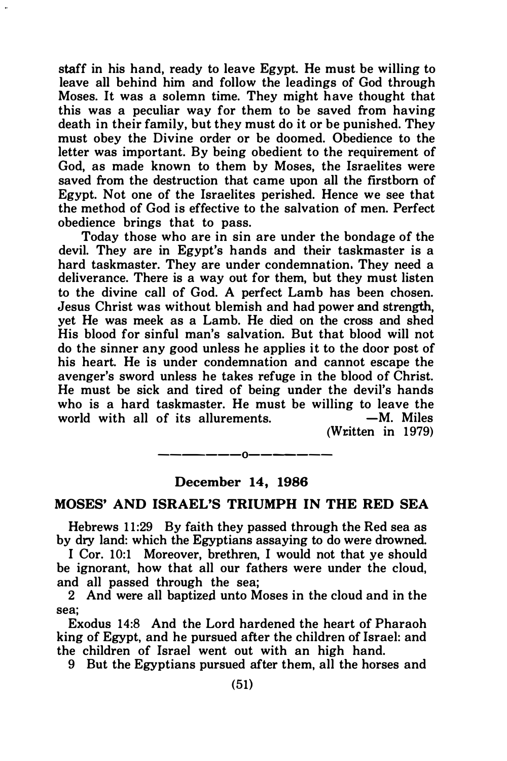staff in his hand, ready to leave Egypt. He must be willing to leave all behind him and follow the leadings of God through Moses. It was a solemn time. They might have thought that this was a peculiar way for them to be saved from having death in their family, but they must do it or be punished. They must obey the Divine order or be doomed. Obedience to the letter was important. By being obedient to the requirement of God, as made known to them by Moses, the Israelites were saved from the destruction that came upon all the firstborn of Egypt. Not one of the Israelites perished. Hence we see that the method of God is effective to the salvation of men. Perfect obedience brings that to pass.

Today those who are in sin are under the bondage of the devil. They are in Egypt's hands and their taskmaster is a hard taskmaster. They are under condemnation. They need a deliverance. There is a way out for them, but they must listen to the divine call of God. A perfect Lamb has been chosen. Jesus Christ was without blemish and had power and strength, yet He was meek as a Lamb. He died on the cross and shed His blood for sinful man's salvation. But that blood will not do the sinner any good unless he applies it to the door post of his heart. He is under condemnation and cannot escape the avenger's sword unless he takes refuge in the blood of Christ. He must be sick and tired of being under the devil's hands who is a hard taskmaster. He must be willing to leave the world with all of its allurements. —M. Miles
(Written in 1979)

--------o--------

**December 14, 1986**

## MOSES' AND ISRAEL'S TRIUMPH IN THE RED SEA

Hebrews 11:29 By faith they passed through the Red sea as by dry land: which the Egyptians assaying to do were drowned.

I Cor. 10:1 Moreover, brethren, I would not that ye should be ignorant, how that all our fathers were under the cloud, and all passed through the sea;

2 And were all baptized unto Moses in the cloud and in the sea;

Exodus 14:8 And the Lord hardened the heart of Pharaoh king of Egypt, and he pursued after the children of Israel: and the children of Israel went out with an high hand.

9 But the Egyptians pursued after them, all the horses and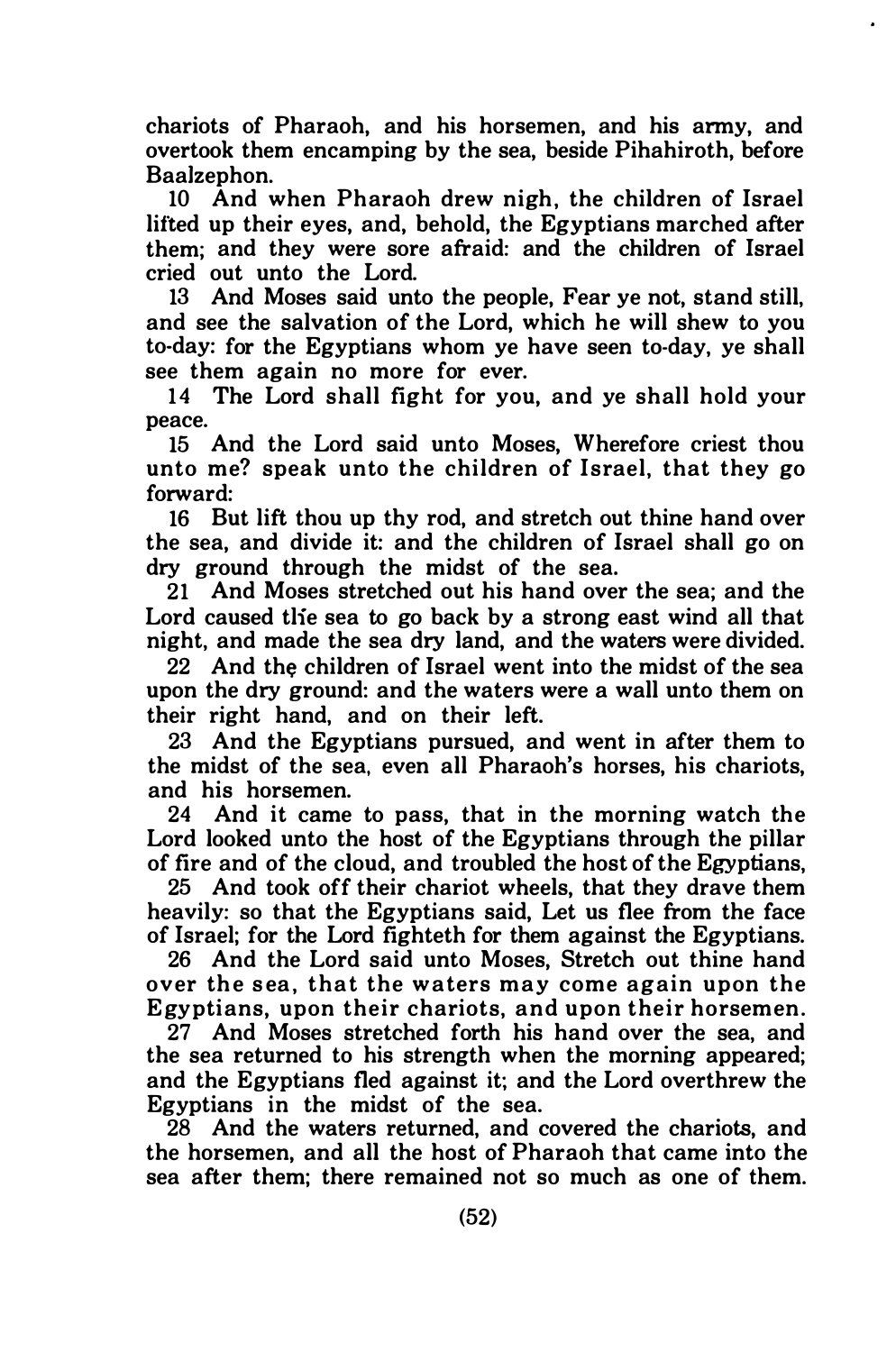chariots of Pharaoh, and his horsemen, and his army, and overtook them encamping by the sea, beside Pihahiroth, before Baalzephon.

10 And when Pharaoh drew nigh, the children of Israel lifted up their eyes, and, behold, the Egyptians marched after them; and they were sore afraid: and the children of Israel cried out unto the Lord.

13 And Moses said unto the people, Fear ye not, stand still, and see the salvation of the Lord, which he will shew to you to-day: for the Egyptians whom ye have seen to-day, ye shall see them again no more for ever.

14 The Lord shall fight for you, and ye shall hold your peace.

15 And the Lord said unto Moses, Wherefore criest thou unto me? speak unto the children of Israel, that they go forward:

16 But lift thou up thy rod, and stretch out thine hand over the sea, and divide it: and the children of Israel shall go on dry ground through the midst of the sea.

21 And Moses stretched out his hand over the sea; and the Lord caused the sea to go back by a strong east wind all that night, and made the sea dry land, and the waters were divided.

22 And the children of Israel went into the midst of the sea upon the dry ground: and the waters were a wall unto them on their right hand, and on their left.

23 And the Egyptians pursued, and went in after them to the midst of the sea, even all Pharaoh's horses, his chariots, and his horsemen.

24 And it came to pass, that in the morning watch the Lord looked unto the host of the Egyptians through the pillar of fire and of the cloud, and troubled the host of the Egyptians,

25 And took off their chariot wheels, that they drave them heavily: so that the Egyptians said, Let us flee from the face of Israel; for the Lord fighteth for them against the Egyptians.

26 And the Lord said unto Moses, Stretch out thine hand over the sea, that the waters may come again upon the Egyptians, upon their chariots, and upon their horsemen.

27 And Moses stretched forth his hand over the sea, and the sea returned to his strength when the morning appeared; and the Egyptians fled against it; and the Lord overthrew the Egyptians in the midst of the sea.

28 And the waters returned, and covered the chariots, and the horsemen, and all the host of Pharaoh that came into the sea after them; there remained not so much as one of them.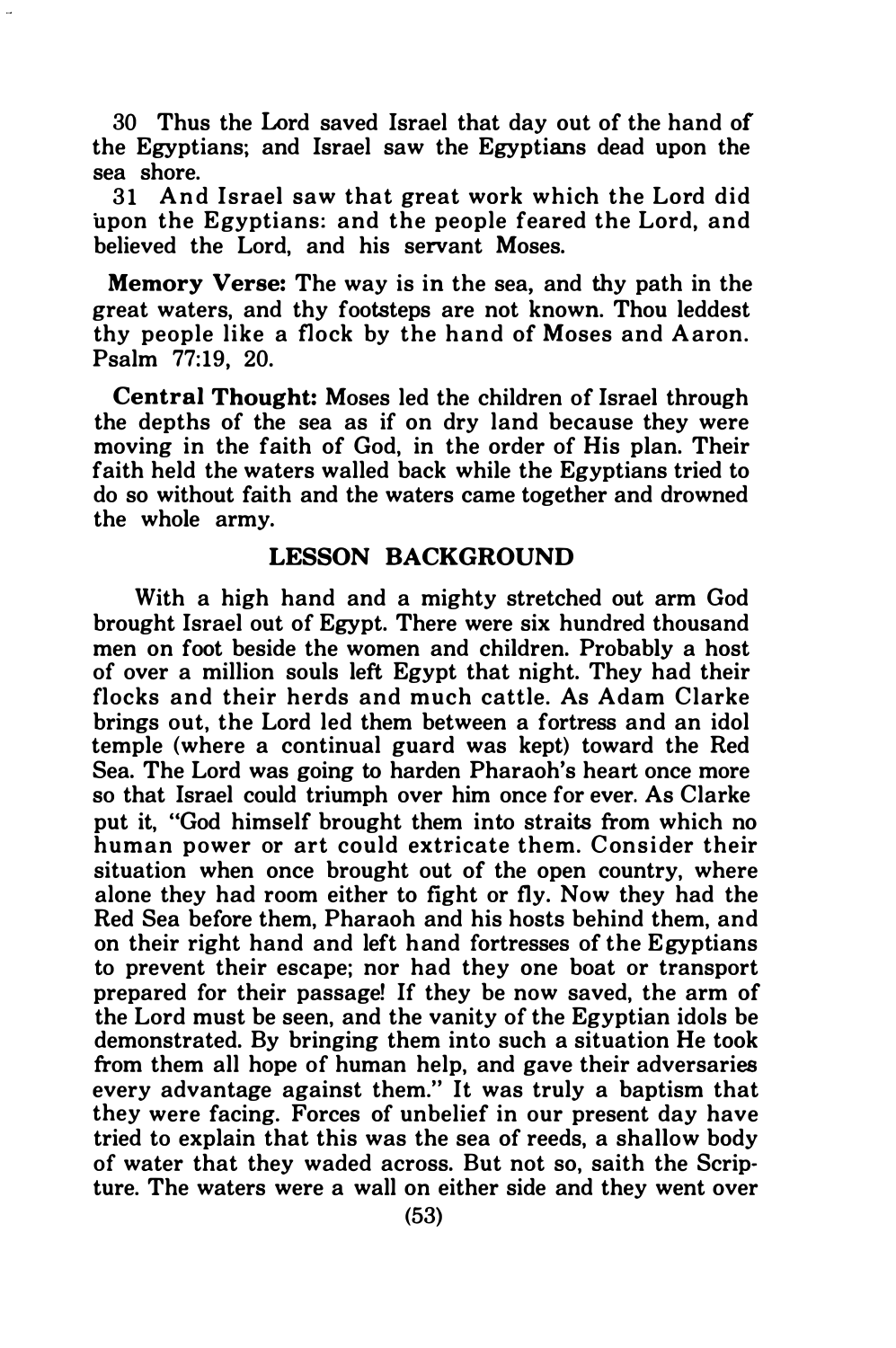30 Thus the Lord saved Israel that day out of the hand of the Egyptians; and Israel saw the Egyptians dead upon the sea shore.

31 And Israel saw that great work which the Lord did upon the Egyptians: and the people feared the Lord, and believed the Lord, and his servant Moses.

**Memory Verse:** The way is in the sea, and thy path in the great waters, and thy footsteps are not known. Thou leddest thy people like a flock by the hand of Moses and Aaron. Psalm 77:19, 20.

**Central Thought:** Moses led the children of Israel through the depths of the sea as if on dry land because they were moving in the faith of God, in the order of His plan. Their faith held the waters walled back while the Egyptians tried to do so without faith and the waters came together and drowned the whole army.

## LESSON BACKGROUND

With a high hand and a mighty stretched out arm God brought Israel out of Egypt. There were six hundred thousand men on foot beside the women and children. Probably a host of over a million souls left Egypt that night. They had their flocks and their herds and much cattle. As Adam Clarke brings out, the Lord led them between a fortress and an idol temple (where a continual guard was kept) toward the Red Sea. The Lord was going to harden Pharaoh's heart once more so that Israel could triumph over him once for ever. As Clarke put it, "God himself brought them into straits from which no human power or art could extricate them. Consider their situation when once brought out of the open country, where alone they had room either to fight or fly. Now they had the Red Sea before them, Pharaoh and his hosts behind them, and on their right hand and left hand fortresses of the Egyptians to prevent their escape; nor had they one boat or transport prepared for their passage! If they be now saved, the arm of the Lord must be seen, and the vanity of the Egyptian idols be demonstrated. By bringing them into such a situation He took from them all hope of human help, and gave their adversaries every advantage against them." It was truly a baptism that they were facing. Forces of unbelief in our present day have tried to explain that this was the sea of reeds, a shallow body of water that they waded across. But not so, saith the Scripture. The waters were a wall on either side and they went over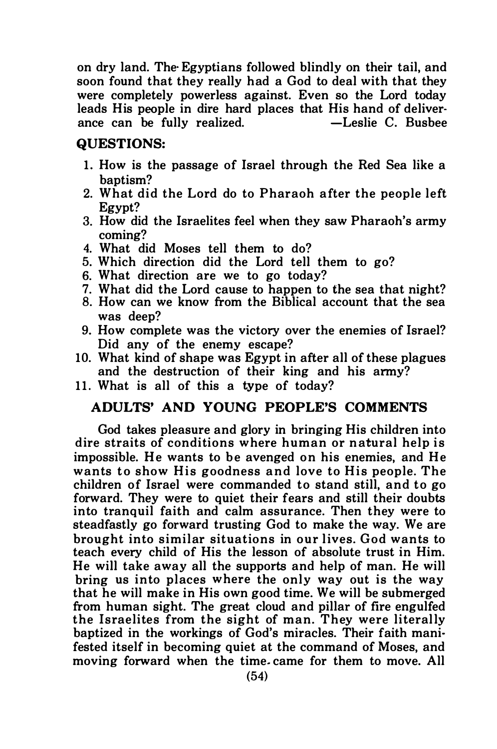on dry land. The Egyptians followed blindly on their tail, and soon found that they really had a God to deal with that they were completely powerless against. Even so the Lord today leads His people in dire hard places that His hand of deliverance can be fully realized. —Leslie C. Busbee

## QUESTIONS:

1. How is the passage of Israel through the Red Sea like a baptism?
2. What did the Lord do to Pharaoh after the people left Egypt?
3. How did the Israelites feel when they saw Pharaoh's army coming?
4. What did Moses tell them to do?
5. Which direction did the Lord tell them to go?
6. What direction are we to go today?
7. What did the Lord cause to happen to the sea that night?
8. How can we know from the Biblical account that the sea was deep?
9. How complete was the victory over the enemies of Israel? Did any of the enemy escape?
10. What kind of shape was Egypt in after all of these plagues and the destruction of their king and his army?
11. What is all of this a type of today?

## ADULTS' AND YOUNG PEOPLE'S COMMENTS

God takes pleasure and glory in bringing His children into dire straits of conditions where human or natural help is impossible. He wants to be avenged on his enemies, and He wants to show His goodness and love to His people. The children of Israel were commanded to stand still, and to go forward. They were to quiet their fears and still their doubts into tranquil faith and calm assurance. Then they were to steadfastly go forward trusting God to make the way. We are brought into similar situations in our lives. God wants to teach every child of His the lesson of absolute trust in Him. He will take away all the supports and help of man. He will bring us into places where the only way out is the way that he will make in His own good time. We will be submerged from human sight. The great cloud and pillar of fire engulfed the Israelites from the sight of man. They were literally baptized in the workings of God's miracles. Their faith manifested itself in becoming quiet at the command of Moses, and moving forward when the time came for them to move. All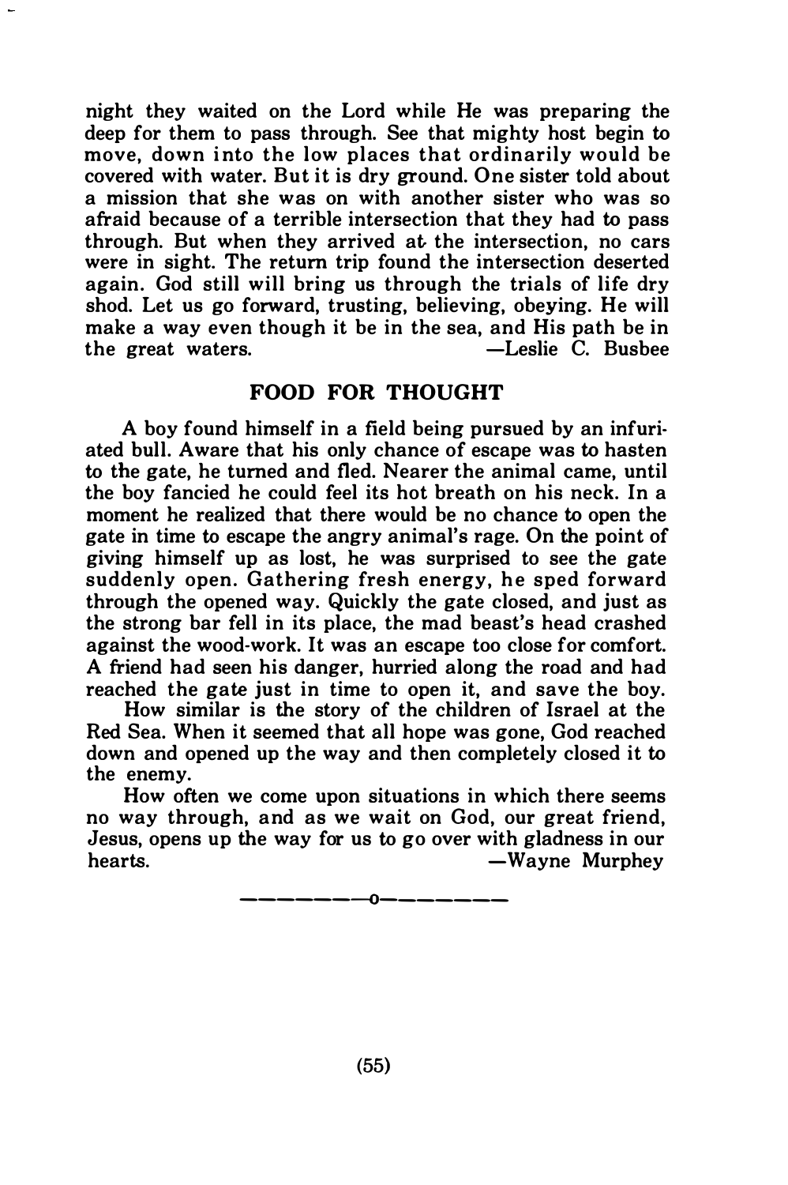night they waited on the Lord while He was preparing the deep for them to pass through. See that mighty host begin to move, down into the low places that ordinarily would be covered with water. But it is dry ground. One sister told about a mission that she was on with another sister who was so afraid because of a terrible intersection that they had to pass through. But when they arrived at the intersection, no cars were in sight. The return trip found the intersection deserted again. God still will bring us through the trials of life dry shod. Let us go forward, trusting, believing, obeying. He will make a way even though it be in the sea, and His path be in the great waters.

—Leslie C. Busbee

## FOOD FOR THOUGHT

A boy found himself in a field being pursued by an infuriated bull. Aware that his only chance of escape was to hasten to the gate, he turned and fled. Nearer the animal came, until the boy fancied he could feel its hot breath on his neck. In a moment he realized that there would be no chance to open the gate in time to escape the angry animal's rage. On the point of giving himself up as lost, he was surprised to see the gate suddenly open. Gathering fresh energy, he sped forward through the opened way. Quickly the gate closed, and just as the strong bar fell in its place, the mad beast's head crashed against the wood-work. It was an escape too close for comfort. A friend had seen his danger, hurried along the road and had reached the gate just in time to open it, and save the boy.

How similar is the story of the children of Israel at the Red Sea. When it seemed that all hope was gone, God reached down and opened up the way and then completely closed it to the enemy.

How often we come upon situations in which there seems no way through, and as we wait on God, our great friend, Jesus, opens up the way for us to go over with gladness in our hearts.

—Wayne Murphey

———————o———————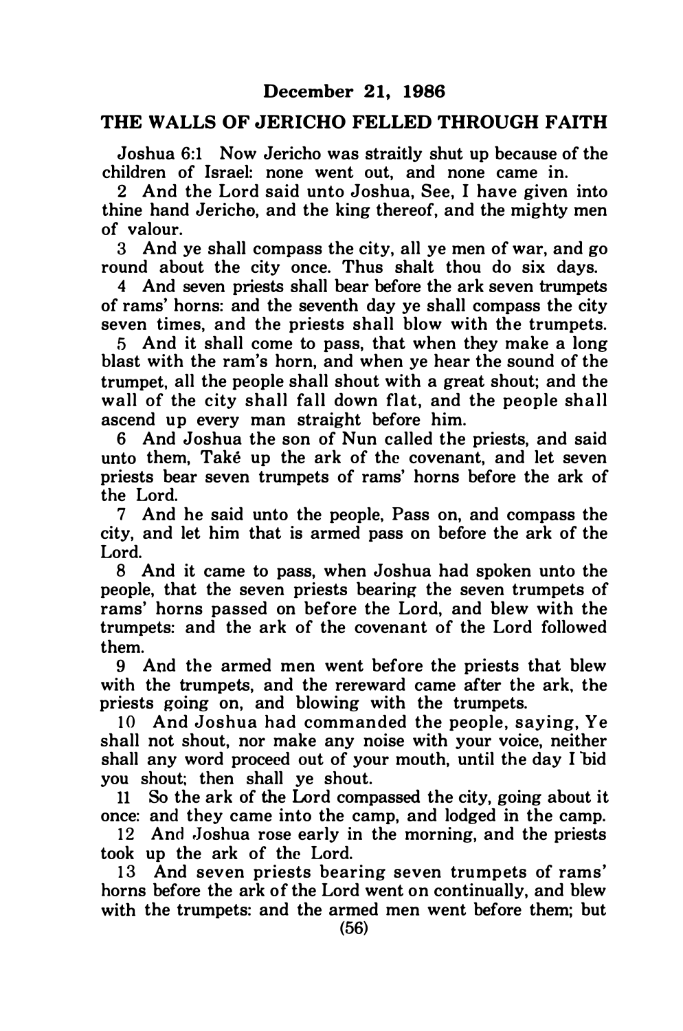**December 21, 1986**

## THE WALLS OF JERICHO FELLED THROUGH FAITH

Joshua 6:1 Now Jericho was straitly shut up because of the children of Israel: none went out, and none came in.

2 And the Lord said unto Joshua, See, I have given into thine hand Jericho, and the king thereof, and the mighty men of valour.

3 And ye shall compass the city, all ye men of war, and go round about the city once. Thus shalt thou do six days.

4 And seven priests shall bear before the ark seven trumpets of rams' horns: and the seventh day ye shall compass the city seven times, and the priests shall blow with the trumpets.

5 And it shall come to pass, that when they make a long blast with the ram's horn, and when ye hear the sound of the trumpet, all the people shall shout with a great shout; and the wall of the city shall fall down flat, and the people shall ascend up every man straight before him.

6 And Joshua the son of Nun called the priests, and said unto them, Také up the ark of the covenant, and let seven priests bear seven trumpets of rams' horns before the ark of the Lord.

7 And he said unto the people, Pass on, and compass the city, and let him that is armed pass on before the ark of the Lord.

8 And it came to pass, when Joshua had spoken unto the people, that the seven priests bearing the seven trumpets of rams' horns passed on before the Lord, and blew with the trumpets: and the ark of the covenant of the Lord followed them.

9 And the armed men went before the priests that blew with the trumpets, and the rereward came after the ark, the priests going on, and blowing with the trumpets.

10 And Joshua had commanded the people, saying, Ye shall not shout, nor make any noise with your voice, neither shall any word proceed out of your mouth, until the day I bid you shout; then shall ye shout.

11 So the ark of the Lord compassed the city, going about it once: and they came into the camp, and lodged in the camp.

12 And Joshua rose early in the morning, and the priests took up the ark of the Lord.

13 And seven priests bearing seven trumpets of rams' horns before the ark of the Lord went on continually, and blew with the trumpets: and the armed men went before them; but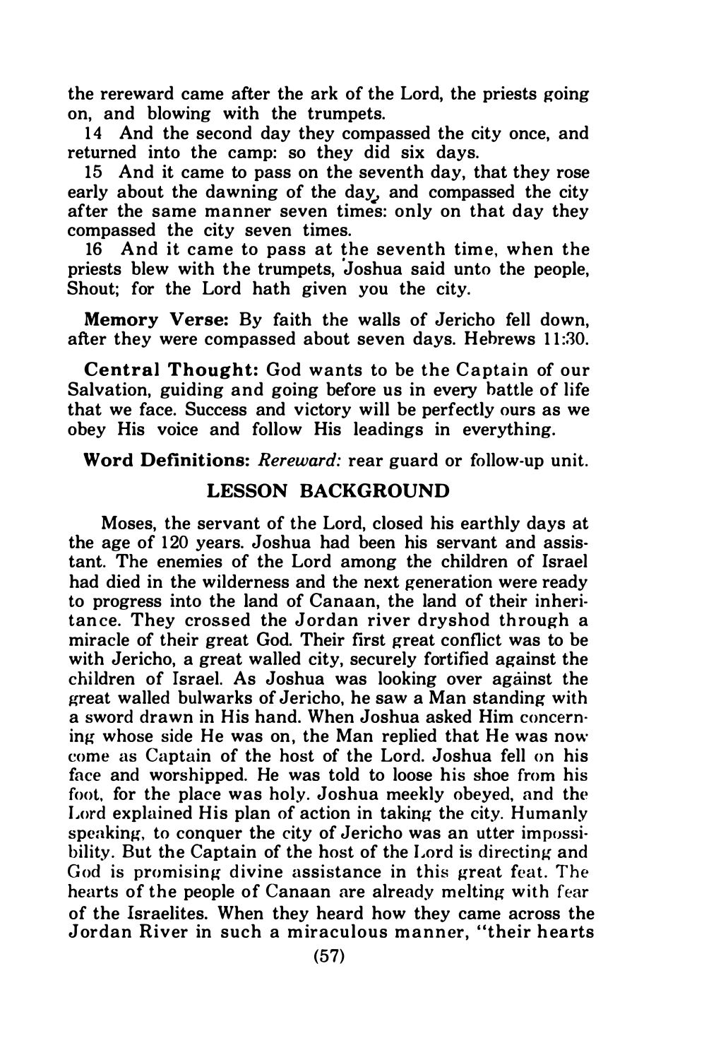the rereward came after the ark of the Lord, the priests going on, and blowing with the trumpets.

14 And the second day they compassed the city once, and returned into the camp: so they did six days.

15 And it came to pass on the seventh day, that they rose early about the dawning of the day, and compassed the city after the same manner seven times: only on that day they compassed the city seven times.

16 And it came to pass at the seventh time, when the priests blew with the trumpets, Joshua said unto the people, Shout; for the Lord hath given you the city.

**Memory Verse:** By faith the walls of Jericho fell down, after they were compassed about seven days. Hebrews 11:30.

**Central Thought:** God wants to be the Captain of our Salvation, guiding and going before us in every battle of life that we face. Success and victory will be perfectly ours as we obey His voice and follow His leadings in everything.

**Word Definitions:** *Rereward:* rear guard or follow-up unit.

## LESSON BACKGROUND

Moses, the servant of the Lord, closed his earthly days at the age of 120 years. Joshua had been his servant and assistant. The enemies of the Lord among the children of Israel had died in the wilderness and the next generation were ready to progress into the land of Canaan, the land of their inheritance. They crossed the Jordan river dryshod through a miracle of their great God. Their first great conflict was to be with Jericho, a great walled city, securely fortified against the children of Israel. As Joshua was looking over against the great walled bulwarks of Jericho, he saw a Man standing with a sword drawn in His hand. When Joshua asked Him concerning whose side He was on, the Man replied that He was now come as Captain of the host of the Lord. Joshua fell on his face and worshipped. He was told to loose his shoe from his foot, for the place was holy. Joshua meekly obeyed, and the Lord explained His plan of action in taking the city. Humanly speaking, to conquer the city of Jericho was an utter impossibility. But the Captain of the host of the Lord is directing and God is promising divine assistance in this great feat. The hearts of the people of Canaan are already melting with fear of the Israelites. When they heard how they came across the Jordan River in such a miraculous manner, "their hearts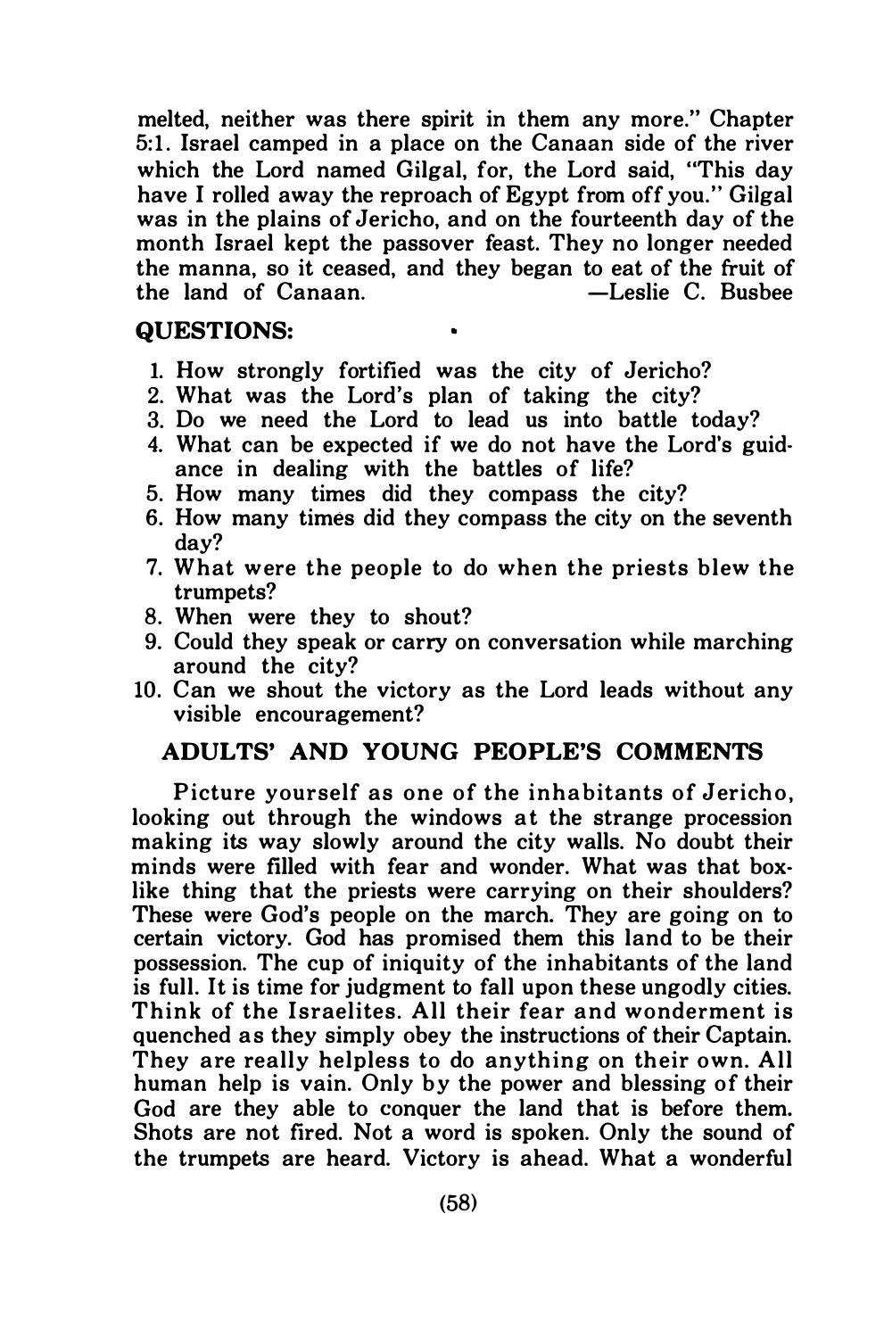melted, neither was there spirit in them any more." Chapter 5:1. Israel camped in a place on the Canaan side of the river which the Lord named Gilgal, for, the Lord said, "This day have I rolled away the reproach of Egypt from off you." Gilgal was in the plains of Jericho, and on the fourteenth day of the month Israel kept the passover feast. They no longer needed the manna, so it ceased, and they began to eat of the fruit of the land of Canaan. —Leslie C. Busbee

## QUESTIONS:

1. How strongly fortified was the city of Jericho?
2. What was the Lord's plan of taking the city?
3. Do we need the Lord to lead us into battle today?
4. What can be expected if we do not have the Lord's guidance in dealing with the battles of life?
5. How many times did they compass the city?
6. How many times did they compass the city on the seventh day?
7. What were the people to do when the priests blew the trumpets?
8. When were they to shout?
9. Could they speak or carry on conversation while marching around the city?
10. Can we shout the victory as the Lord leads without any visible encouragement?

## ADULTS' AND YOUNG PEOPLE'S COMMENTS

Picture yourself as one of the inhabitants of Jericho, looking out through the windows at the strange procession making its way slowly around the city walls. No doubt their minds were filled with fear and wonder. What was that box-like thing that the priests were carrying on their shoulders? These were God's people on the march. They are going on to certain victory. God has promised them this land to be their possession. The cup of iniquity of the inhabitants of the land is full. It is time for judgment to fall upon these ungodly cities. Think of the Israelites. All their fear and wonderment is quenched as they simply obey the instructions of their Captain. They are really helpless to do anything on their own. All human help is vain. Only by the power and blessing of their God are they able to conquer the land that is before them. Shots are not fired. Not a word is spoken. Only the sound of the trumpets are heard. Victory is ahead. What a wonderful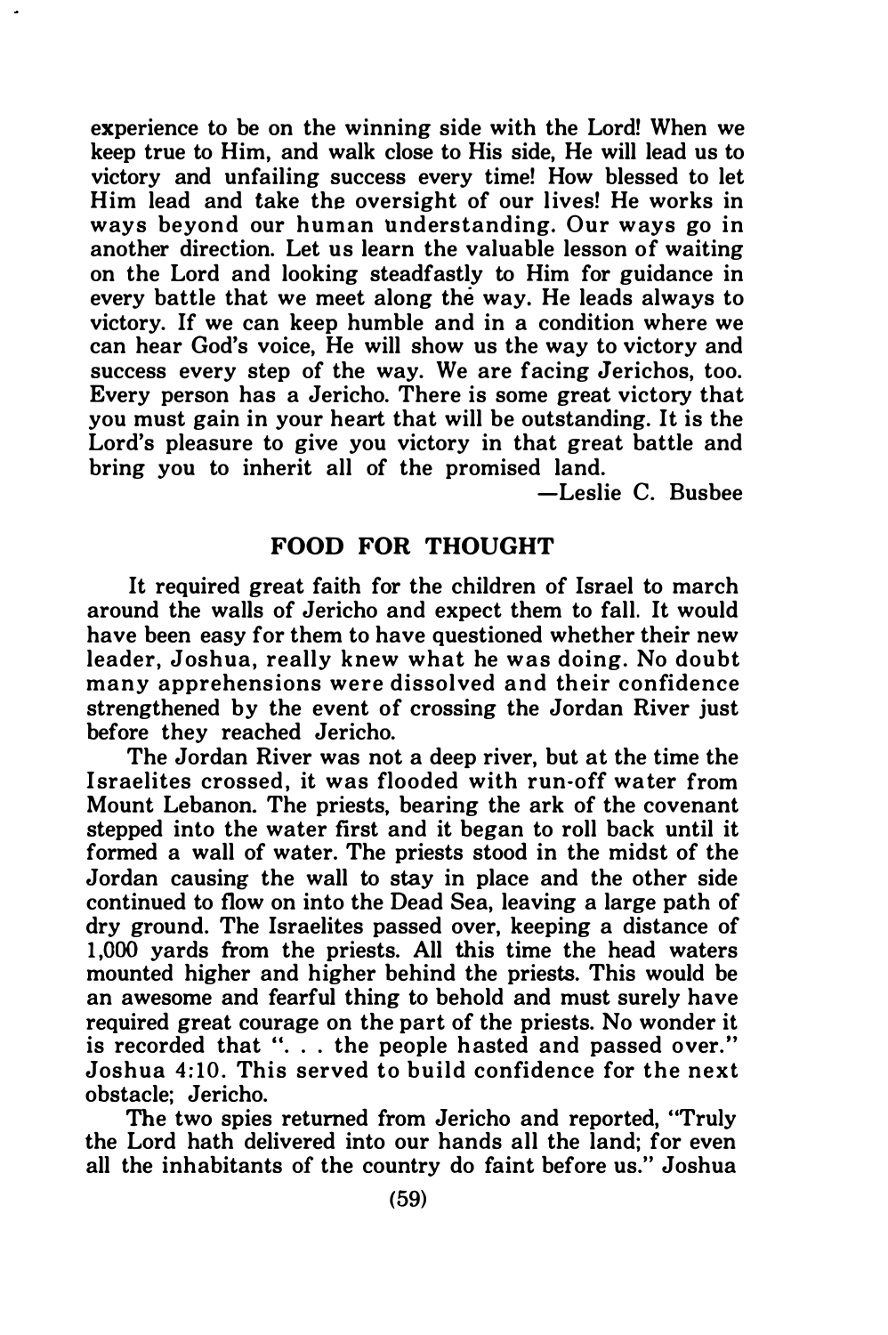experience to be on the winning side with the Lord! When we keep true to Him, and walk close to His side, He will lead us to victory and unfailing success every time! How blessed to let Him lead and take the oversight of our lives! He works in ways beyond our human understanding. Our ways go in another direction. Let us learn the valuable lesson of waiting on the Lord and looking steadfastly to Him for guidance in every battle that we meet along the way. He leads always to victory. If we can keep humble and in a condition where we can hear God's voice, He will show us the way to victory and success every step of the way. We are facing Jerichos, too. Every person has a Jericho. There is some great victory that you must gain in your heart that will be outstanding. It is the Lord's pleasure to give you victory in that great battle and bring you to inherit all of the promised land.

—Leslie C. Busbee

## FOOD FOR THOUGHT

It required great faith for the children of Israel to march around the walls of Jericho and expect them to fall. It would have been easy for them to have questioned whether their new leader, Joshua, really knew what he was doing. No doubt many apprehensions were dissolved and their confidence strengthened by the event of crossing the Jordan River just before they reached Jericho.

The Jordan River was not a deep river, but at the time the Israelites crossed, it was flooded with run-off water from Mount Lebanon. The priests, bearing the ark of the covenant stepped into the water first and it began to roll back until it formed a wall of water. The priests stood in the midst of the Jordan causing the wall to stay in place and the other side continued to flow on into the Dead Sea, leaving a large path of dry ground. The Israelites passed over, keeping a distance of 1,000 yards from the priests. All this time the head waters mounted higher and higher behind the priests. This would be an awesome and fearful thing to behold and must surely have required great courage on the part of the priests. No wonder it is recorded that ". . . the people hasted and passed over." Joshua 4:10. This served to build confidence for the next obstacle; Jericho.

The two spies returned from Jericho and reported, "Truly the Lord hath delivered into our hands all the land; for even all the inhabitants of the country do faint before us." Joshua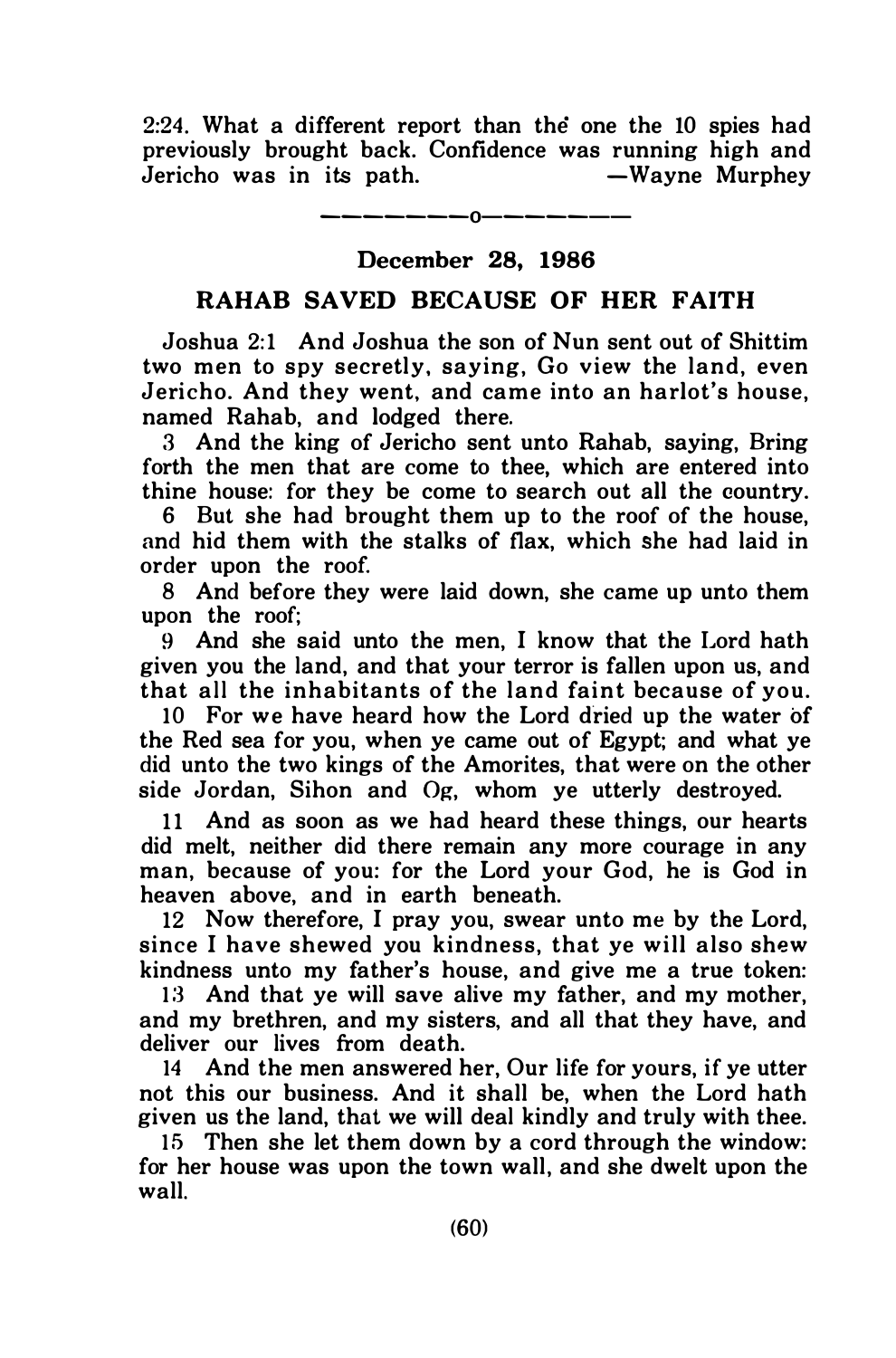2:24. What a different report than the one the 10 spies had previously brought back. Confidence was running high and Jericho was in its path. —Wayne Murphey

—————o—————

**December 28, 1986**

## RAHAB SAVED BECAUSE OF HER FAITH

Joshua 2:1 And Joshua the son of Nun sent out of Shittim two men to spy secretly, saying, Go view the land, even Jericho. And they went, and came into an harlot's house, named Rahab, and lodged there.

3 And the king of Jericho sent unto Rahab, saying, Bring forth the men that are come to thee, which are entered into thine house: for they be come to search out all the country.

6 But she had brought them up to the roof of the house, and hid them with the stalks of flax, which she had laid in order upon the roof.

8 And before they were laid down, she came up unto them upon the roof;

9 And she said unto the men, I know that the Lord hath given you the land, and that your terror is fallen upon us, and that all the inhabitants of the land faint because of you.

10 For we have heard how the Lord dried up the water of the Red sea for you, when ye came out of Egypt; and what ye did unto the two kings of the Amorites, that were on the other side Jordan, Sihon and Og, whom ye utterly destroyed.

11 And as soon as we had heard these things, our hearts did melt, neither did there remain any more courage in any man, because of you: for the Lord your God, he is God in heaven above, and in earth beneath.

12 Now therefore, I pray you, swear unto me by the Lord, since I have shewed you kindness, that ye will also shew kindness unto my father's house, and give me a true token:

13 And that ye will save alive my father, and my mother, and my brethren, and my sisters, and all that they have, and deliver our lives from death.

14 And the men answered her, Our life for yours, if ye utter not this our business. And it shall be, when the Lord hath given us the land, that we will deal kindly and truly with thee.

15 Then she let them down by a cord through the window: for her house was upon the town wall, and she dwelt upon the wall.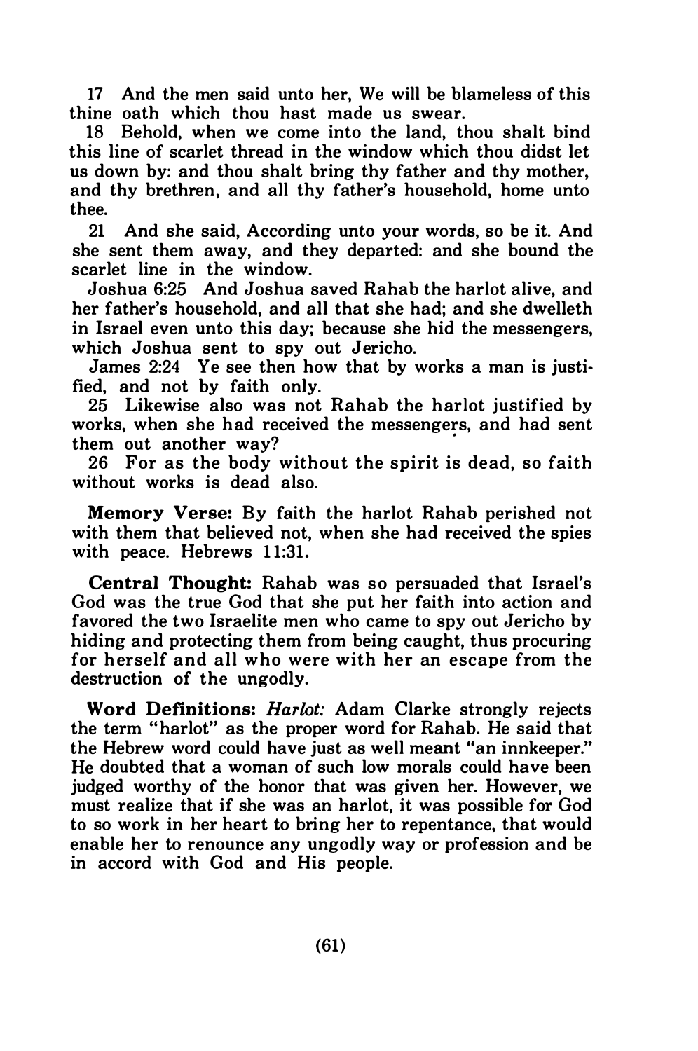17 And the men said unto her, We will be blameless of this thine oath which thou hast made us swear.

18 Behold, when we come into the land, thou shalt bind this line of scarlet thread in the window which thou didst let us down by: and thou shalt bring thy father and thy mother, and thy brethren, and all thy father's household, home unto thee.

21 And she said, According unto your words, so be it. And she sent them away, and they departed: and she bound the scarlet line in the window.

Joshua 6:25 And Joshua saved Rahab the harlot alive, and her father's household, and all that she had; and she dwelleth in Israel even unto this day; because she hid the messengers, which Joshua sent to spy out Jericho.

James 2:24 Ye see then how that by works a man is justified, and not by faith only.

25 Likewise also was not Rahab the harlot justified by works, when she had received the messengers, and had sent them out another way?

26 For as the body without the spirit is dead, so faith without works is dead also.

**Memory Verse:** By faith the harlot Rahab perished not with them that believed not, when she had received the spies with peace. Hebrews 11:31.

**Central Thought:** Rahab was so persuaded that Israel's God was the true God that she put her faith into action and favored the two Israelite men who came to spy out Jericho by hiding and protecting them from being caught, thus procuring for herself and all who were with her an escape from the destruction of the ungodly.

**Word Definitions:** *Harlot:* Adam Clarke strongly rejects the term "harlot" as the proper word for Rahab. He said that the Hebrew word could have just as well meant "an innkeeper." He doubted that a woman of such low morals could have been judged worthy of the honor that was given her. However, we must realize that if she was an harlot, it was possible for God to so work in her heart to bring her to repentance, that would enable her to renounce any ungodly way or profession and be in accord with God and His people.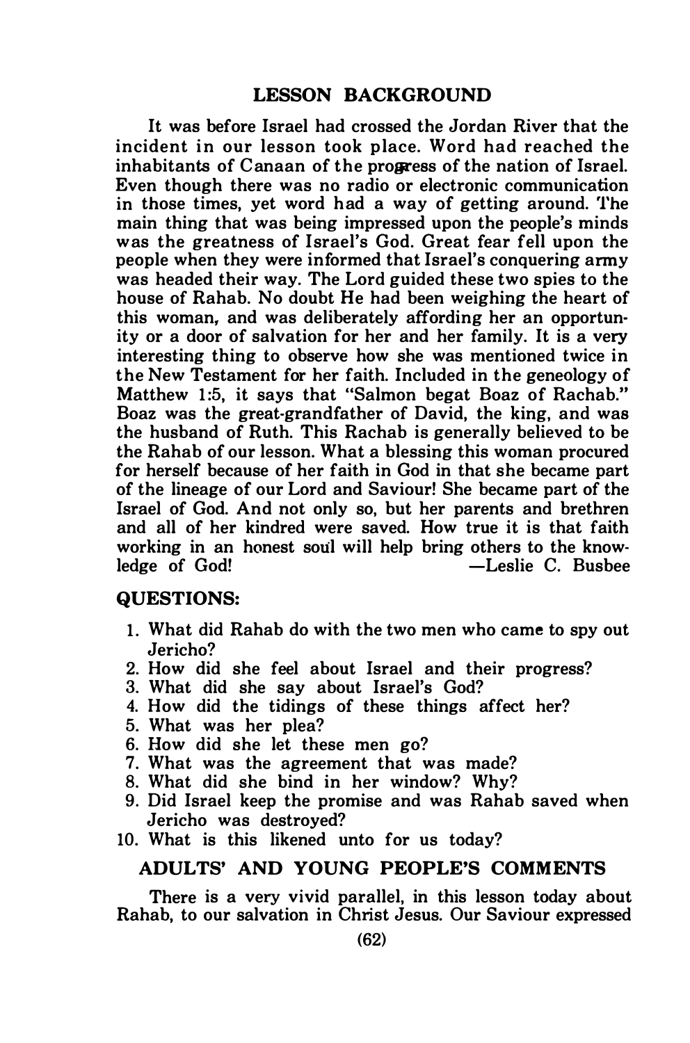## LESSON BACKGROUND

It was before Israel had crossed the Jordan River that the incident in our lesson took place. Word had reached the inhabitants of Canaan of the progress of the nation of Israel. Even though there was no radio or electronic communication in those times, yet word had a way of getting around. The main thing that was being impressed upon the people's minds was the greatness of Israel's God. Great fear fell upon the people when they were informed that Israel's conquering army was headed their way. The Lord guided these two spies to the house of Rahab. No doubt He had been weighing the heart of this woman, and was deliberately affording her an opportunity or a door of salvation for her and her family. It is a very interesting thing to observe how she was mentioned twice in the New Testament for her faith. Included in the geneology of Matthew 1:5, it says that "Salmon begat Boaz of Rachab." Boaz was the great-grandfather of David, the king, and was the husband of Ruth. This Rachab is generally believed to be the Rahab of our lesson. What a blessing this woman procured for herself because of her faith in God in that she became part of the lineage of our Lord and Saviour! She became part of the Israel of God. And not only so, but her parents and brethren and all of her kindred were saved. How true it is that faith working in an honest soul will help bring others to the knowledge of God!

—Leslie C. Busbee

## QUESTIONS:

1. What did Rahab do with the two men who came to spy out Jericho?
2. How did she feel about Israel and their progress?
3. What did she say about Israel's God?
4. How did the tidings of these things affect her?
5. What was her plea?
6. How did she let these men go?
7. What was the agreement that was made?
8. What did she bind in her window? Why?
9. Did Israel keep the promise and was Rahab saved when Jericho was destroyed?
10. What is this likened unto for us today?

## ADULTS' AND YOUNG PEOPLE'S COMMENTS

There is a very vivid parallel, in this lesson today about Rahab, to our salvation in Christ Jesus. Our Saviour expressed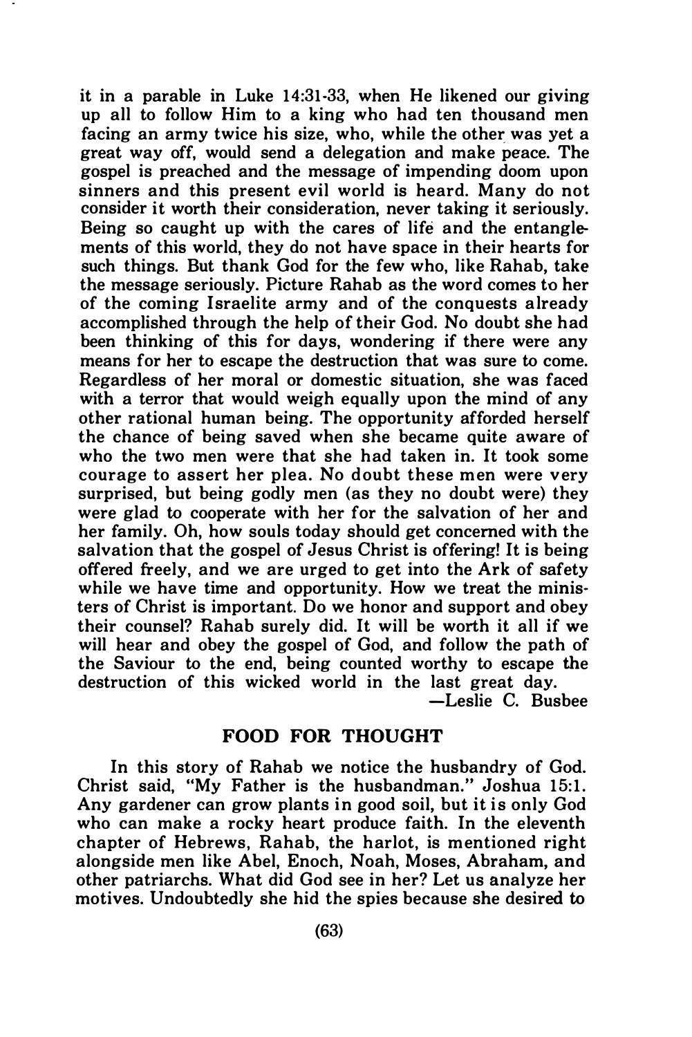it in a parable in Luke 14:31-33, when He likened our giving up all to follow Him to a king who had ten thousand men facing an army twice his size, who, while the other was yet a great way off, would send a delegation and make peace. The gospel is preached and the message of impending doom upon sinners and this present evil world is heard. Many do not consider it worth their consideration, never taking it seriously. Being so caught up with the cares of life and the entanglements of this world, they do not have space in their hearts for such things. But thank God for the few who, like Rahab, take the message seriously. Picture Rahab as the word comes to her of the coming Israelite army and of the conquests already accomplished through the help of their God. No doubt she had been thinking of this for days, wondering if there were any means for her to escape the destruction that was sure to come. Regardless of her moral or domestic situation, she was faced with a terror that would weigh equally upon the mind of any other rational human being. The opportunity afforded herself the chance of being saved when she became quite aware of who the two men were that she had taken in. It took some courage to assert her plea. No doubt these men were very surprised, but being godly men (as they no doubt were) they were glad to cooperate with her for the salvation of her and her family. Oh, how souls today should get concerned with the salvation that the gospel of Jesus Christ is offering! It is being offered freely, and we are urged to get into the Ark of safety while we have time and opportunity. How we treat the ministers of Christ is important. Do we honor and support and obey their counsel? Rahab surely did. It will be worth it all if we will hear and obey the gospel of God, and follow the path of the Saviour to the end, being counted worthy to escape the destruction of this wicked world in the last great day.

—Leslie C. Busbee

## FOOD FOR THOUGHT

In this story of Rahab we notice the husbandry of God. Christ said, "My Father is the husbandman." Joshua 15:1. Any gardener can grow plants in good soil, but it is only God who can make a rocky heart produce faith. In the eleventh chapter of Hebrews, Rahab, the harlot, is mentioned right alongside men like Abel, Enoch, Noah, Moses, Abraham, and other patriarchs. What did God see in her? Let us analyze her motives. Undoubtedly she hid the spies because she desired to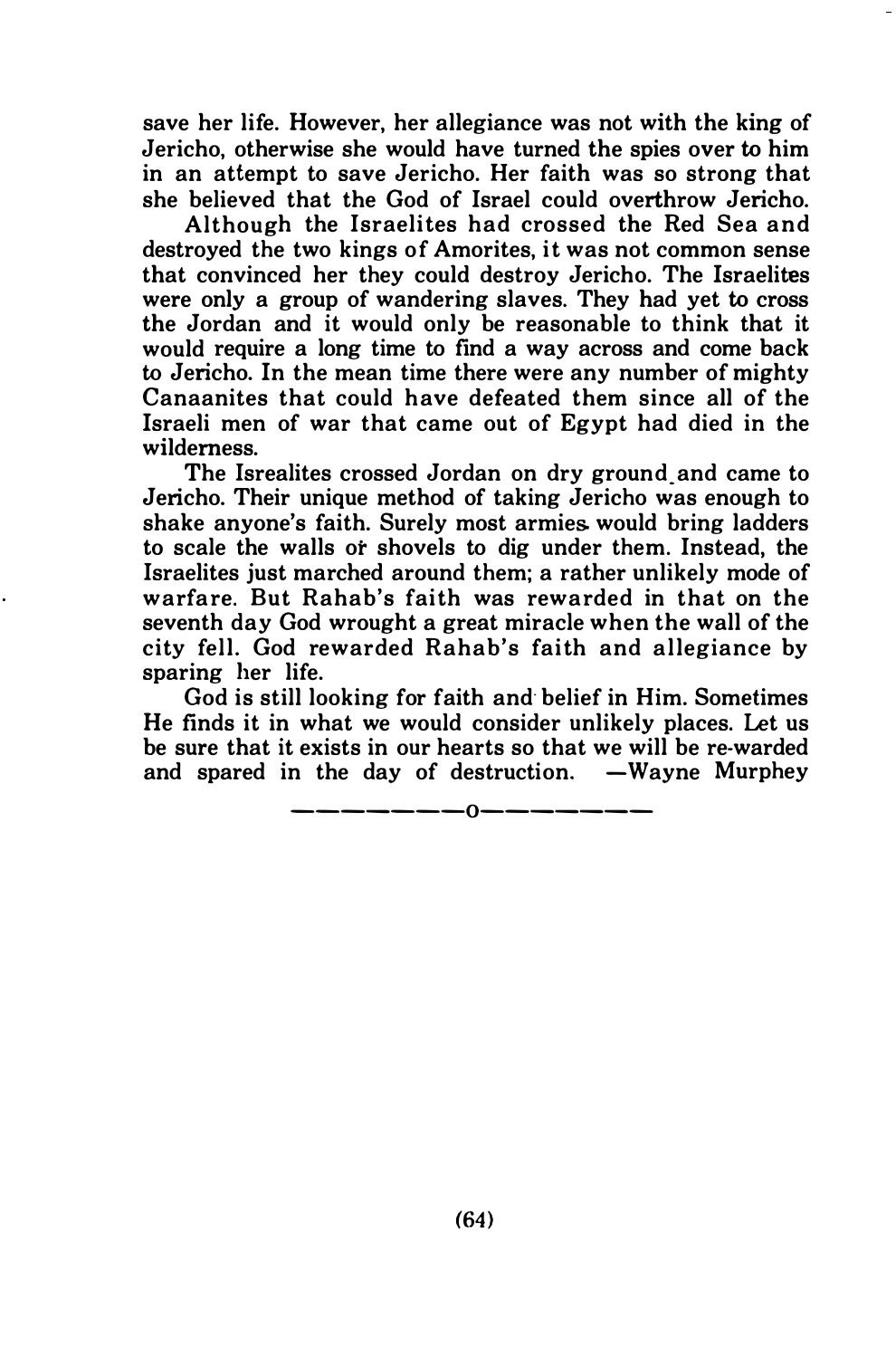save her life. However, her allegiance was not with the king of Jericho, otherwise she would have turned the spies over to him in an attempt to save Jericho. Her faith was so strong that she believed that the God of Israel could overthrow Jericho.

Although the Israelites had crossed the Red Sea and destroyed the two kings of Amorites, it was not common sense that convinced her they could destroy Jericho. The Israelites were only a group of wandering slaves. They had yet to cross the Jordan and it would only be reasonable to think that it would require a long time to find a way across and come back to Jericho. In the mean time there were any number of mighty Canaanites that could have defeated them since all of the Israeli men of war that came out of Egypt had died in the wilderness.

The Isrealites crossed Jordan on dry ground and came to Jericho. Their unique method of taking Jericho was enough to shake anyone's faith. Surely most armies would bring ladders to scale the walls or shovels to dig under them. Instead, the Israelites just marched around them; a rather unlikely mode of warfare. But Rahab's faith was rewarded in that on the seventh day God wrought a great miracle when the wall of the city fell. God rewarded Rahab's faith and allegiance by sparing her life.

God is still looking for faith and belief in Him. Sometimes He finds it in what we would consider unlikely places. Let us be sure that it exists in our hearts so that we will be re-warded and spared in the day of destruction. —Wayne Murphey

————————o————————